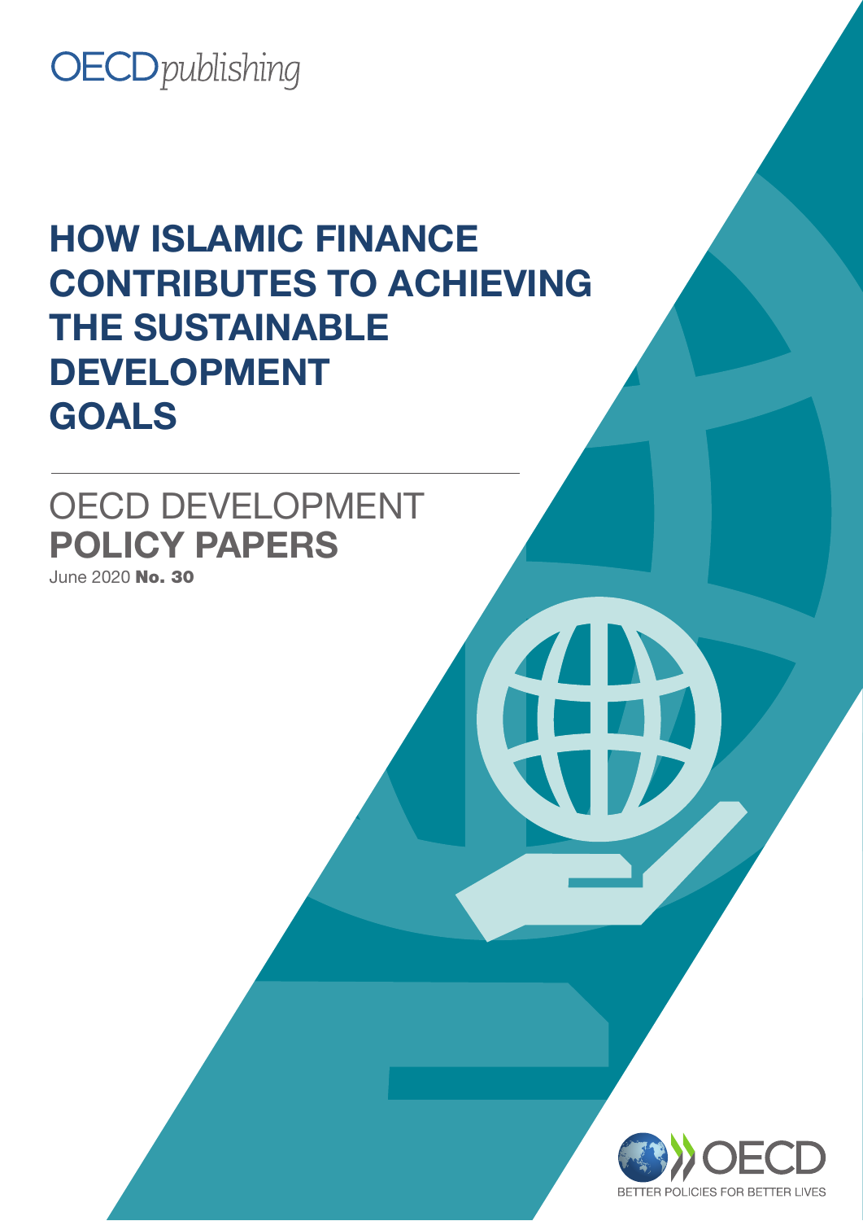OECD*publishing*

# HOW ISLAMIC FINANCE CONTRIBUTES TO ACHIEVING THE SUSTAINABLE DEVELOPMENT GOALS

OECD DEVELOPMENT **POLICY PAPERS**

June 2020 **No. 30**

OECD

BETTER POLICIES FOR BETTER LIVES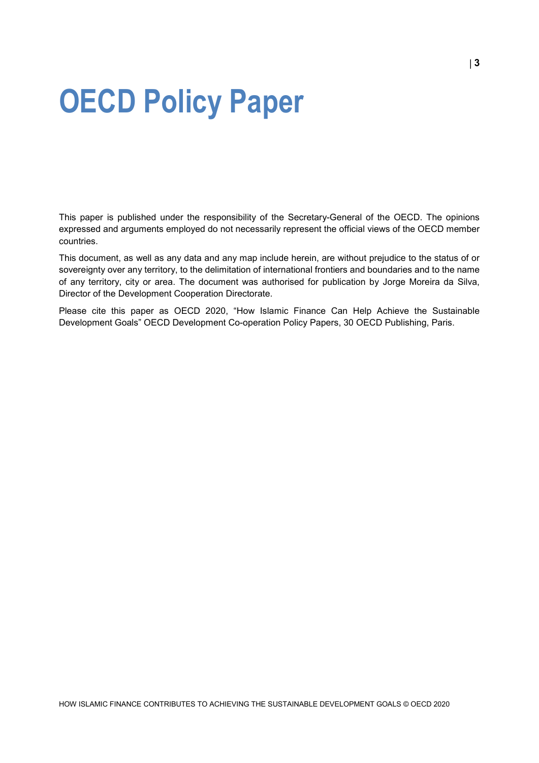# OECD Policy Paper

This paper is published under the responsibility of the Secretary-General of the OECD. The opinions expressed and arguments employed do not necessarily represent the official views of the OECD member countries.

This document, as well as any data and any map include herein, are without prejudice to the status of or sovereignty over any territory, to the delimitation of international frontiers and boundaries and to the name of any territory, city or area. The document was authorised for publication by Jorge Moreira da Silva, Director of the Development Cooperation Directorate.

Please cite this paper as OECD 2020, "How Islamic Finance Can Help Achieve the Sustainable Development Goals" OECD Development Co-operation Policy Papers, 30 OECD Publishing, Paris.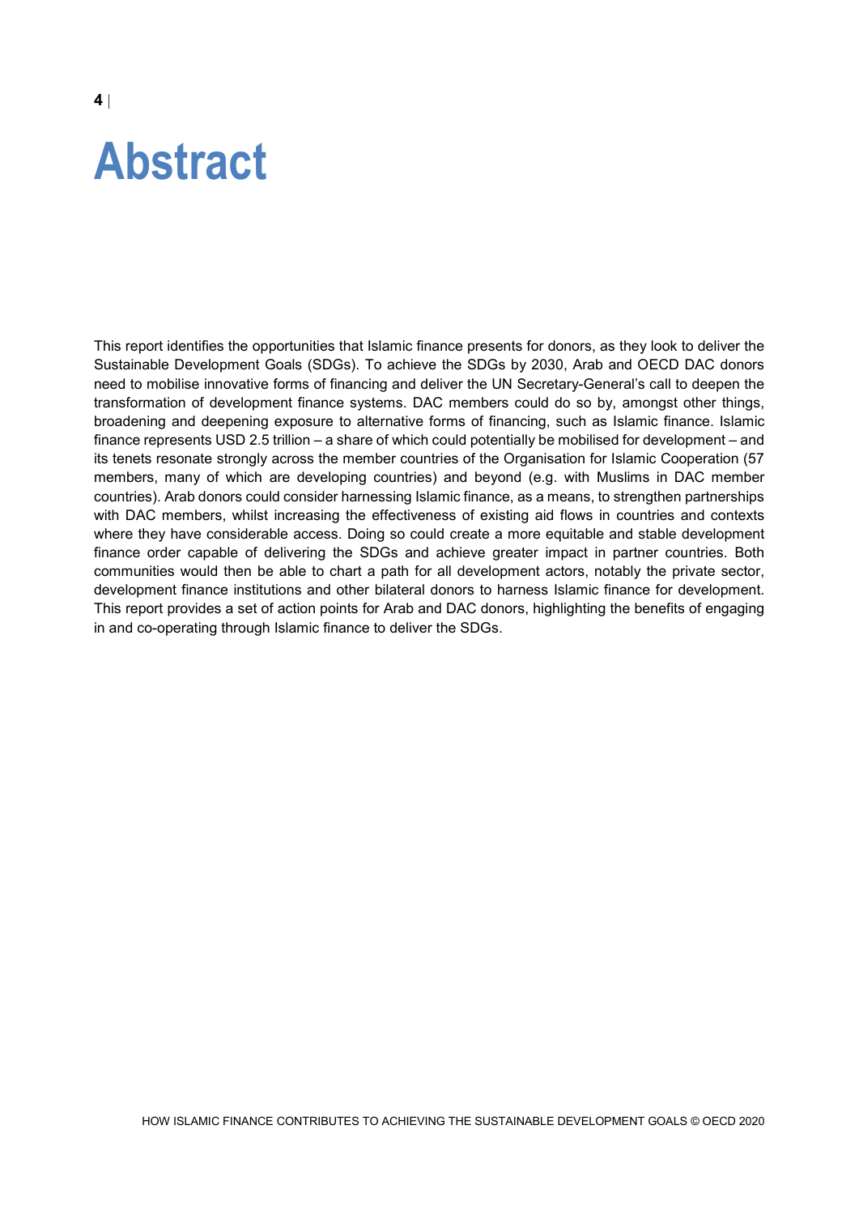# Abstract

This report identifies the opportunities that Islamic finance presents for donors, as they look to deliver the Sustainable Development Goals (SDGs). To achieve the SDGs by 2030, Arab and OECD DAC donors need to mobilise innovative forms of financing and deliver the UN Secretary-General's call to deepen the transformation of development finance systems. DAC members could do so by, amongst other things, broadening and deepening exposure to alternative forms of financing, such as Islamic finance. Islamic finance represents USD 2.5 trillion – a share of which could potentially be mobilised for development – and its tenets resonate strongly across the member countries of the Organisation for Islamic Cooperation (57 members, many of which are developing countries) and beyond (e.g. with Muslims in DAC member countries). Arab donors could consider harnessing Islamic finance, as a means, to strengthen partnerships with DAC members, whilst increasing the effectiveness of existing aid flows in countries and contexts where they have considerable access. Doing so could create a more equitable and stable development finance order capable of delivering the SDGs and achieve greater impact in partner countries. Both communities would then be able to chart a path for all development actors, notably the private sector, development finance institutions and other bilateral donors to harness Islamic finance for development. This report provides a set of action points for Arab and DAC donors, highlighting the benefits of engaging in and co-operating through Islamic finance to deliver the SDGs.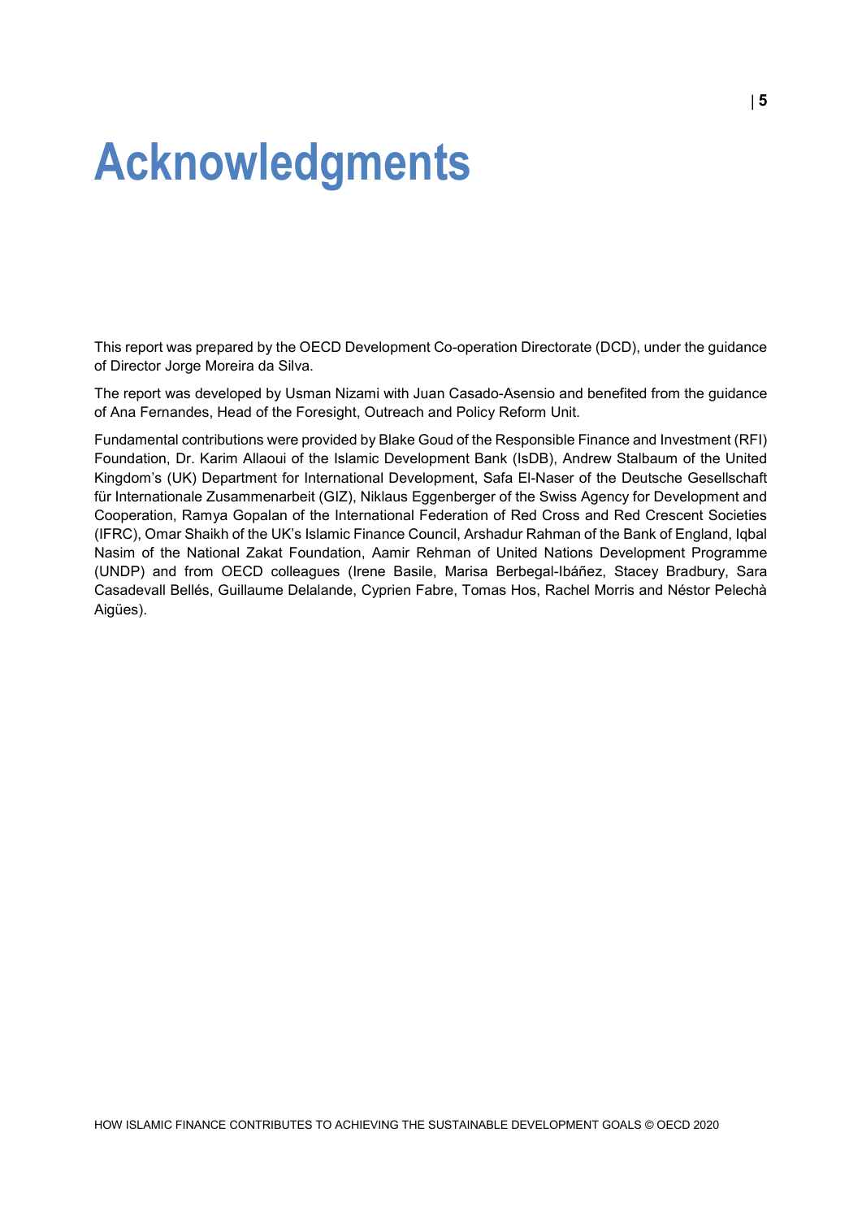# Acknowledgments

This report was prepared by the OECD Development Co-operation Directorate (DCD), under the guidance of Director Jorge Moreira da Silva.

The report was developed by Usman Nizami with Juan Casado-Asensio and benefited from the guidance of Ana Fernandes, Head of the Foresight, Outreach and Policy Reform Unit.

Fundamental contributions were provided by Blake Goud of the Responsible Finance and Investment (RFI) Foundation, Dr. Karim Allaoui of the Islamic Development Bank (IsDB), Andrew Stalbaum of the United Kingdom's (UK) Department for International Development, Safa El-Naser of the Deutsche Gesellschaft für Internationale Zusammenarbeit (GIZ), Niklaus Eggenberger of the Swiss Agency for Development and Cooperation, Ramya Gopalan of the International Federation of Red Cross and Red Crescent Societies (IFRC), Omar Shaikh of the UK's Islamic Finance Council, Arshadur Rahman of the Bank of England, Iqbal Nasim of the National Zakat Foundation, Aamir Rehman of United Nations Development Programme (UNDP) and from OECD colleagues (Irene Basile, Marisa Berbegal-Ibáñez, Stacey Bradbury, Sara Casadevall Bellés, Guillaume Delalande, Cyprien Fabre, Tomas Hos, Rachel Morris and Néstor Pelechà Aigües).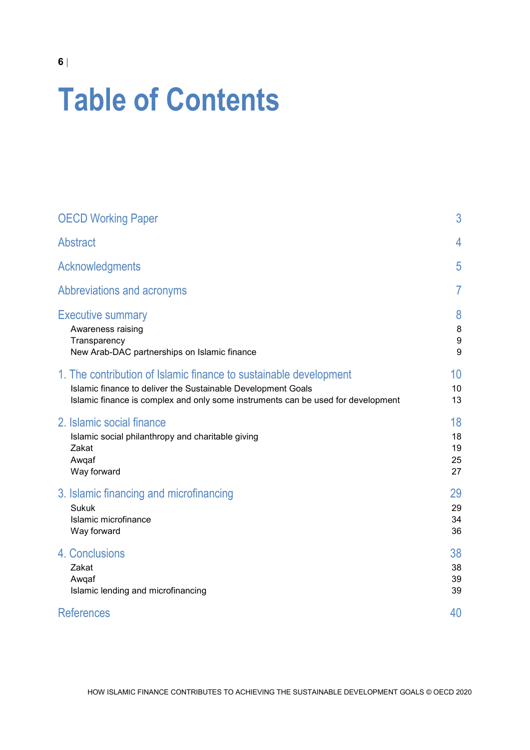# Table of Contents

| | |
|---|---|
| **OECD Working Paper** | **3** |
| **Abstract** | **4** |
| **Acknowledgments** | **5** |
| **Abbreviations and acronyms** | **7** |
| **Executive summary** | **8** |
| Awareness raising | 8 |
| Transparency | 9 |
| New Arab-DAC partnerships on Islamic finance | 9 |
| **1. The contribution of Islamic finance to sustainable development** | **10** |
| Islamic finance to deliver the Sustainable Development Goals | 10 |
| Islamic finance is complex and only some instruments can be used for development | 13 |
| **2. Islamic social finance** | **18** |
| Islamic social philanthropy and charitable giving | 18 |
| Zakat | 19 |
| Awqaf | 25 |
| Way forward | 27 |
| **3. Islamic financing and microfinancing** | **29** |
| Sukuk | 29 |
| Islamic microfinance | 34 |
| Way forward | 36 |
| **4. Conclusions** | **38** |
| Zakat | 38 |
| Awqaf | 39 |
| Islamic lending and microfinancing | 39 |
| **References** | **40** |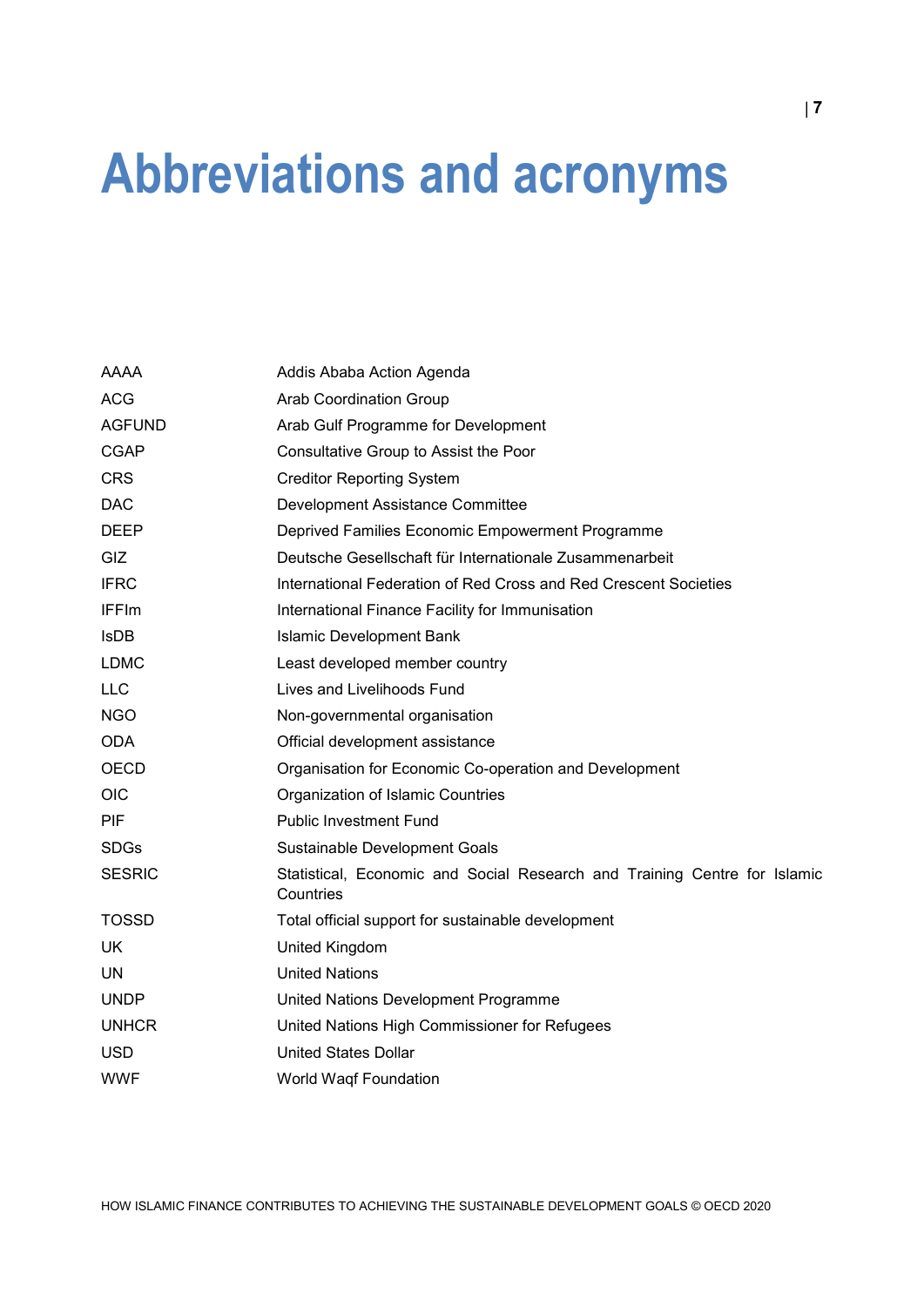# Abbreviations and acronyms

| | |
|---|---|
| AAAA | Addis Ababa Action Agenda |
| ACG | Arab Coordination Group |
| AGFUND | Arab Gulf Programme for Development |
| CGAP | Consultative Group to Assist the Poor |
| CRS | Creditor Reporting System |
| DAC | Development Assistance Committee |
| DEEP | Deprived Families Economic Empowerment Programme |
| GIZ | Deutsche Gesellschaft für Internationale Zusammenarbeit |
| IFRC | International Federation of Red Cross and Red Crescent Societies |
| IFFIm | International Finance Facility for Immunisation |
| IsDB | Islamic Development Bank |
| LDMC | Least developed member country |
| LLC | Lives and Livelihoods Fund |
| NGO | Non-governmental organisation |
| ODA | Official development assistance |
| OECD | Organisation for Economic Co-operation and Development |
| OIC | Organization of Islamic Countries |
| PIF | Public Investment Fund |
| SDGs | Sustainable Development Goals |
| SESRIC | Statistical, Economic and Social Research and Training Centre for Islamic Countries |
| TOSSD | Total official support for sustainable development |
| UK | United Kingdom |
| UN | United Nations |
| UNDP | United Nations Development Programme |
| UNHCR | United Nations High Commissioner for Refugees |
| USD | United States Dollar |
| WWF | World Waqf Foundation |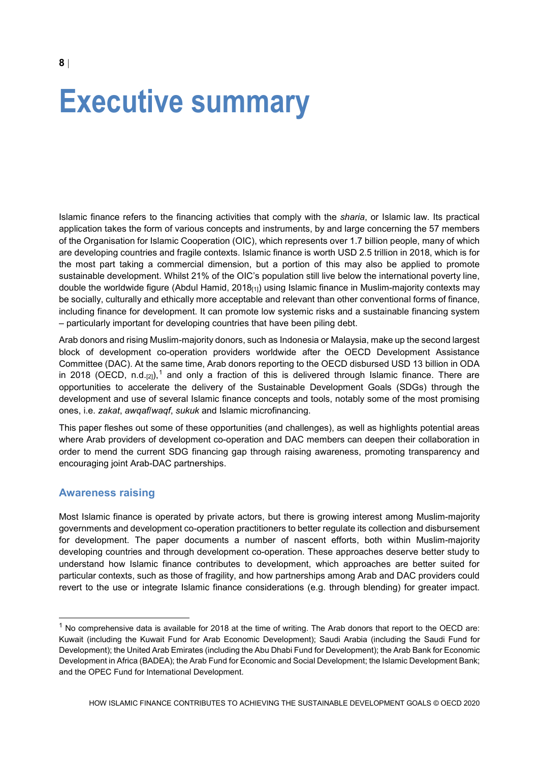# Executive summary

Islamic finance refers to the financing activities that comply with the *sharia*, or Islamic law. Its practical application takes the form of various concepts and instruments, by and large concerning the 57 members of the Organisation for Islamic Cooperation (OIC), which represents over 1.7 billion people, many of which are developing countries and fragile contexts. Islamic finance is worth USD 2.5 trillion in 2018, which is for the most part taking a commercial dimension, but a portion of this may also be applied to promote sustainable development. Whilst 21% of the OIC's population still live below the international poverty line, double the worldwide figure (Abdul Hamid, 2018[1]) using Islamic finance in Muslim-majority contexts may be socially, culturally and ethically more acceptable and relevant than other conventional forms of finance, including finance for development. It can promote low systemic risks and a sustainable financing system – particularly important for developing countries that have been piling debt.

Arab donors and rising Muslim-majority donors, such as Indonesia or Malaysia, make up the second largest block of development co-operation providers worldwide after the OECD Development Assistance Committee (DAC). At the same time, Arab donors reporting to the OECD disbursed USD 13 billion in ODA in 2018 (OECD, n.d.[2]),[1] and only a fraction of this is delivered through Islamic finance. There are opportunities to accelerate the delivery of the Sustainable Development Goals (SDGs) through the development and use of several Islamic finance concepts and tools, notably some of the most promising ones, i.e. *zakat*, *awqaf*/*waqf*, *sukuk* and Islamic microfinancing.

This paper fleshes out some of these opportunities (and challenges), as well as highlights potential areas where Arab providers of development co-operation and DAC members can deepen their collaboration in order to mend the current SDG financing gap through raising awareness, promoting transparency and encouraging joint Arab-DAC partnerships.

## Awareness raising

Most Islamic finance is operated by private actors, but there is growing interest among Muslim-majority governments and development co-operation practitioners to better regulate its collection and disbursement for development. The paper documents a number of nascent efforts, both within Muslim-majority developing countries and through development co-operation. These approaches deserve better study to understand how Islamic finance contributes to development, which approaches are better suited for particular contexts, such as those of fragility, and how partnerships among Arab and DAC providers could revert to the use or integrate Islamic finance considerations (e.g. through blending) for greater impact.

---

[1] No comprehensive data is available for 2018 at the time of writing. The Arab donors that report to the OECD are: Kuwait (including the Kuwait Fund for Arab Economic Development); Saudi Arabia (including the Saudi Fund for Development); the United Arab Emirates (including the Abu Dhabi Fund for Development); the Arab Bank for Economic Development in Africa (BADEA); the Arab Fund for Economic and Social Development; the Islamic Development Bank; and the OPEC Fund for International Development.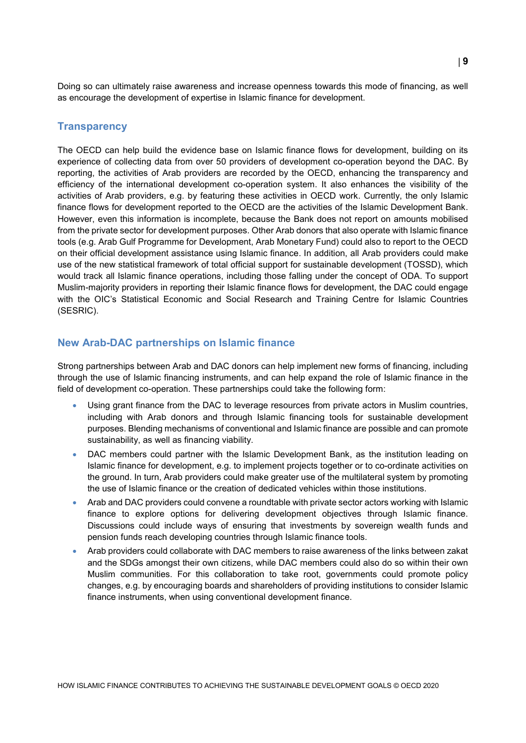Doing so can ultimately raise awareness and increase openness towards this mode of financing, as well as encourage the development of expertise in Islamic finance for development.

## Transparency

The OECD can help build the evidence base on Islamic finance flows for development, building on its experience of collecting data from over 50 providers of development co-operation beyond the DAC. By reporting, the activities of Arab providers are recorded by the OECD, enhancing the transparency and efficiency of the international development co-operation system. It also enhances the visibility of the activities of Arab providers, e.g. by featuring these activities in OECD work. Currently, the only Islamic finance flows for development reported to the OECD are the activities of the Islamic Development Bank. However, even this information is incomplete, because the Bank does not report on amounts mobilised from the private sector for development purposes. Other Arab donors that also operate with Islamic finance tools (e.g. Arab Gulf Programme for Development, Arab Monetary Fund) could also to report to the OECD on their official development assistance using Islamic finance. In addition, all Arab providers could make use of the new statistical framework of total official support for sustainable development (TOSSD), which would track all Islamic finance operations, including those falling under the concept of ODA. To support Muslim-majority providers in reporting their Islamic finance flows for development, the DAC could engage with the OIC's Statistical Economic and Social Research and Training Centre for Islamic Countries (SESRIC).

## New Arab-DAC partnerships on Islamic finance

Strong partnerships between Arab and DAC donors can help implement new forms of financing, including through the use of Islamic financing instruments, and can help expand the role of Islamic finance in the field of development co-operation. These partnerships could take the following form:

- Using grant finance from the DAC to leverage resources from private actors in Muslim countries, including with Arab donors and through Islamic financing tools for sustainable development purposes. Blending mechanisms of conventional and Islamic finance are possible and can promote sustainability, as well as financing viability.
- DAC members could partner with the Islamic Development Bank, as the institution leading on Islamic finance for development, e.g. to implement projects together or to co-ordinate activities on the ground. In turn, Arab providers could make greater use of the multilateral system by promoting the use of Islamic finance or the creation of dedicated vehicles within those institutions.
- Arab and DAC providers could convene a roundtable with private sector actors working with Islamic finance to explore options for delivering development objectives through Islamic finance. Discussions could include ways of ensuring that investments by sovereign wealth funds and pension funds reach developing countries through Islamic finance tools.
- Arab providers could collaborate with DAC members to raise awareness of the links between zakat and the SDGs amongst their own citizens, while DAC members could also do so within their own Muslim communities. For this collaboration to take root, governments could promote policy changes, e.g. by encouraging boards and shareholders of providing institutions to consider Islamic finance instruments, when using conventional development finance.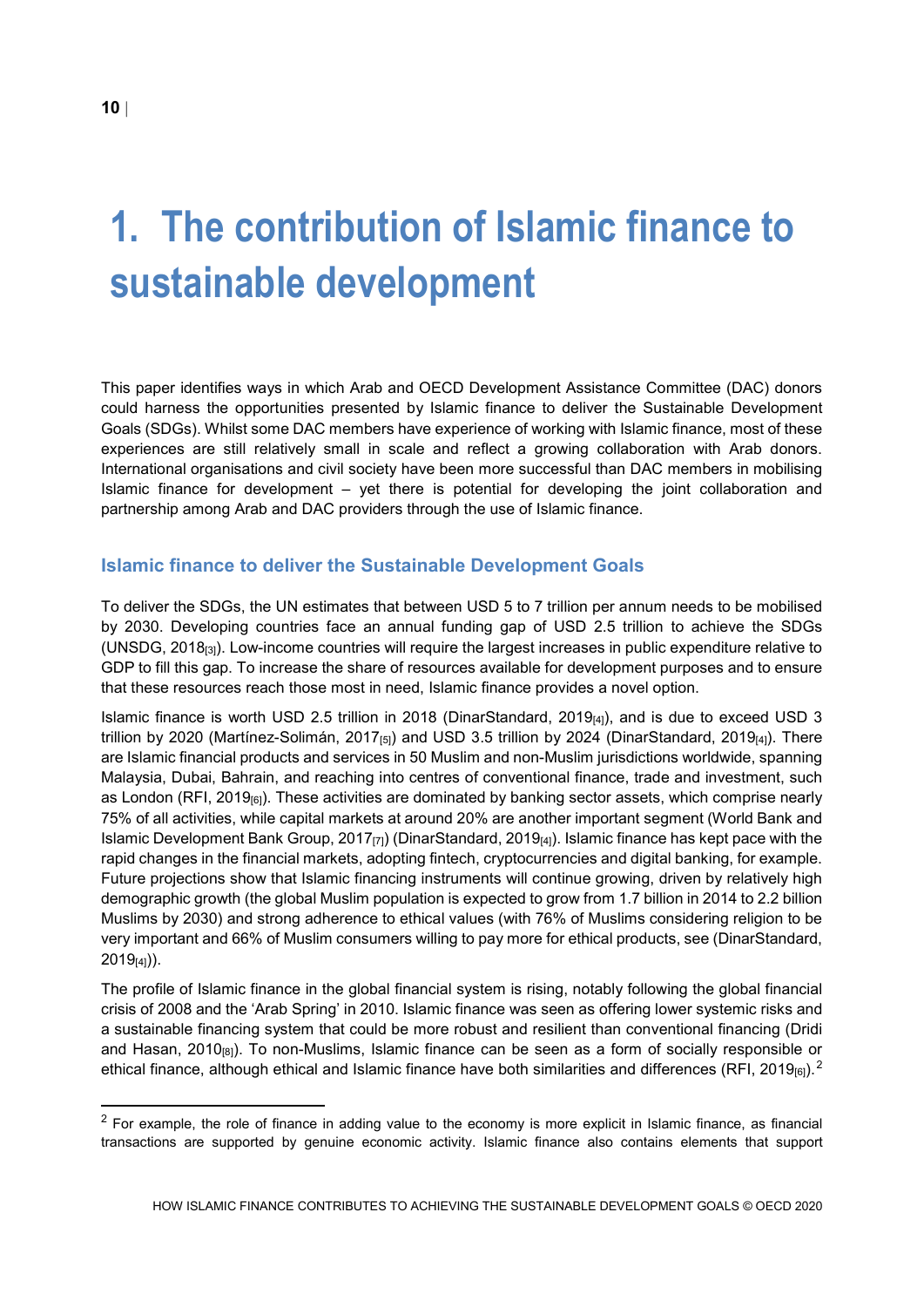# 1. The contribution of Islamic finance to sustainable development

This paper identifies ways in which Arab and OECD Development Assistance Committee (DAC) donors could harness the opportunities presented by Islamic finance to deliver the Sustainable Development Goals (SDGs). Whilst some DAC members have experience of working with Islamic finance, most of these experiences are still relatively small in scale and reflect a growing collaboration with Arab donors. International organisations and civil society have been more successful than DAC members in mobilising Islamic finance for development – yet there is potential for developing the joint collaboration and partnership among Arab and DAC providers through the use of Islamic finance.

## Islamic finance to deliver the Sustainable Development Goals

To deliver the SDGs, the UN estimates that between USD 5 to 7 trillion per annum needs to be mobilised by 2030. Developing countries face an annual funding gap of USD 2.5 trillion to achieve the SDGs (UNSDG, 2018[3]). Low-income countries will require the largest increases in public expenditure relative to GDP to fill this gap. To increase the share of resources available for development purposes and to ensure that these resources reach those most in need, Islamic finance provides a novel option.

Islamic finance is worth USD 2.5 trillion in 2018 (DinarStandard, 2019[4]), and is due to exceed USD 3 trillion by 2020 (Martínez-Solimán, 2017[5]) and USD 3.5 trillion by 2024 (DinarStandard, 2019[4]). There are Islamic financial products and services in 50 Muslim and non-Muslim jurisdictions worldwide, spanning Malaysia, Dubai, Bahrain, and reaching into centres of conventional finance, trade and investment, such as London (RFI, 2019[6]). These activities are dominated by banking sector assets, which comprise nearly 75% of all activities, while capital markets at around 20% are another important segment (World Bank and Islamic Development Bank Group, 2017[7]) (DinarStandard, 2019[4]). Islamic finance has kept pace with the rapid changes in the financial markets, adopting fintech, cryptocurrencies and digital banking, for example. Future projections show that Islamic financing instruments will continue growing, driven by relatively high demographic growth (the global Muslim population is expected to grow from 1.7 billion in 2014 to 2.2 billion Muslims by 2030) and strong adherence to ethical values (with 76% of Muslims considering religion to be very important and 66% of Muslim consumers willing to pay more for ethical products, see (DinarStandard, 2019[4])).

The profile of Islamic finance in the global financial system is rising, notably following the global financial crisis of 2008 and the 'Arab Spring' in 2010. Islamic finance was seen as offering lower systemic risks and a sustainable financing system that could be more robust and resilient than conventional financing (Dridi and Hasan, 2010[8]). To non-Muslims, Islamic finance can be seen as a form of socially responsible or ethical finance, although ethical and Islamic finance have both similarities and differences (RFI, 2019[6]).[2]

[2] For example, the role of finance in adding value to the economy is more explicit in Islamic finance, as financial transactions are supported by genuine economic activity. Islamic finance also contains elements that support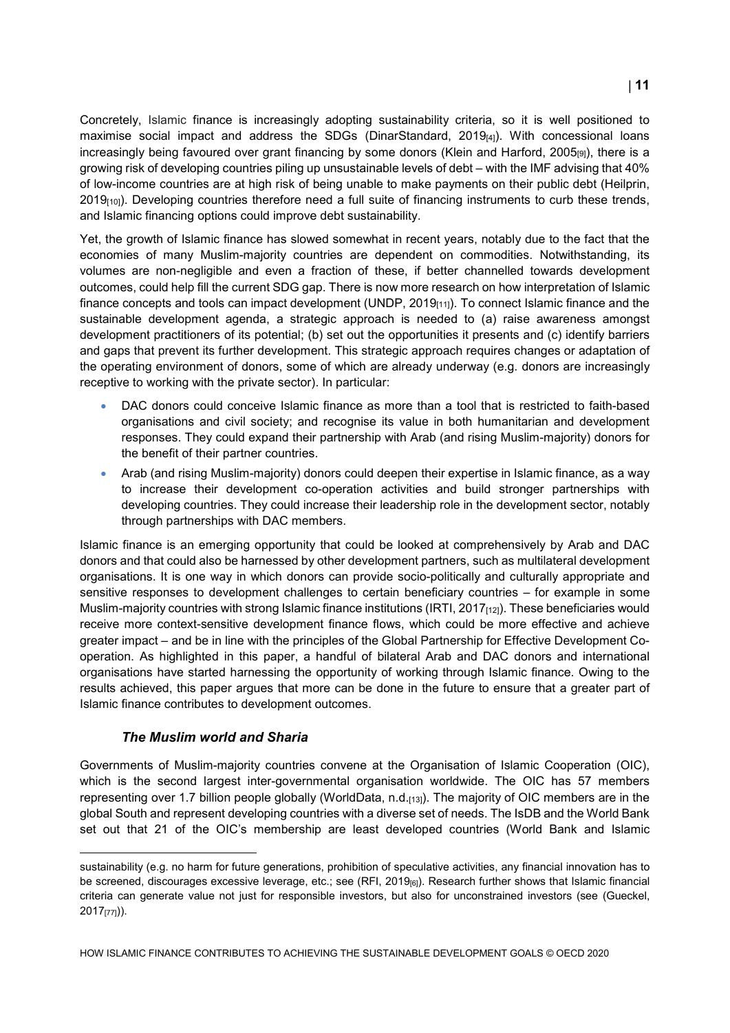Concretely, Islamic finance is increasingly adopting sustainability criteria, so it is well positioned to maximise social impact and address the SDGs (DinarStandard, 2019[4]). With concessional loans increasingly being favoured over grant financing by some donors (Klein and Harford, 2005[9]), there is a growing risk of developing countries piling up unsustainable levels of debt – with the IMF advising that 40% of low-income countries are at high risk of being unable to make payments on their public debt (Heilprin, 2019[10]). Developing countries therefore need a full suite of financing instruments to curb these trends, and Islamic financing options could improve debt sustainability.

Yet, the growth of Islamic finance has slowed somewhat in recent years, notably due to the fact that the economies of many Muslim-majority countries are dependent on commodities. Notwithstanding, its volumes are non-negligible and even a fraction of these, if better channelled towards development outcomes, could help fill the current SDG gap. There is now more research on how interpretation of Islamic finance concepts and tools can impact development (UNDP, 2019[11]). To connect Islamic finance and the sustainable development agenda, a strategic approach is needed to (a) raise awareness amongst development practitioners of its potential; (b) set out the opportunities it presents and (c) identify barriers and gaps that prevent its further development. This strategic approach requires changes or adaptation of the operating environment of donors, some of which are already underway (e.g. donors are increasingly receptive to working with the private sector). In particular:

- DAC donors could conceive Islamic finance as more than a tool that is restricted to faith-based organisations and civil society; and recognise its value in both humanitarian and development responses. They could expand their partnership with Arab (and rising Muslim-majority) donors for the benefit of their partner countries.
- Arab (and rising Muslim-majority) donors could deepen their expertise in Islamic finance, as a way to increase their development co-operation activities and build stronger partnerships with developing countries. They could increase their leadership role in the development sector, notably through partnerships with DAC members.

Islamic finance is an emerging opportunity that could be looked at comprehensively by Arab and DAC donors and that could also be harnessed by other development partners, such as multilateral development organisations. It is one way in which donors can provide socio-politically and culturally appropriate and sensitive responses to development challenges to certain beneficiary countries – for example in some Muslim-majority countries with strong Islamic finance institutions (IRTI, 2017[12]). These beneficiaries would receive more context-sensitive development finance flows, which could be more effective and achieve greater impact – and be in line with the principles of the Global Partnership for Effective Development Co-operation. As highlighted in this paper, a handful of bilateral Arab and DAC donors and international organisations have started harnessing the opportunity of working through Islamic finance. Owing to the results achieved, this paper argues that more can be done in the future to ensure that a greater part of Islamic finance contributes to development outcomes.

### *The Muslim world and Sharia*

Governments of Muslim-majority countries convene at the Organisation of Islamic Cooperation (OIC), which is the second largest inter-governmental organisation worldwide. The OIC has 57 members representing over 1.7 billion people globally (WorldData, n.d.[13]). The majority of OIC members are in the global South and represent developing countries with a diverse set of needs. The IsDB and the World Bank set out that 21 of the OIC's membership are least developed countries (World Bank and Islamic

---

sustainability (e.g. no harm for future generations, prohibition of speculative activities, any financial innovation has to be screened, discourages excessive leverage, etc.; see (RFI, 2019[6]). Research further shows that Islamic financial criteria can generate value not just for responsible investors, but also for unconstrained investors (see (Gueckel, 2017[77])).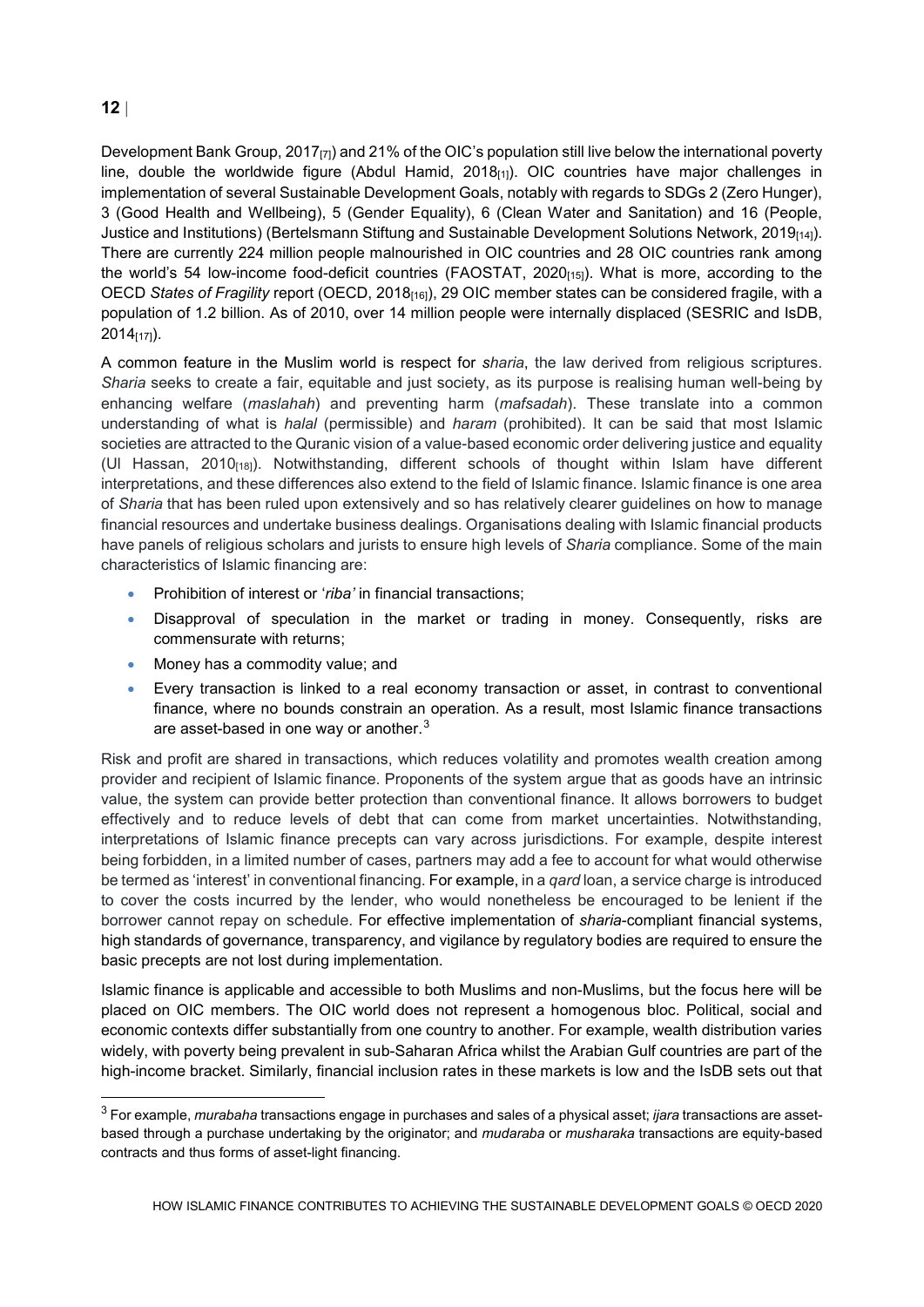Development Bank Group, 2017[7]) and 21% of the OIC's population still live below the international poverty line, double the worldwide figure (Abdul Hamid, 2018[1]). OIC countries have major challenges in implementation of several Sustainable Development Goals, notably with regards to SDGs 2 (Zero Hunger), 3 (Good Health and Wellbeing), 5 (Gender Equality), 6 (Clean Water and Sanitation) and 16 (People, Justice and Institutions) (Bertelsmann Stiftung and Sustainable Development Solutions Network, 2019[14]). There are currently 224 million people malnourished in OIC countries and 28 OIC countries rank among the world's 54 low-income food-deficit countries (FAOSTAT, 2020[15]). What is more, according to the OECD *States of Fragility* report (OECD, 2018[16]), 29 OIC member states can be considered fragile, with a population of 1.2 billion. As of 2010, over 14 million people were internally displaced (SESRIC and IsDB, 2014[17]).

A common feature in the Muslim world is respect for *sharia*, the law derived from religious scriptures. *Sharia* seeks to create a fair, equitable and just society, as its purpose is realising human well-being by enhancing welfare (*maslahah*) and preventing harm (*mafsadah*). These translate into a common understanding of what is *halal* (permissible) and *haram* (prohibited). It can be said that most Islamic societies are attracted to the Quranic vision of a value-based economic order delivering justice and equality (Ul Hassan, 2010[18]). Notwithstanding, different schools of thought within Islam have different interpretations, and these differences also extend to the field of Islamic finance. Islamic finance is one area of *Sharia* that has been ruled upon extensively and so has relatively clearer guidelines on how to manage financial resources and undertake business dealings. Organisations dealing with Islamic financial products have panels of religious scholars and jurists to ensure high levels of *Sharia* compliance. Some of the main characteristics of Islamic financing are:

- Prohibition of interest or '*riba'* in financial transactions;
- Disapproval of speculation in the market or trading in money. Consequently, risks are commensurate with returns;
- Money has a commodity value; and
- Every transaction is linked to a real economy transaction or asset, in contrast to conventional finance, where no bounds constrain an operation. As a result, most Islamic finance transactions are asset-based in one way or another.[3]

Risk and profit are shared in transactions, which reduces volatility and promotes wealth creation among provider and recipient of Islamic finance. Proponents of the system argue that as goods have an intrinsic value, the system can provide better protection than conventional finance. It allows borrowers to budget effectively and to reduce levels of debt that can come from market uncertainties. Notwithstanding, interpretations of Islamic finance precepts can vary across jurisdictions. For example, despite interest being forbidden, in a limited number of cases, partners may add a fee to account for what would otherwise be termed as 'interest' in conventional financing. For example, in a *qard* loan, a service charge is introduced to cover the costs incurred by the lender, who would nonetheless be encouraged to be lenient if the borrower cannot repay on schedule. For effective implementation of *sharia*-compliant financial systems, high standards of governance, transparency, and vigilance by regulatory bodies are required to ensure the basic precepts are not lost during implementation.

Islamic finance is applicable and accessible to both Muslims and non-Muslims, but the focus here will be placed on OIC members. The OIC world does not represent a homogenous bloc. Political, social and economic contexts differ substantially from one country to another. For example, wealth distribution varies widely, with poverty being prevalent in sub-Saharan Africa whilst the Arabian Gulf countries are part of the high-income bracket. Similarly, financial inclusion rates in these markets is low and the IsDB sets out that

---

[3] For example, *murabaha* transactions engage in purchases and sales of a physical asset; *ijara* transactions are asset-based through a purchase undertaking by the originator; and *mudaraba* or *musharaka* transactions are equity-based contracts and thus forms of asset-light financing.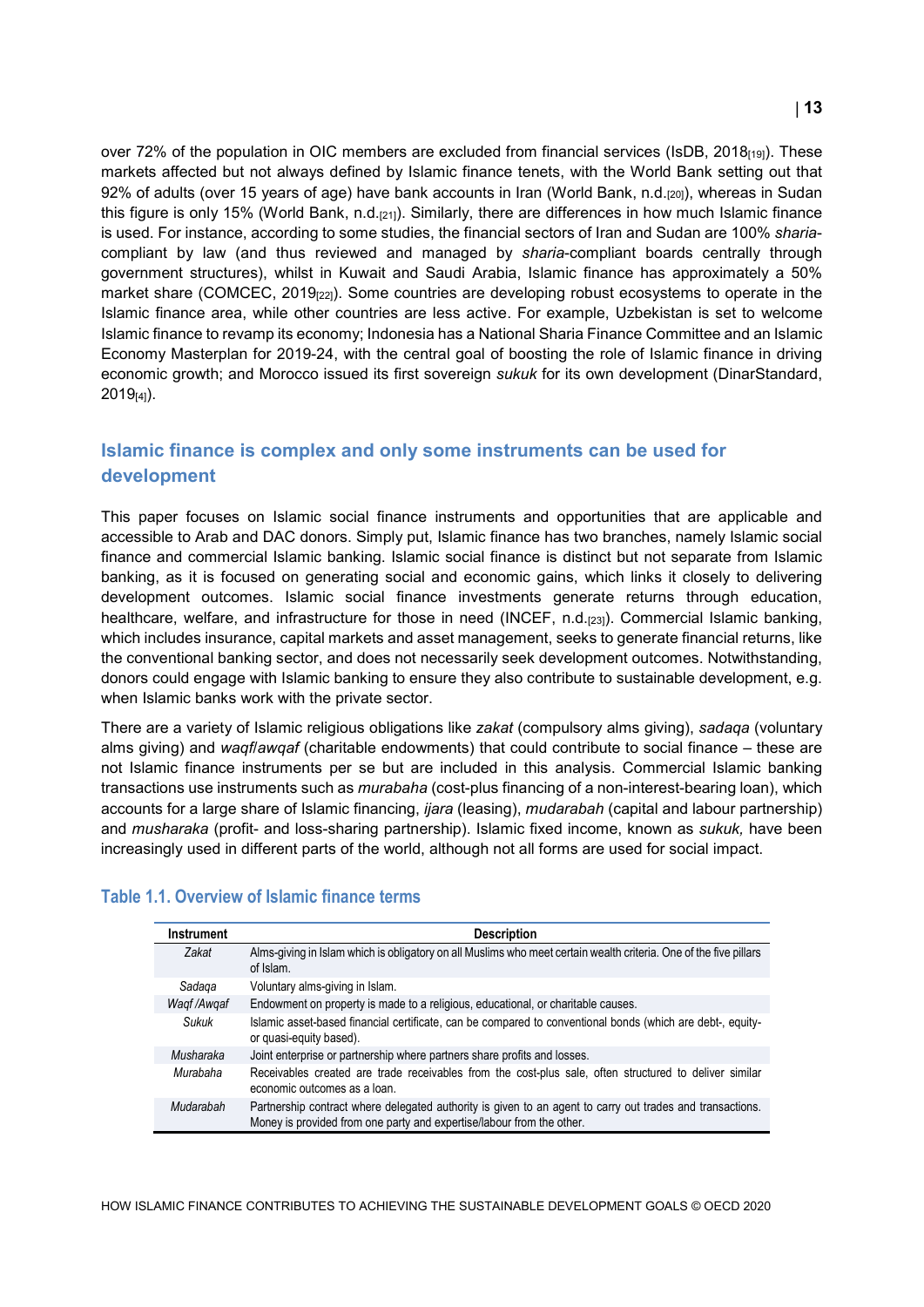over 72% of the population in OIC members are excluded from financial services (IsDB, 2018[19]). These markets affected but not always defined by Islamic finance tenets, with the World Bank setting out that 92% of adults (over 15 years of age) have bank accounts in Iran (World Bank, n.d.[20]), whereas in Sudan this figure is only 15% (World Bank, n.d.[21]). Similarly, there are differences in how much Islamic finance is used. For instance, according to some studies, the financial sectors of Iran and Sudan are 100% *sharia*-compliant by law (and thus reviewed and managed by *sharia*-compliant boards centrally through government structures), whilst in Kuwait and Saudi Arabia, Islamic finance has approximately a 50% market share (COMCEC, 2019[22]). Some countries are developing robust ecosystems to operate in the Islamic finance area, while other countries are less active. For example, Uzbekistan is set to welcome Islamic finance to revamp its economy; Indonesia has a National Sharia Finance Committee and an Islamic Economy Masterplan for 2019-24, with the central goal of boosting the role of Islamic finance in driving economic growth; and Morocco issued its first sovereign *sukuk* for its own development (DinarStandard, 2019[4]).

## Islamic finance is complex and only some instruments can be used for development

This paper focuses on Islamic social finance instruments and opportunities that are applicable and accessible to Arab and DAC donors. Simply put, Islamic finance has two branches, namely Islamic social finance and commercial Islamic banking. Islamic social finance is distinct but not separate from Islamic banking, as it is focused on generating social and economic gains, which links it closely to delivering development outcomes. Islamic social finance investments generate returns through education, healthcare, welfare, and infrastructure for those in need (INCEF, n.d.[23]). Commercial Islamic banking, which includes insurance, capital markets and asset management, seeks to generate financial returns, like the conventional banking sector, and does not necessarily seek development outcomes. Notwithstanding, donors could engage with Islamic banking to ensure they also contribute to sustainable development, e.g. when Islamic banks work with the private sector.

There are a variety of Islamic religious obligations like *zakat* (compulsory alms giving), *sadaqa* (voluntary alms giving) and *waqf*/*awqaf* (charitable endowments) that could contribute to social finance – these are not Islamic finance instruments per se but are included in this analysis. Commercial Islamic banking transactions use instruments such as *murabaha* (cost-plus financing of a non-interest-bearing loan), which accounts for a large share of Islamic financing, *ijara* (leasing), *mudarabah* (capital and labour partnership) and *musharaka* (profit- and loss-sharing partnership). Islamic fixed income, known as *sukuk,* have been increasingly used in different parts of the world, although not all forms are used for social impact.

### Table 1.1. Overview of Islamic finance terms

| Instrument | Description |
|---|---|
| *Zakat* | Alms-giving in Islam which is obligatory on all Muslims who meet certain wealth criteria. One of the five pillars of Islam. |
| *Sadaqa* | Voluntary alms-giving in Islam. |
| *Waqf /Awqaf* | Endowment on property is made to a religious, educational, or charitable causes. |
| *Sukuk* | Islamic asset-based financial certificate, can be compared to conventional bonds (which are debt-, equity- or quasi-equity based). |
| *Musharaka* | Joint enterprise or partnership where partners share profits and losses. |
| *Murabaha* | Receivables created are trade receivables from the cost-plus sale, often structured to deliver similar economic outcomes as a loan. |
| *Mudarabah* | Partnership contract where delegated authority is given to an agent to carry out trades and transactions. Money is provided from one party and expertise/labour from the other. |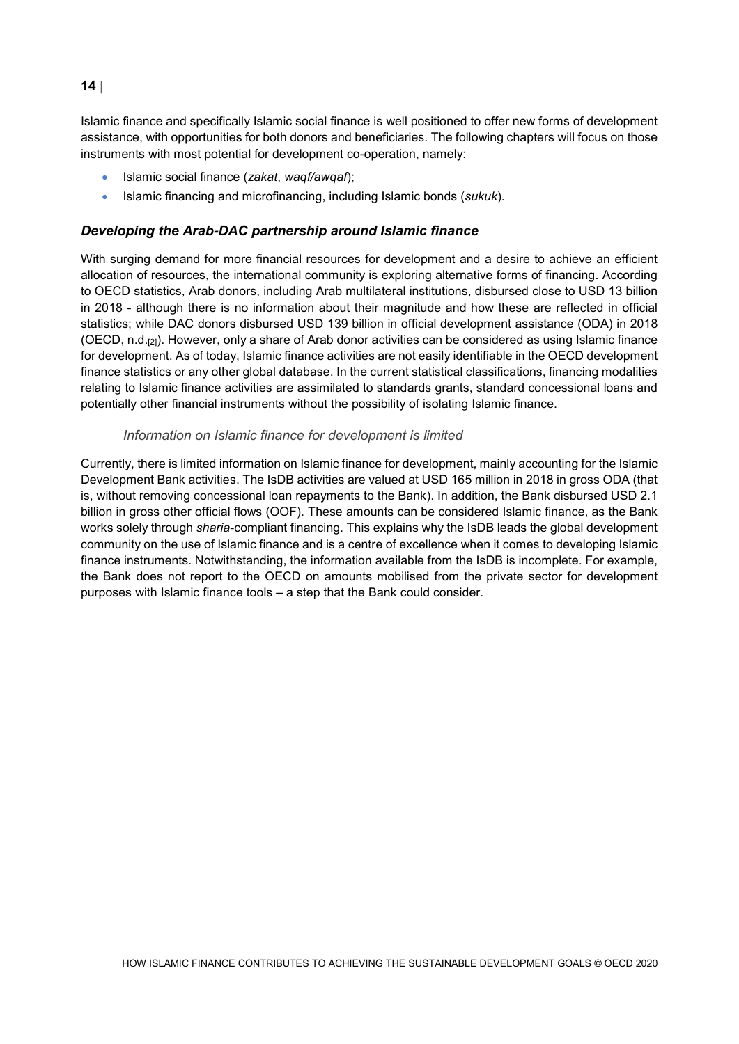Islamic finance and specifically Islamic social finance is well positioned to offer new forms of development assistance, with opportunities for both donors and beneficiaries. The following chapters will focus on those instruments with most potential for development co-operation, namely:

- Islamic social finance (*zakat*, *waqf/awqaf*);
- Islamic financing and microfinancing, including Islamic bonds (*sukuk*).

### *Developing the Arab-DAC partnership around Islamic finance*

With surging demand for more financial resources for development and a desire to achieve an efficient allocation of resources, the international community is exploring alternative forms of financing. According to OECD statistics, Arab donors, including Arab multilateral institutions, disbursed close to USD 13 billion in 2018 - although there is no information about their magnitude and how these are reflected in official statistics; while DAC donors disbursed USD 139 billion in official development assistance (ODA) in 2018 (OECD, n.d.[2]). However, only a share of Arab donor activities can be considered as using Islamic finance for development. As of today, Islamic finance activities are not easily identifiable in the OECD development finance statistics or any other global database. In the current statistical classifications, financing modalities relating to Islamic finance activities are assimilated to standards grants, standard concessional loans and potentially other financial instruments without the possibility of isolating Islamic finance.

#### *Information on Islamic finance for development is limited*

Currently, there is limited information on Islamic finance for development, mainly accounting for the Islamic Development Bank activities. The IsDB activities are valued at USD 165 million in 2018 in gross ODA (that is, without removing concessional loan repayments to the Bank). In addition, the Bank disbursed USD 2.1 billion in gross other official flows (OOF). These amounts can be considered Islamic finance, as the Bank works solely through *sharia*-compliant financing. This explains why the IsDB leads the global development community on the use of Islamic finance and is a centre of excellence when it comes to developing Islamic finance instruments. Notwithstanding, the information available from the IsDB is incomplete. For example, the Bank does not report to the OECD on amounts mobilised from the private sector for development purposes with Islamic finance tools – a step that the Bank could consider.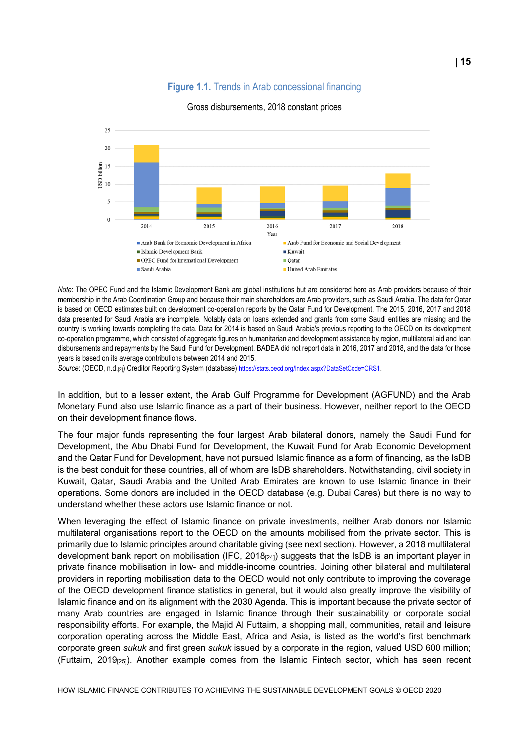**Figure 1.1.** Trends in Arab concessional financing

Gross disbursements, 2018 constant prices

*Note*: The OPEC Fund and the Islamic Development Bank are global institutions but are considered here as Arab providers because of their membership in the Arab Coordination Group and because their main shareholders are Arab providers, such as Saudi Arabia. The data for Qatar is based on OECD estimates built on development co-operation reports by the Qatar Fund for Development. The 2015, 2016, 2017 and 2018 data presented for Saudi Arabia are incomplete. Notably data on loans extended and grants from some Saudi entities are missing and the country is working towards completing the data. Data for 2014 is based on Saudi Arabia's previous reporting to the OECD on its development co-operation programme, which consisted of aggregate figures on humanitarian and development assistance by region, multilateral aid and loan disbursements and repayments by the Saudi Fund for Development. BADEA did not report data in 2016, 2017 and 2018, and the data for those years is based on its average contributions between 2014 and 2015.

*Source*: (OECD, n.d.[2]) Creditor Reporting System (database) https://stats.oecd.org/Index.aspx?DataSetCode=CRS1.

In addition, but to a lesser extent, the Arab Gulf Programme for Development (AGFUND) and the Arab Monetary Fund also use Islamic finance as a part of their business. However, neither report to the OECD on their development finance flows.

The four major funds representing the four largest Arab bilateral donors, namely the Saudi Fund for Development, the Abu Dhabi Fund for Development, the Kuwait Fund for Arab Economic Development and the Qatar Fund for Development, have not pursued Islamic finance as a form of financing, as the IsDB is the best conduit for these countries, all of whom are IsDB shareholders. Notwithstanding, civil society in Kuwait, Qatar, Saudi Arabia and the United Arab Emirates are known to use Islamic finance in their operations. Some donors are included in the OECD database (e.g. Dubai Cares) but there is no way to understand whether these actors use Islamic finance or not.

When leveraging the effect of Islamic finance on private investments, neither Arab donors nor Islamic multilateral organisations report to the OECD on the amounts mobilised from the private sector. This is primarily due to Islamic principles around charitable giving (see next section). However, a 2018 multilateral development bank report on mobilisation (IFC, 2018[24]) suggests that the IsDB is an important player in private finance mobilisation in low- and middle-income countries. Joining other bilateral and multilateral providers in reporting mobilisation data to the OECD would not only contribute to improving the coverage of the OECD development finance statistics in general, but it would also greatly improve the visibility of Islamic finance and on its alignment with the 2030 Agenda. This is important because the private sector of many Arab countries are engaged in Islamic finance through their sustainability or corporate social responsibility efforts. For example, the Majid Al Futtaim, a shopping mall, communities, retail and leisure corporation operating across the Middle East, Africa and Asia, is listed as the world's first benchmark corporate green *sukuk* and first green *sukuk* issued by a corporate in the region, valued USD 600 million; (Futtaim, 2019[25]). Another example comes from the Islamic Fintech sector, which has seen recent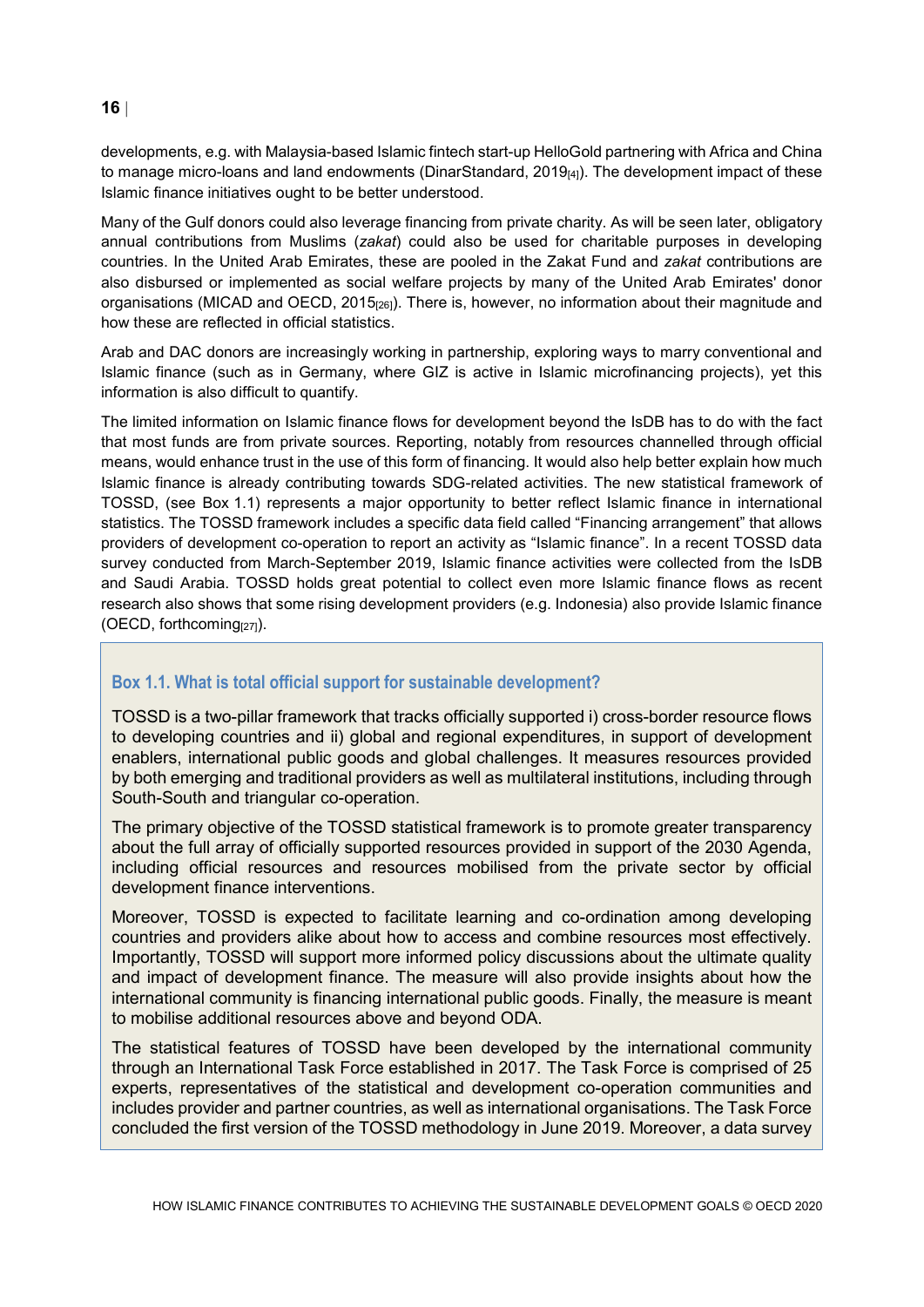developments, e.g. with Malaysia-based Islamic fintech start-up HelloGold partnering with Africa and China to manage micro-loans and land endowments (DinarStandard, 2019[4]). The development impact of these Islamic finance initiatives ought to be better understood.

Many of the Gulf donors could also leverage financing from private charity. As will be seen later, obligatory annual contributions from Muslims (*zakat*) could also be used for charitable purposes in developing countries. In the United Arab Emirates, these are pooled in the Zakat Fund and *zakat* contributions are also disbursed or implemented as social welfare projects by many of the United Arab Emirates' donor organisations (MICAD and OECD, 2015[26]). There is, however, no information about their magnitude and how these are reflected in official statistics.

Arab and DAC donors are increasingly working in partnership, exploring ways to marry conventional and Islamic finance (such as in Germany, where GIZ is active in Islamic microfinancing projects), yet this information is also difficult to quantify.

The limited information on Islamic finance flows for development beyond the IsDB has to do with the fact that most funds are from private sources. Reporting, notably from resources channelled through official means, would enhance trust in the use of this form of financing. It would also help better explain how much Islamic finance is already contributing towards SDG-related activities. The new statistical framework of TOSSD, (see Box 1.1) represents a major opportunity to better reflect Islamic finance in international statistics. The TOSSD framework includes a specific data field called "Financing arrangement" that allows providers of development co-operation to report an activity as "Islamic finance". In a recent TOSSD data survey conducted from March-September 2019, Islamic finance activities were collected from the IsDB and Saudi Arabia. TOSSD holds great potential to collect even more Islamic finance flows as recent research also shows that some rising development providers (e.g. Indonesia) also provide Islamic finance (OECD, forthcoming[27]).

### Box 1.1. What is total official support for sustainable development?

TOSSD is a two-pillar framework that tracks officially supported i) cross-border resource flows to developing countries and ii) global and regional expenditures, in support of development enablers, international public goods and global challenges. It measures resources provided by both emerging and traditional providers as well as multilateral institutions, including through South-South and triangular co-operation.

The primary objective of the TOSSD statistical framework is to promote greater transparency about the full array of officially supported resources provided in support of the 2030 Agenda, including official resources and resources mobilised from the private sector by official development finance interventions.

Moreover, TOSSD is expected to facilitate learning and co-ordination among developing countries and providers alike about how to access and combine resources most effectively. Importantly, TOSSD will support more informed policy discussions about the ultimate quality and impact of development finance. The measure will also provide insights about how the international community is financing international public goods. Finally, the measure is meant to mobilise additional resources above and beyond ODA.

The statistical features of TOSSD have been developed by the international community through an International Task Force established in 2017. The Task Force is comprised of 25 experts, representatives of the statistical and development co-operation communities and includes provider and partner countries, as well as international organisations. The Task Force concluded the first version of the TOSSD methodology in June 2019. Moreover, a data survey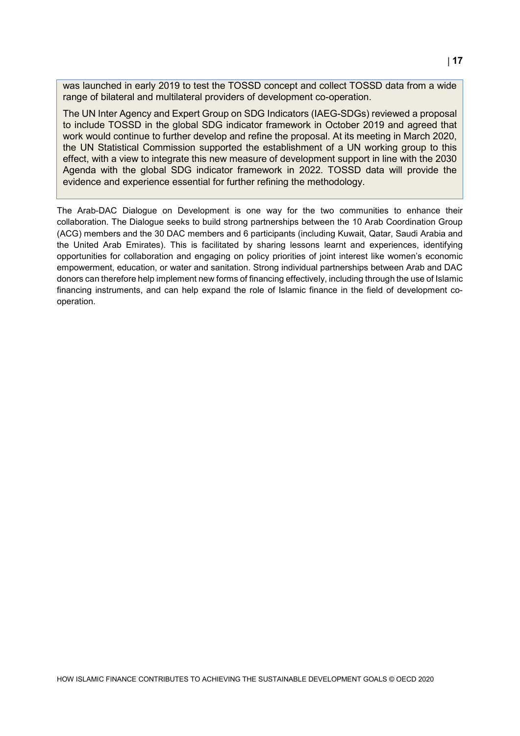was launched in early 2019 to test the TOSSD concept and collect TOSSD data from a wide range of bilateral and multilateral providers of development co-operation.

The UN Inter Agency and Expert Group on SDG Indicators (IAEG-SDGs) reviewed a proposal to include TOSSD in the global SDG indicator framework in October 2019 and agreed that work would continue to further develop and refine the proposal. At its meeting in March 2020, the UN Statistical Commission supported the establishment of a UN working group to this effect, with a view to integrate this new measure of development support in line with the 2030 Agenda with the global SDG indicator framework in 2022. TOSSD data will provide the evidence and experience essential for further refining the methodology.

The Arab-DAC Dialogue on Development is one way for the two communities to enhance their collaboration. The Dialogue seeks to build strong partnerships between the 10 Arab Coordination Group (ACG) members and the 30 DAC members and 6 participants (including Kuwait, Qatar, Saudi Arabia and the United Arab Emirates). This is facilitated by sharing lessons learnt and experiences, identifying opportunities for collaboration and engaging on policy priorities of joint interest like women's economic empowerment, education, or water and sanitation. Strong individual partnerships between Arab and DAC donors can therefore help implement new forms of financing effectively, including through the use of Islamic financing instruments, and can help expand the role of Islamic finance in the field of development co-operation.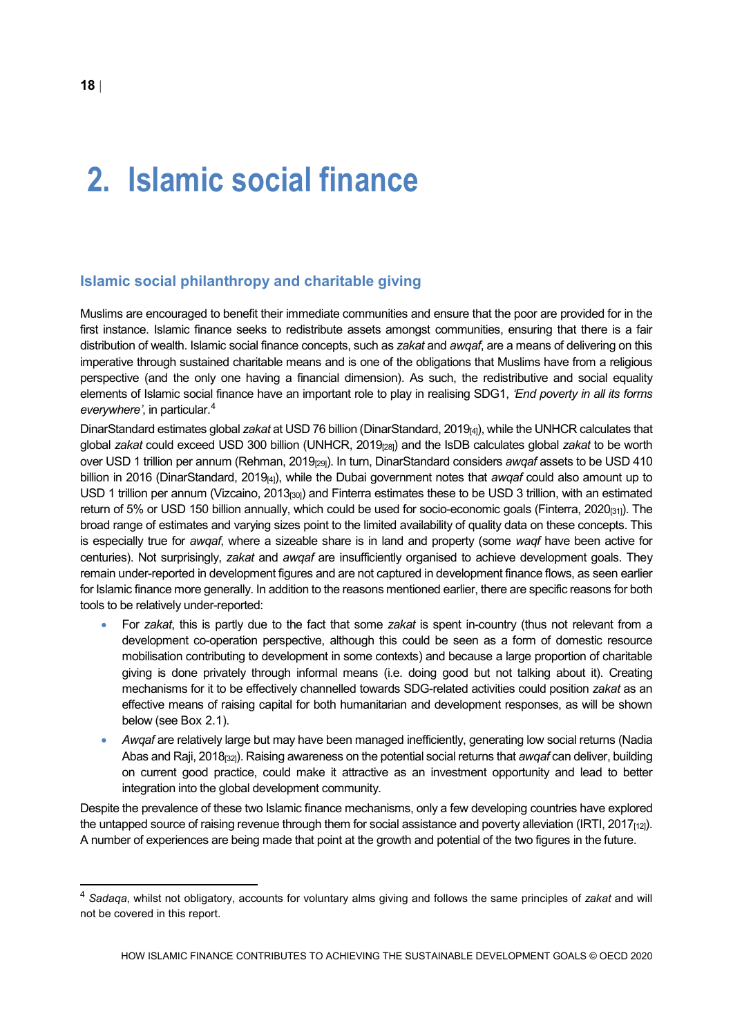# 2. Islamic social finance

## Islamic social philanthropy and charitable giving

Muslims are encouraged to benefit their immediate communities and ensure that the poor are provided for in the first instance. Islamic finance seeks to redistribute assets amongst communities, ensuring that there is a fair distribution of wealth. Islamic social finance concepts, such as *zakat* and *awqaf*, are a means of delivering on this imperative through sustained charitable means and is one of the obligations that Muslims have from a religious perspective (and the only one having a financial dimension). As such, the redistributive and social equality elements of Islamic social finance have an important role to play in realising SDG1, *'End poverty in all its forms everywhere'*, in particular.[4]

DinarStandard estimates global *zakat* at USD 76 billion (DinarStandard, 2019[4]), while the UNHCR calculates that global *zakat* could exceed USD 300 billion (UNHCR, 2019[28]) and the IsDB calculates global *zakat* to be worth over USD 1 trillion per annum (Rehman, 2019[29]). In turn, DinarStandard considers *awqaf* assets to be USD 410 billion in 2016 (DinarStandard, 2019[4]), while the Dubai government notes that *awqaf* could also amount up to USD 1 trillion per annum (Vizcaino, 2013[30]) and Finterra estimates these to be USD 3 trillion, with an estimated return of 5% or USD 150 billion annually, which could be used for socio-economic goals (Finterra, 2020[31]). The broad range of estimates and varying sizes point to the limited availability of quality data on these concepts. This is especially true for *awqaf*, where a sizeable share is in land and property (some *waqf* have been active for centuries). Not surprisingly, *zakat* and *awqaf* are insufficiently organised to achieve development goals. They remain under-reported in development figures and are not captured in development finance flows, as seen earlier for Islamic finance more generally. In addition to the reasons mentioned earlier, there are specific reasons for both tools to be relatively under-reported:

- For *zakat*, this is partly due to the fact that some *zakat* is spent in-country (thus not relevant from a development co-operation perspective, although this could be seen as a form of domestic resource mobilisation contributing to development in some contexts) and because a large proportion of charitable giving is done privately through informal means (i.e. doing good but not talking about it). Creating mechanisms for it to be effectively channelled towards SDG-related activities could position *zakat* as an effective means of raising capital for both humanitarian and development responses, as will be shown below (see Box 2.1).
- *Awqaf* are relatively large but may have been managed inefficiently, generating low social returns (Nadia Abas and Raji, 2018[32]). Raising awareness on the potential social returns that *awqaf* can deliver, building on current good practice, could make it attractive as an investment opportunity and lead to better integration into the global development community.

Despite the prevalence of these two Islamic finance mechanisms, only a few developing countries have explored the untapped source of raising revenue through them for social assistance and poverty alleviation (IRTI, 2017[12]). A number of experiences are being made that point at the growth and potential of the two figures in the future.

---

[4] *Sadaqa*, whilst not obligatory, accounts for voluntary alms giving and follows the same principles of *zakat* and will not be covered in this report.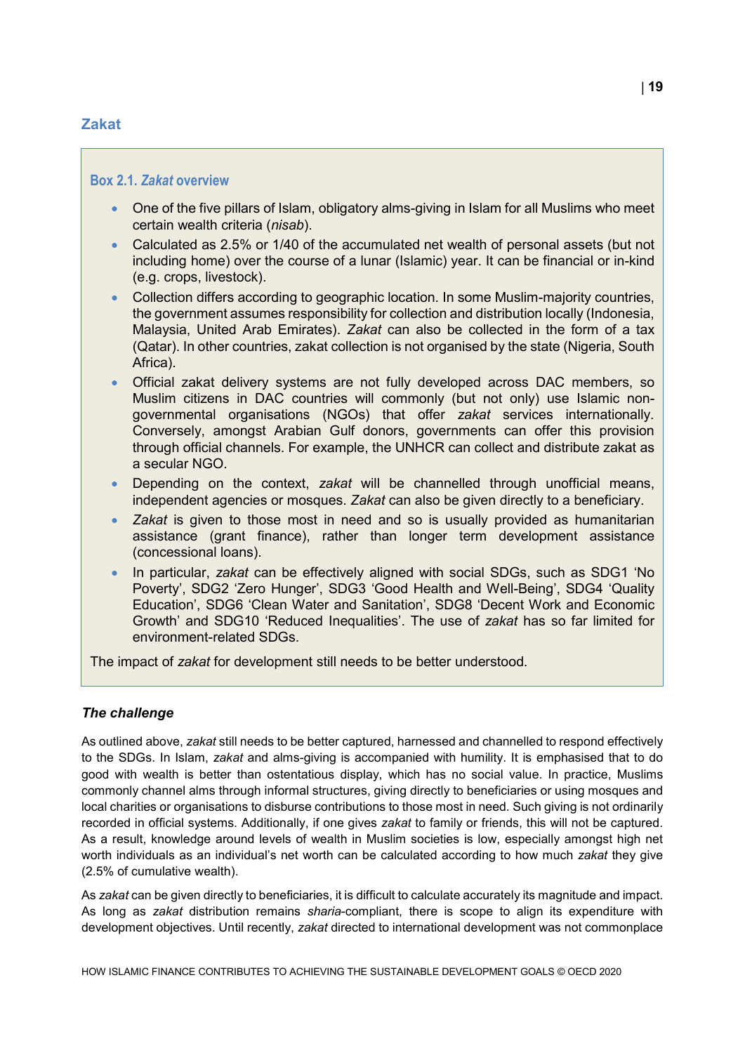## Zakat

### Box 2.1. *Zakat* overview

- One of the five pillars of Islam, obligatory alms-giving in Islam for all Muslims who meet certain wealth criteria (*nisab*).
- Calculated as 2.5% or 1/40 of the accumulated net wealth of personal assets (but not including home) over the course of a lunar (Islamic) year. It can be financial or in-kind (e.g. crops, livestock).
- Collection differs according to geographic location. In some Muslim-majority countries, the government assumes responsibility for collection and distribution locally (Indonesia, Malaysia, United Arab Emirates). *Zakat* can also be collected in the form of a tax (Qatar). In other countries, zakat collection is not organised by the state (Nigeria, South Africa).
- Official zakat delivery systems are not fully developed across DAC members, so Muslim citizens in DAC countries will commonly (but not only) use Islamic non-governmental organisations (NGOs) that offer *zakat* services internationally. Conversely, amongst Arabian Gulf donors, governments can offer this provision through official channels. For example, the UNHCR can collect and distribute zakat as a secular NGO.
- Depending on the context, *zakat* will be channelled through unofficial means, independent agencies or mosques. *Zakat* can also be given directly to a beneficiary.
- *Zakat* is given to those most in need and so is usually provided as humanitarian assistance (grant finance), rather than longer term development assistance (concessional loans).
- In particular, *zakat* can be effectively aligned with social SDGs, such as SDG1 'No Poverty', SDG2 'Zero Hunger', SDG3 'Good Health and Well-Being', SDG4 'Quality Education', SDG6 'Clean Water and Sanitation', SDG8 'Decent Work and Economic Growth' and SDG10 'Reduced Inequalities'. The use of *zakat* has so far limited for environment-related SDGs.

The impact of *zakat* for development still needs to be better understood.

#### *The challenge*

As outlined above, *zakat* still needs to be better captured, harnessed and channelled to respond effectively to the SDGs. In Islam, *zakat* and alms-giving is accompanied with humility. It is emphasised that to do good with wealth is better than ostentatious display, which has no social value. In practice, Muslims commonly channel alms through informal structures, giving directly to beneficiaries or using mosques and local charities or organisations to disburse contributions to those most in need. Such giving is not ordinarily recorded in official systems. Additionally, if one gives *zakat* to family or friends, this will not be captured. As a result, knowledge around levels of wealth in Muslim societies is low, especially amongst high net worth individuals as an individual's net worth can be calculated according to how much *zakat* they give (2.5% of cumulative wealth).

As *zakat* can be given directly to beneficiaries, it is difficult to calculate accurately its magnitude and impact. As long as *zakat* distribution remains *sharia*-compliant, there is scope to align its expenditure with development objectives. Until recently, *zakat* directed to international development was not commonplace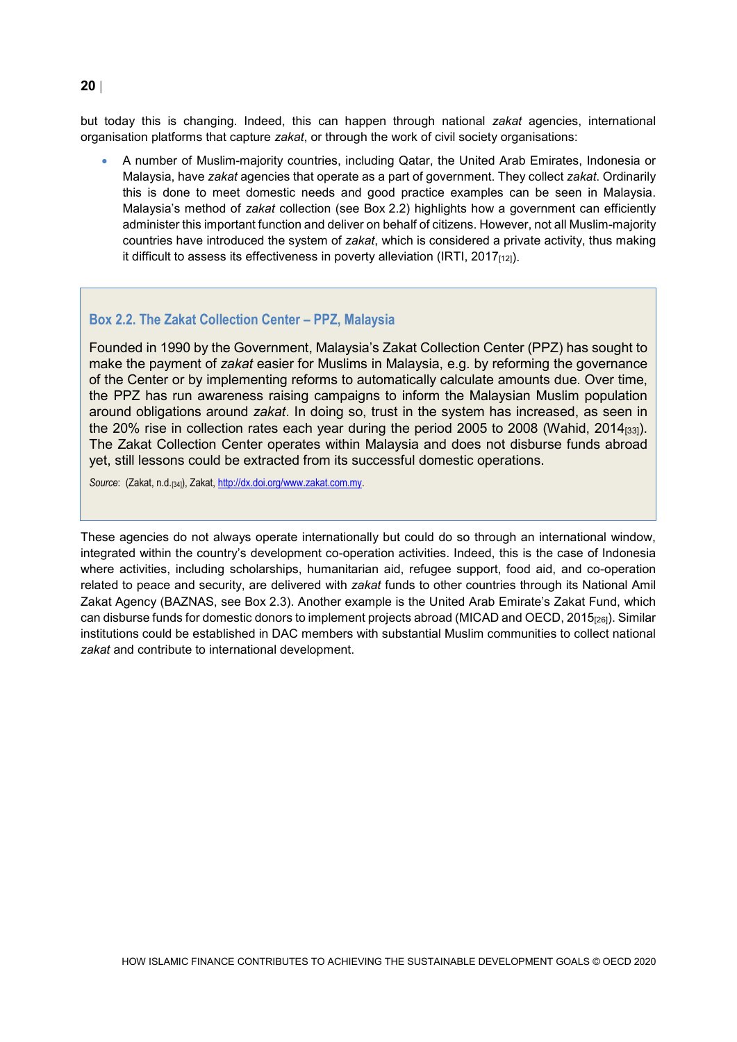but today this is changing. Indeed, this can happen through national *zakat* agencies, international organisation platforms that capture *zakat*, or through the work of civil society organisations:

- A number of Muslim-majority countries, including Qatar, the United Arab Emirates, Indonesia or Malaysia, have *zakat* agencies that operate as a part of government. They collect *zakat*. Ordinarily this is done to meet domestic needs and good practice examples can be seen in Malaysia. Malaysia's method of *zakat* collection (see Box 2.2) highlights how a government can efficiently administer this important function and deliver on behalf of citizens. However, not all Muslim-majority countries have introduced the system of *zakat*, which is considered a private activity, thus making it difficult to assess its effectiveness in poverty alleviation (IRTI, 2017[12]).

### Box 2.2. The Zakat Collection Center – PPZ, Malaysia

Founded in 1990 by the Government, Malaysia's Zakat Collection Center (PPZ) has sought to make the payment of *zakat* easier for Muslims in Malaysia, e.g. by reforming the governance of the Center or by implementing reforms to automatically calculate amounts due. Over time, the PPZ has run awareness raising campaigns to inform the Malaysian Muslim population around obligations around *zakat*. In doing so, trust in the system has increased, as seen in the 20% rise in collection rates each year during the period 2005 to 2008 (Wahid, 2014[33]). The Zakat Collection Center operates within Malaysia and does not disburse funds abroad yet, still lessons could be extracted from its successful domestic operations.

*Source*: (Zakat, n.d.[34]), Zakat, http://dx.doi.org/www.zakat.com.my.

These agencies do not always operate internationally but could do so through an international window, integrated within the country's development co-operation activities. Indeed, this is the case of Indonesia where activities, including scholarships, humanitarian aid, refugee support, food aid, and co-operation related to peace and security, are delivered with *zakat* funds to other countries through its National Amil Zakat Agency (BAZNAS, see Box 2.3). Another example is the United Arab Emirate's Zakat Fund, which can disburse funds for domestic donors to implement projects abroad (MICAD and OECD, 2015[26]). Similar institutions could be established in DAC members with substantial Muslim communities to collect national *zakat* and contribute to international development.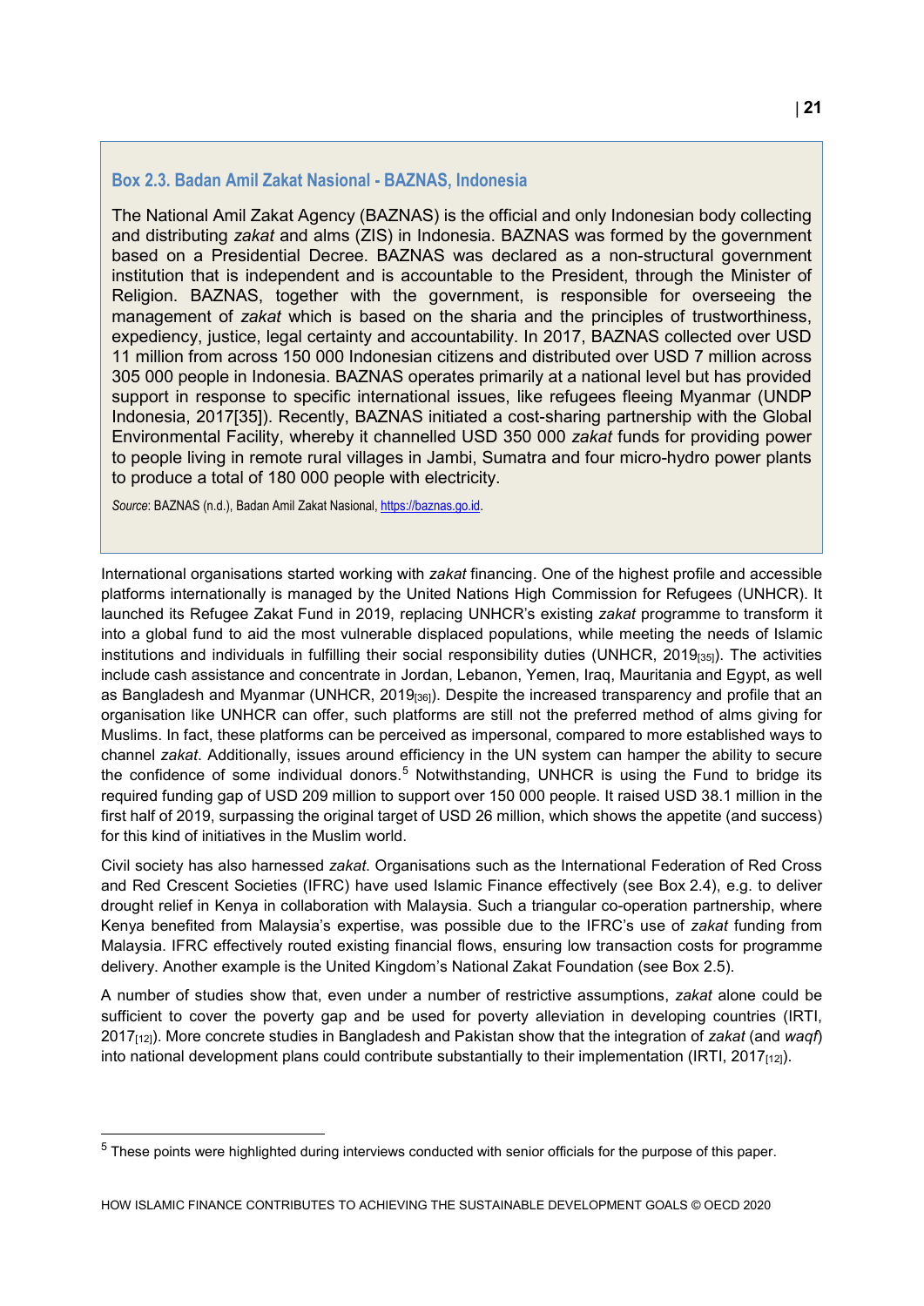### Box 2.3. Badan Amil Zakat Nasional - BAZNAS, Indonesia

The National Amil Zakat Agency (BAZNAS) is the official and only Indonesian body collecting and distributing *zakat* and alms (ZIS) in Indonesia. BAZNAS was formed by the government based on a Presidential Decree. BAZNAS was declared as a non-structural government institution that is independent and is accountable to the President, through the Minister of Religion. BAZNAS, together with the government, is responsible for overseeing the management of *zakat* which is based on the sharia and the principles of trustworthiness, expediency, justice, legal certainty and accountability. In 2017, BAZNAS collected over USD 11 million from across 150 000 Indonesian citizens and distributed over USD 7 million across 305 000 people in Indonesia. BAZNAS operates primarily at a national level but has provided support in response to specific international issues, like refugees fleeing Myanmar (UNDP Indonesia, 2017[35]). Recently, BAZNAS initiated a cost-sharing partnership with the Global Environmental Facility, whereby it channelled USD 350 000 *zakat* funds for providing power to people living in remote rural villages in Jambi, Sumatra and four micro-hydro power plants to produce a total of 180 000 people with electricity.

*Source*: BAZNAS (n.d.), Badan Amil Zakat Nasional, https://baznas.go.id.

International organisations started working with *zakat* financing. One of the highest profile and accessible platforms internationally is managed by the United Nations High Commission for Refugees (UNHCR). It launched its Refugee Zakat Fund in 2019, replacing UNHCR's existing *zakat* programme to transform it into a global fund to aid the most vulnerable displaced populations, while meeting the needs of Islamic institutions and individuals in fulfilling their social responsibility duties (UNHCR, 2019[35]). The activities include cash assistance and concentrate in Jordan, Lebanon, Yemen, Iraq, Mauritania and Egypt, as well as Bangladesh and Myanmar (UNHCR, 2019[36]). Despite the increased transparency and profile that an organisation like UNHCR can offer, such platforms are still not the preferred method of alms giving for Muslims. In fact, these platforms can be perceived as impersonal, compared to more established ways to channel *zakat*. Additionally, issues around efficiency in the UN system can hamper the ability to secure the confidence of some individual donors.[5] Notwithstanding, UNHCR is using the Fund to bridge its required funding gap of USD 209 million to support over 150 000 people. It raised USD 38.1 million in the first half of 2019, surpassing the original target of USD 26 million, which shows the appetite (and success) for this kind of initiatives in the Muslim world.

Civil society has also harnessed *zakat*. Organisations such as the International Federation of Red Cross and Red Crescent Societies (IFRC) have used Islamic Finance effectively (see Box 2.4), e.g. to deliver drought relief in Kenya in collaboration with Malaysia. Such a triangular co-operation partnership, where Kenya benefited from Malaysia's expertise, was possible due to the IFRC's use of *zakat* funding from Malaysia. IFRC effectively routed existing financial flows, ensuring low transaction costs for programme delivery. Another example is the United Kingdom's National Zakat Foundation (see Box 2.5).

A number of studies show that, even under a number of restrictive assumptions, *zakat* alone could be sufficient to cover the poverty gap and be used for poverty alleviation in developing countries (IRTI, 2017[12]). More concrete studies in Bangladesh and Pakistan show that the integration of *zakat* (and *waqf*) into national development plans could contribute substantially to their implementation (IRTI, 2017[12]).

[5] These points were highlighted during interviews conducted with senior officials for the purpose of this paper.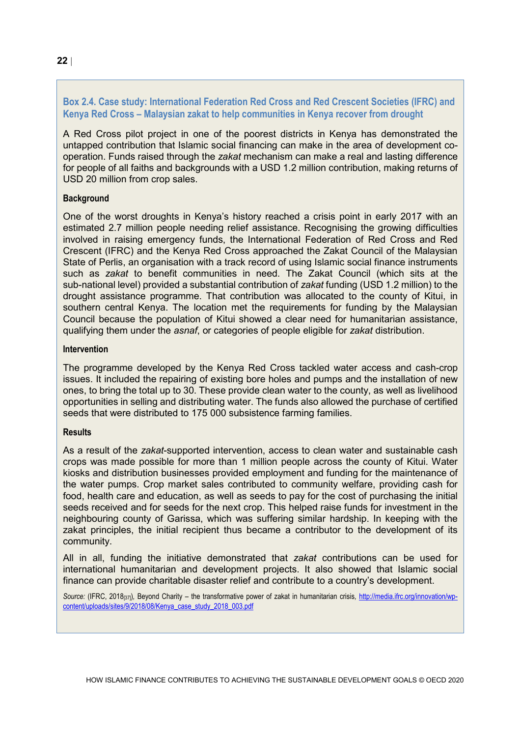### Box 2.4. Case study: International Federation Red Cross and Red Crescent Societies (IFRC) and Kenya Red Cross – Malaysian zakat to help communities in Kenya recover from drought

A Red Cross pilot project in one of the poorest districts in Kenya has demonstrated the untapped contribution that Islamic social financing can make in the area of development co-operation. Funds raised through the *zakat* mechanism can make a real and lasting difference for people of all faiths and backgrounds with a USD 1.2 million contribution, making returns of USD 20 million from crop sales.

**Background**

One of the worst droughts in Kenya's history reached a crisis point in early 2017 with an estimated 2.7 million people needing relief assistance. Recognising the growing difficulties involved in raising emergency funds, the International Federation of Red Cross and Red Crescent (IFRC) and the Kenya Red Cross approached the Zakat Council of the Malaysian State of Perlis, an organisation with a track record of using Islamic social finance instruments such as *zakat* to benefit communities in need. The Zakat Council (which sits at the sub-national level) provided a substantial contribution of *zakat* funding (USD 1.2 million) to the drought assistance programme. That contribution was allocated to the county of Kitui, in southern central Kenya. The location met the requirements for funding by the Malaysian Council because the population of Kitui showed a clear need for humanitarian assistance, qualifying them under the *asnaf*, or categories of people eligible for *zakat* distribution.

**Intervention**

The programme developed by the Kenya Red Cross tackled water access and cash-crop issues. It included the repairing of existing bore holes and pumps and the installation of new ones, to bring the total up to 30. These provide clean water to the county, as well as livelihood opportunities in selling and distributing water. The funds also allowed the purchase of certified seeds that were distributed to 175 000 subsistence farming families.

**Results**

As a result of the *zakat*-supported intervention, access to clean water and sustainable cash crops was made possible for more than 1 million people across the county of Kitui. Water kiosks and distribution businesses provided employment and funding for the maintenance of the water pumps. Crop market sales contributed to community welfare, providing cash for food, health care and education, as well as seeds to pay for the cost of purchasing the initial seeds received and for seeds for the next crop. This helped raise funds for investment in the neighbouring county of Garissa, which was suffering similar hardship. In keeping with the zakat principles, the initial recipient thus became a contributor to the development of its community.

All in all, funding the initiative demonstrated that *zakat* contributions can be used for international humanitarian and development projects. It also showed that Islamic social finance can provide charitable disaster relief and contribute to a country's development.

*Source:* (IFRC, 2018[37]), Beyond Charity – the transformative power of zakat in humanitarian crisis, http://media.ifrc.org/innovation/wp-content/uploads/sites/9/2018/08/Kenya_case_study_2018_003.pdf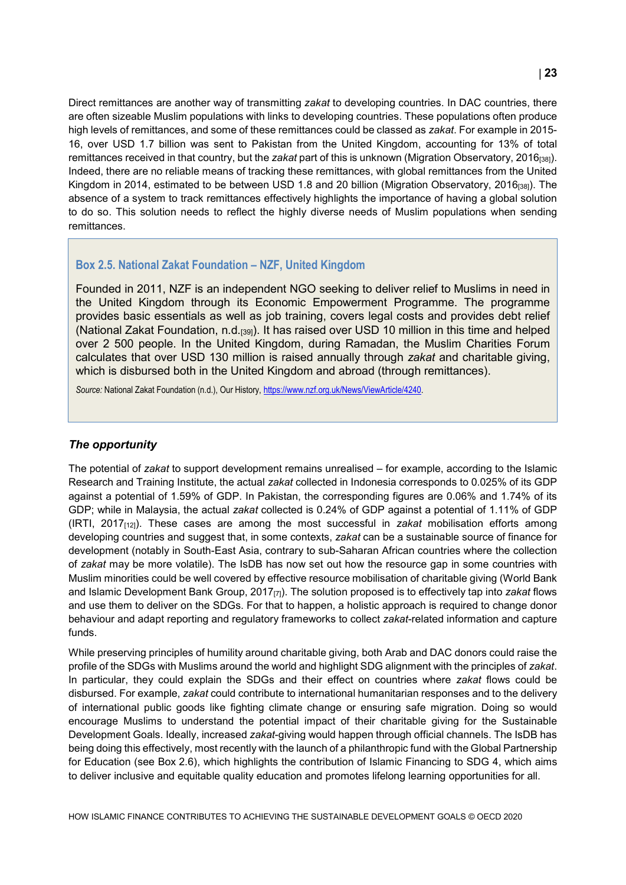Direct remittances are another way of transmitting *zakat* to developing countries. In DAC countries, there are often sizeable Muslim populations with links to developing countries. These populations often produce high levels of remittances, and some of these remittances could be classed as *zakat*. For example in 2015-16, over USD 1.7 billion was sent to Pakistan from the United Kingdom, accounting for 13% of total remittances received in that country, but the *zakat* part of this is unknown (Migration Observatory, 2016[38]). Indeed, there are no reliable means of tracking these remittances, with global remittances from the United Kingdom in 2014, estimated to be between USD 1.8 and 20 billion (Migration Observatory, 2016[38]). The absence of a system to track remittances effectively highlights the importance of having a global solution to do so. This solution needs to reflect the highly diverse needs of Muslim populations when sending remittances.

### Box 2.5. National Zakat Foundation – NZF, United Kingdom

Founded in 2011, NZF is an independent NGO seeking to deliver relief to Muslims in need in the United Kingdom through its Economic Empowerment Programme. The programme provides basic essentials as well as job training, covers legal costs and provides debt relief (National Zakat Foundation, n.d.[39]). It has raised over USD 10 million in this time and helped over 2 500 people. In the United Kingdom, during Ramadan, the Muslim Charities Forum calculates that over USD 130 million is raised annually through *zakat* and charitable giving, which is disbursed both in the United Kingdom and abroad (through remittances).

*Source:* National Zakat Foundation (n.d.), Our History, https://www.nzf.org.uk/News/ViewArticle/4240.

### *The opportunity*

The potential of *zakat* to support development remains unrealised – for example, according to the Islamic Research and Training Institute, the actual *zakat* collected in Indonesia corresponds to 0.025% of its GDP against a potential of 1.59% of GDP. In Pakistan, the corresponding figures are 0.06% and 1.74% of its GDP; while in Malaysia, the actual *zakat* collected is 0.24% of GDP against a potential of 1.11% of GDP (IRTI, 2017[12]). These cases are among the most successful in *zakat* mobilisation efforts among developing countries and suggest that, in some contexts, *zakat* can be a sustainable source of finance for development (notably in South-East Asia, contrary to sub-Saharan African countries where the collection of *zakat* may be more volatile). The IsDB has now set out how the resource gap in some countries with Muslim minorities could be well covered by effective resource mobilisation of charitable giving (World Bank and Islamic Development Bank Group, 2017[7]). The solution proposed is to effectively tap into *zakat* flows and use them to deliver on the SDGs. For that to happen, a holistic approach is required to change donor behaviour and adapt reporting and regulatory frameworks to collect *zakat*-related information and capture funds.

While preserving principles of humility around charitable giving, both Arab and DAC donors could raise the profile of the SDGs with Muslims around the world and highlight SDG alignment with the principles of *zakat*. In particular, they could explain the SDGs and their effect on countries where *zakat* flows could be disbursed. For example, *zakat* could contribute to international humanitarian responses and to the delivery of international public goods like fighting climate change or ensuring safe migration. Doing so would encourage Muslims to understand the potential impact of their charitable giving for the Sustainable Development Goals. Ideally, increased *zakat*-giving would happen through official channels. The IsDB has being doing this effectively, most recently with the launch of a philanthropic fund with the Global Partnership for Education (see Box 2.6), which highlights the contribution of Islamic Financing to SDG 4, which aims to deliver inclusive and equitable quality education and promotes lifelong learning opportunities for all.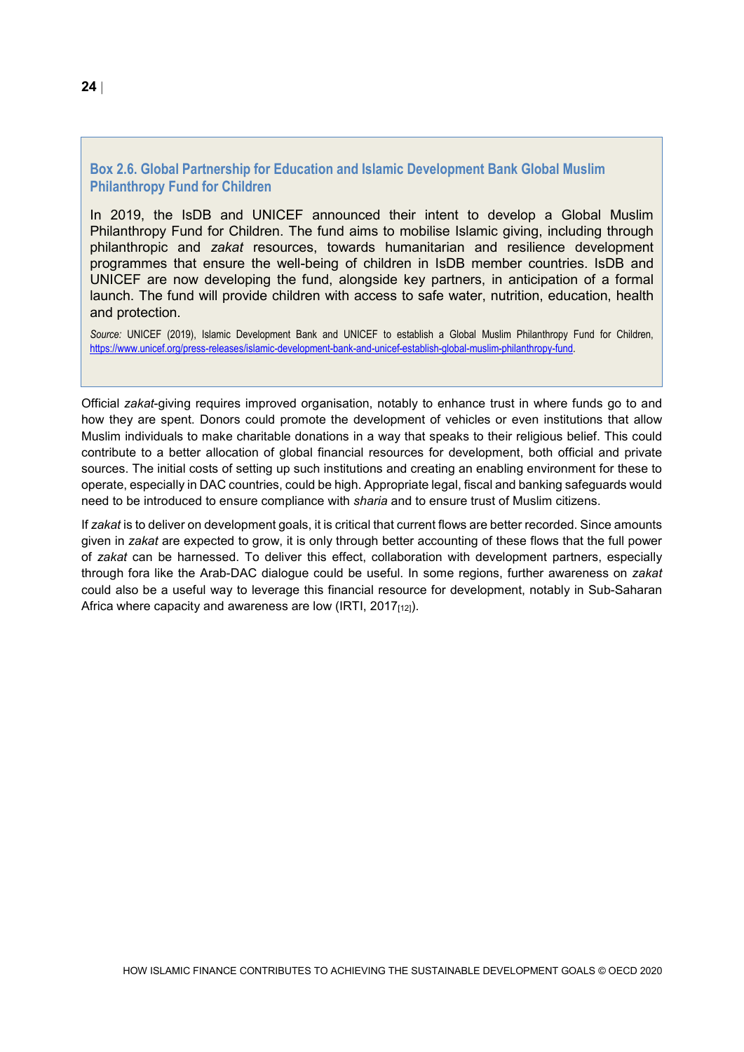### Box 2.6. Global Partnership for Education and Islamic Development Bank Global Muslim Philanthropy Fund for Children

In 2019, the IsDB and UNICEF announced their intent to develop a Global Muslim Philanthropy Fund for Children. The fund aims to mobilise Islamic giving, including through philanthropic and *zakat* resources, towards humanitarian and resilience development programmes that ensure the well-being of children in IsDB member countries. IsDB and UNICEF are now developing the fund, alongside key partners, in anticipation of a formal launch. The fund will provide children with access to safe water, nutrition, education, health and protection.

*Source:* UNICEF (2019), Islamic Development Bank and UNICEF to establish a Global Muslim Philanthropy Fund for Children, https://www.unicef.org/press-releases/islamic-development-bank-and-unicef-establish-global-muslim-philanthropy-fund.

Official *zakat*-giving requires improved organisation, notably to enhance trust in where funds go to and how they are spent. Donors could promote the development of vehicles or even institutions that allow Muslim individuals to make charitable donations in a way that speaks to their religious belief. This could contribute to a better allocation of global financial resources for development, both official and private sources. The initial costs of setting up such institutions and creating an enabling environment for these to operate, especially in DAC countries, could be high. Appropriate legal, fiscal and banking safeguards would need to be introduced to ensure compliance with *sharia* and to ensure trust of Muslim citizens.

If *zakat* is to deliver on development goals, it is critical that current flows are better recorded. Since amounts given in *zakat* are expected to grow, it is only through better accounting of these flows that the full power of *zakat* can be harnessed. To deliver this effect, collaboration with development partners, especially through fora like the Arab-DAC dialogue could be useful. In some regions, further awareness on *zakat* could also be a useful way to leverage this financial resource for development, notably in Sub-Saharan Africa where capacity and awareness are low (IRTI, 2017[12]).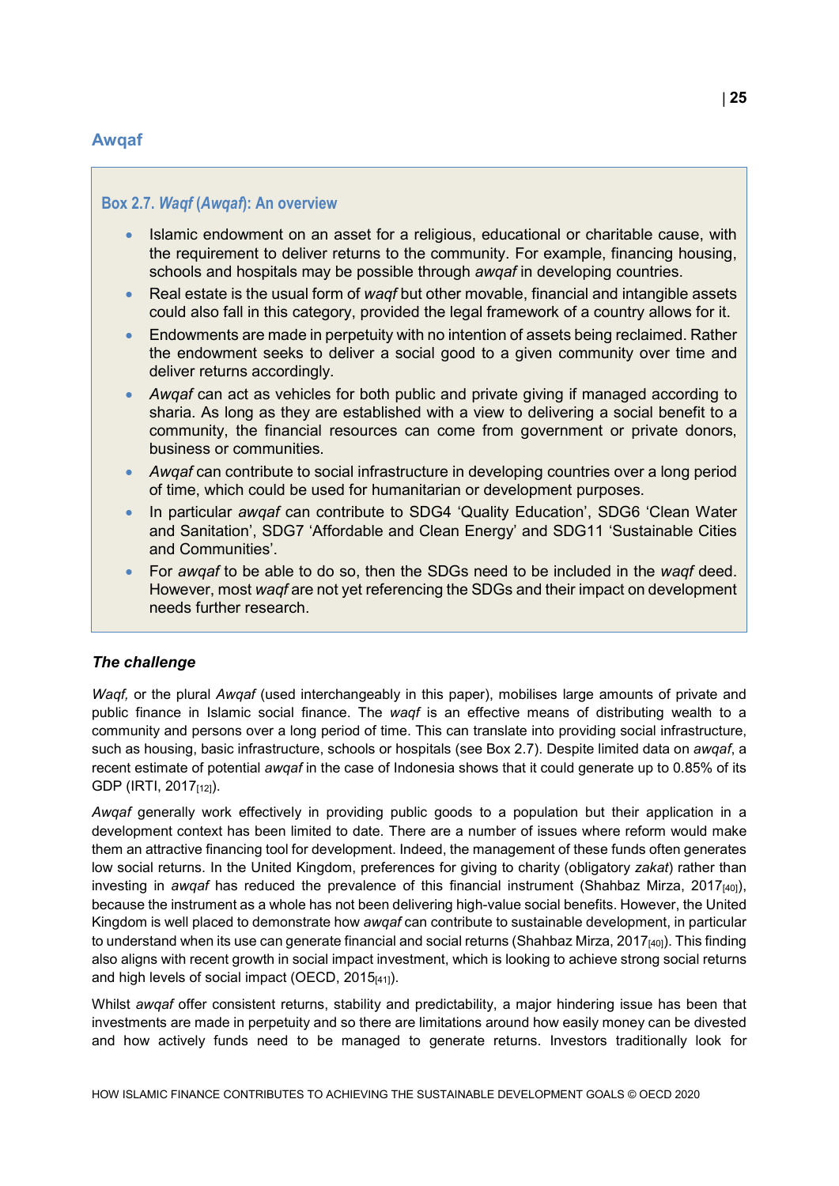## Awqaf

### Box 2.7. *Waqf* (*Awqaf*): An overview

- Islamic endowment on an asset for a religious, educational or charitable cause, with the requirement to deliver returns to the community. For example, financing housing, schools and hospitals may be possible through *awqaf* in developing countries.
- Real estate is the usual form of *waqf* but other movable, financial and intangible assets could also fall in this category, provided the legal framework of a country allows for it.
- Endowments are made in perpetuity with no intention of assets being reclaimed. Rather the endowment seeks to deliver a social good to a given community over time and deliver returns accordingly.
- *Awqaf* can act as vehicles for both public and private giving if managed according to sharia. As long as they are established with a view to delivering a social benefit to a community, the financial resources can come from government or private donors, business or communities.
- *Awqaf* can contribute to social infrastructure in developing countries over a long period of time, which could be used for humanitarian or development purposes.
- In particular *awqaf* can contribute to SDG4 'Quality Education', SDG6 'Clean Water and Sanitation', SDG7 'Affordable and Clean Energy' and SDG11 'Sustainable Cities and Communities'.
- For *awqaf* to be able to do so, then the SDGs need to be included in the *waqf* deed. However, most *waqf* are not yet referencing the SDGs and their impact on development needs further research.

#### *The challenge*

*Waqf,* or the plural *Awqaf* (used interchangeably in this paper), mobilises large amounts of private and public finance in Islamic social finance. The *waqf* is an effective means of distributing wealth to a community and persons over a long period of time. This can translate into providing social infrastructure, such as housing, basic infrastructure, schools or hospitals (see Box 2.7). Despite limited data on *awqaf*, a recent estimate of potential *awqaf* in the case of Indonesia shows that it could generate up to 0.85% of its GDP (IRTI, 2017[12]).

*Awqaf* generally work effectively in providing public goods to a population but their application in a development context has been limited to date. There are a number of issues where reform would make them an attractive financing tool for development. Indeed, the management of these funds often generates low social returns. In the United Kingdom, preferences for giving to charity (obligatory *zakat*) rather than investing in *awqaf* has reduced the prevalence of this financial instrument (Shahbaz Mirza, 2017[40]), because the instrument as a whole has not been delivering high-value social benefits. However, the United Kingdom is well placed to demonstrate how *awqaf* can contribute to sustainable development, in particular to understand when its use can generate financial and social returns (Shahbaz Mirza, 2017[40]). This finding also aligns with recent growth in social impact investment, which is looking to achieve strong social returns and high levels of social impact (OECD, 2015[41]).

Whilst *awqaf* offer consistent returns, stability and predictability, a major hindering issue has been that investments are made in perpetuity and so there are limitations around how easily money can be divested and how actively funds need to be managed to generate returns. Investors traditionally look for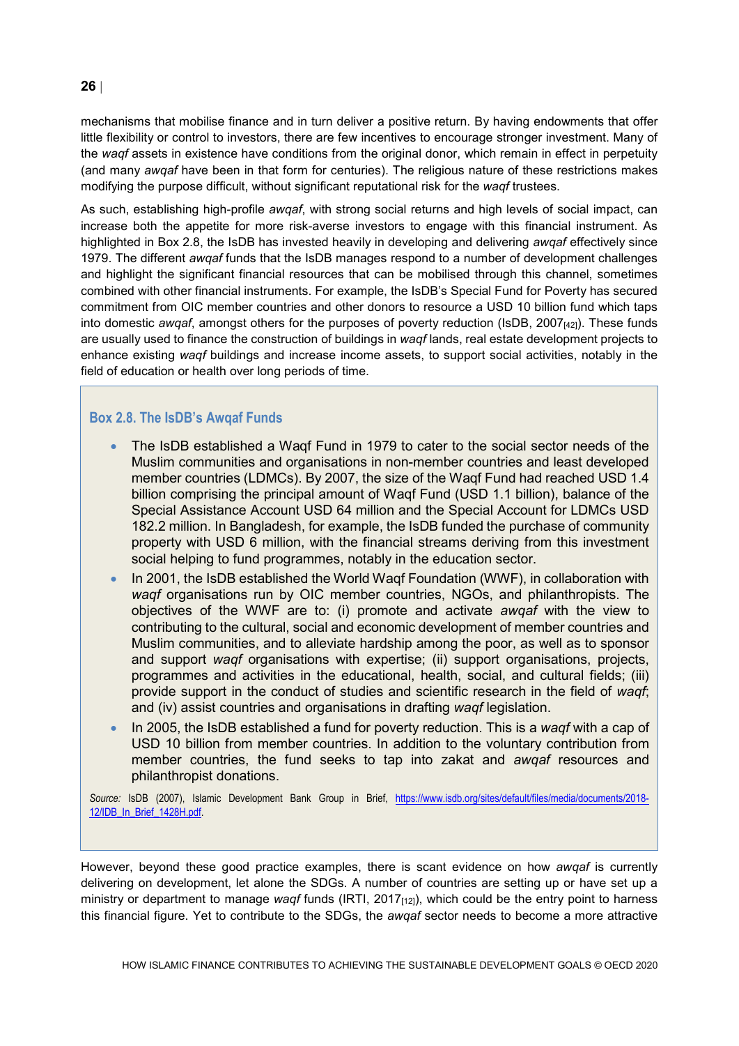mechanisms that mobilise finance and in turn deliver a positive return. By having endowments that offer little flexibility or control to investors, there are few incentives to encourage stronger investment. Many of the *waqf* assets in existence have conditions from the original donor, which remain in effect in perpetuity (and many *awqaf* have been in that form for centuries). The religious nature of these restrictions makes modifying the purpose difficult, without significant reputational risk for the *waqf* trustees.

As such, establishing high-profile *awqaf*, with strong social returns and high levels of social impact, can increase both the appetite for more risk-averse investors to engage with this financial instrument. As highlighted in Box 2.8, the IsDB has invested heavily in developing and delivering *awqaf* effectively since 1979. The different *awqaf* funds that the IsDB manages respond to a number of development challenges and highlight the significant financial resources that can be mobilised through this channel, sometimes combined with other financial instruments. For example, the IsDB's Special Fund for Poverty has secured commitment from OIC member countries and other donors to resource a USD 10 billion fund which taps into domestic *awqaf*, amongst others for the purposes of poverty reduction (IsDB, 2007[42]). These funds are usually used to finance the construction of buildings in *waqf* lands, real estate development projects to enhance existing *waqf* buildings and increase income assets, to support social activities, notably in the field of education or health over long periods of time.

### Box 2.8. The IsDB's Awqaf Funds

- The IsDB established a Waqf Fund in 1979 to cater to the social sector needs of the Muslim communities and organisations in non-member countries and least developed member countries (LDMCs). By 2007, the size of the Waqf Fund had reached USD 1.4 billion comprising the principal amount of Waqf Fund (USD 1.1 billion), balance of the Special Assistance Account USD 64 million and the Special Account for LDMCs USD 182.2 million. In Bangladesh, for example, the IsDB funded the purchase of community property with USD 6 million, with the financial streams deriving from this investment social helping to fund programmes, notably in the education sector.
- In 2001, the IsDB established the World Waqf Foundation (WWF), in collaboration with *waqf* organisations run by OIC member countries, NGOs, and philanthropists. The objectives of the WWF are to: (i) promote and activate *awqaf* with the view to contributing to the cultural, social and economic development of member countries and Muslim communities, and to alleviate hardship among the poor, as well as to sponsor and support *waqf* organisations with expertise; (ii) support organisations, projects, programmes and activities in the educational, health, social, and cultural fields; (iii) provide support in the conduct of studies and scientific research in the field of *waqf*; and (iv) assist countries and organisations in drafting *waqf* legislation.
- In 2005, the IsDB established a fund for poverty reduction. This is a *waqf* with a cap of USD 10 billion from member countries. In addition to the voluntary contribution from member countries, the fund seeks to tap into zakat and *awqaf* resources and philanthropist donations.

*Source:* IsDB (2007), Islamic Development Bank Group in Brief, https://www.isdb.org/sites/default/files/media/documents/2018-12/IDB_In_Brief_1428H.pdf.

However, beyond these good practice examples, there is scant evidence on how *awqaf* is currently delivering on development, let alone the SDGs. A number of countries are setting up or have set up a ministry or department to manage *waqf* funds (IRTI, 2017[12]), which could be the entry point to harness this financial figure. Yet to contribute to the SDGs, the *awqaf* sector needs to become a more attractive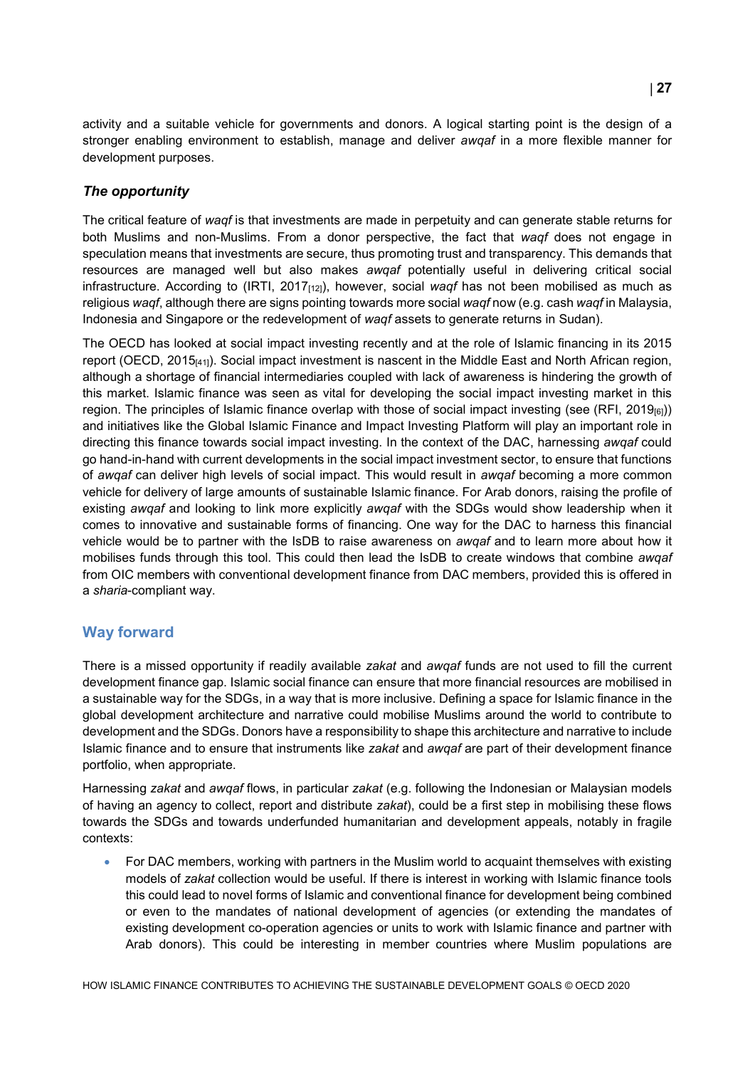activity and a suitable vehicle for governments and donors. A logical starting point is the design of a stronger enabling environment to establish, manage and deliver *awqaf* in a more flexible manner for development purposes.

### *The opportunity*

The critical feature of *waqf* is that investments are made in perpetuity and can generate stable returns for both Muslims and non-Muslims. From a donor perspective, the fact that *waqf* does not engage in speculation means that investments are secure, thus promoting trust and transparency. This demands that resources are managed well but also makes *awqaf* potentially useful in delivering critical social infrastructure. According to (IRTI, 2017[12]), however, social *waqf* has not been mobilised as much as religious *waqf*, although there are signs pointing towards more social *waqf* now (e.g. cash *waqf* in Malaysia, Indonesia and Singapore or the redevelopment of *waqf* assets to generate returns in Sudan).

The OECD has looked at social impact investing recently and at the role of Islamic financing in its 2015 report (OECD, 2015[41]). Social impact investment is nascent in the Middle East and North African region, although a shortage of financial intermediaries coupled with lack of awareness is hindering the growth of this market. Islamic finance was seen as vital for developing the social impact investing market in this region. The principles of Islamic finance overlap with those of social impact investing (see (RFI, 2019[6])) and initiatives like the Global Islamic Finance and Impact Investing Platform will play an important role in directing this finance towards social impact investing. In the context of the DAC, harnessing *awqaf* could go hand-in-hand with current developments in the social impact investment sector, to ensure that functions of *awqaf* can deliver high levels of social impact. This would result in *awqaf* becoming a more common vehicle for delivery of large amounts of sustainable Islamic finance. For Arab donors, raising the profile of existing *awqaf* and looking to link more explicitly *awqaf* with the SDGs would show leadership when it comes to innovative and sustainable forms of financing. One way for the DAC to harness this financial vehicle would be to partner with the IsDB to raise awareness on *awqaf* and to learn more about how it mobilises funds through this tool. This could then lead the IsDB to create windows that combine *awqaf* from OIC members with conventional development finance from DAC members, provided this is offered in a *sharia*-compliant way.

## Way forward

There is a missed opportunity if readily available *zakat* and *awqaf* funds are not used to fill the current development finance gap. Islamic social finance can ensure that more financial resources are mobilised in a sustainable way for the SDGs, in a way that is more inclusive. Defining a space for Islamic finance in the global development architecture and narrative could mobilise Muslims around the world to contribute to development and the SDGs. Donors have a responsibility to shape this architecture and narrative to include Islamic finance and to ensure that instruments like *zakat* and *awqaf* are part of their development finance portfolio, when appropriate.

Harnessing *zakat* and *awqaf* flows, in particular *zakat* (e.g. following the Indonesian or Malaysian models of having an agency to collect, report and distribute *zakat*), could be a first step in mobilising these flows towards the SDGs and towards underfunded humanitarian and development appeals, notably in fragile contexts:

- For DAC members, working with partners in the Muslim world to acquaint themselves with existing models of *zakat* collection would be useful. If there is interest in working with Islamic finance tools this could lead to novel forms of Islamic and conventional finance for development being combined or even to the mandates of national development of agencies (or extending the mandates of existing development co-operation agencies or units to work with Islamic finance and partner with Arab donors). This could be interesting in member countries where Muslim populations are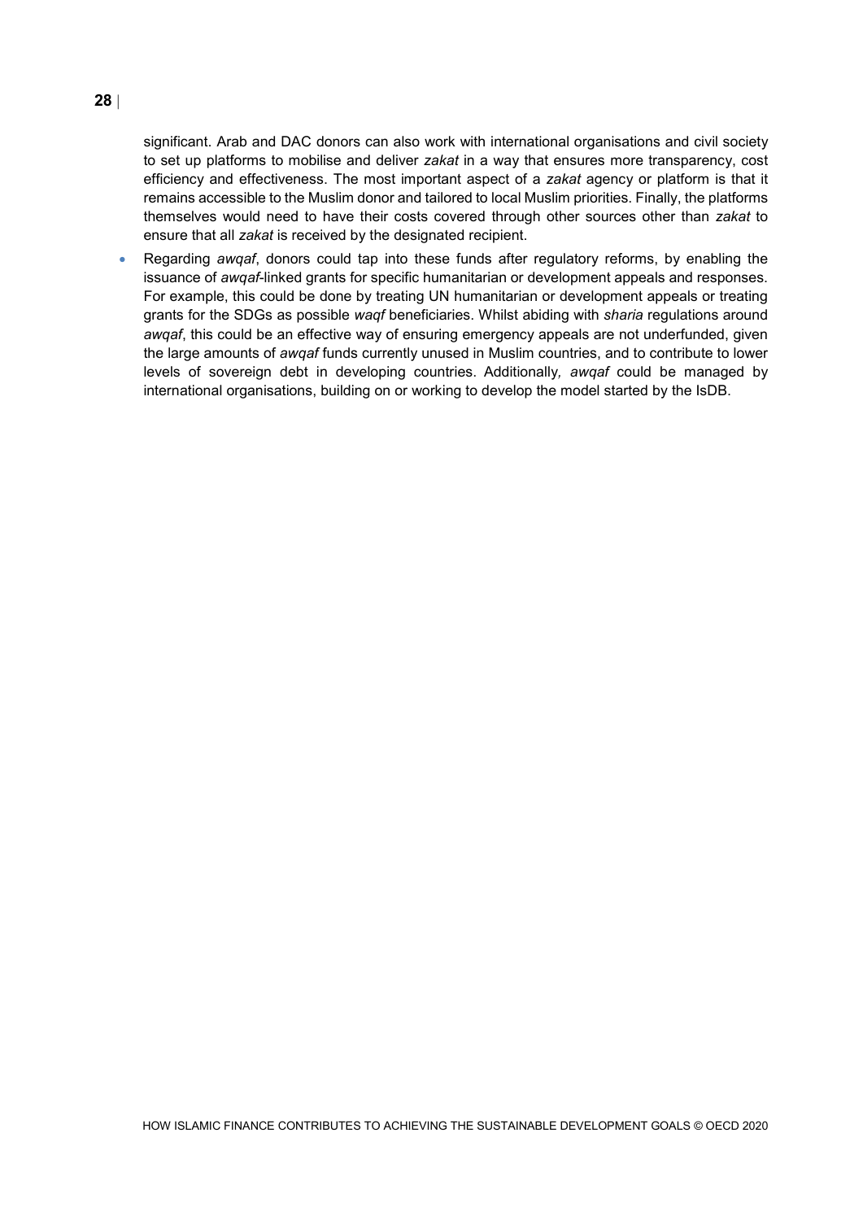significant. Arab and DAC donors can also work with international organisations and civil society to set up platforms to mobilise and deliver *zakat* in a way that ensures more transparency, cost efficiency and effectiveness. The most important aspect of a *zakat* agency or platform is that it remains accessible to the Muslim donor and tailored to local Muslim priorities. Finally, the platforms themselves would need to have their costs covered through other sources other than *zakat* to ensure that all *zakat* is received by the designated recipient.

- Regarding *awqaf*, donors could tap into these funds after regulatory reforms, by enabling the issuance of *awqaf*-linked grants for specific humanitarian or development appeals and responses. For example, this could be done by treating UN humanitarian or development appeals or treating grants for the SDGs as possible *waqf* beneficiaries. Whilst abiding with *sharia* regulations around *awqaf*, this could be an effective way of ensuring emergency appeals are not underfunded, given the large amounts of *awqaf* funds currently unused in Muslim countries, and to contribute to lower levels of sovereign debt in developing countries. Additionally, *awqaf* could be managed by international organisations, building on or working to develop the model started by the IsDB.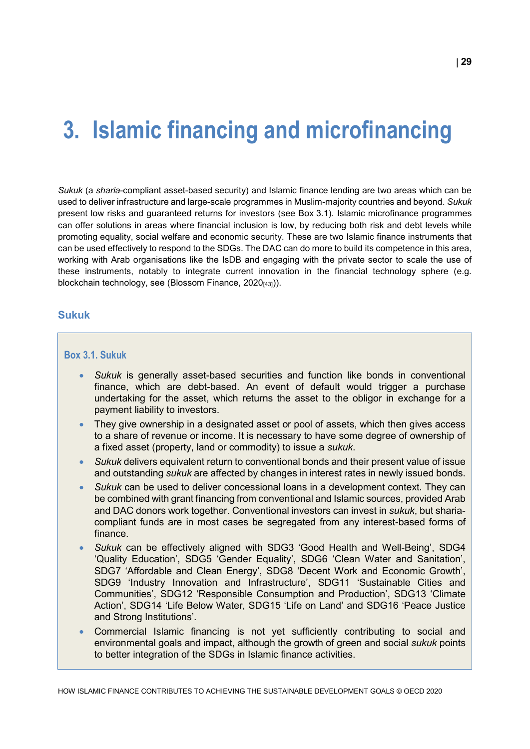# 3. Islamic financing and microfinancing

*Sukuk* (a *sharia*-compliant asset-based security) and Islamic finance lending are two areas which can be used to deliver infrastructure and large-scale programmes in Muslim-majority countries and beyond. *Sukuk* present low risks and guaranteed returns for investors (see Box 3.1). Islamic microfinance programmes can offer solutions in areas where financial inclusion is low, by reducing both risk and debt levels while promoting equality, social welfare and economic security. These are two Islamic finance instruments that can be used effectively to respond to the SDGs. The DAC can do more to build its competence in this area, working with Arab organisations like the IsDB and engaging with the private sector to scale the use of these instruments, notably to integrate current innovation in the financial technology sphere (e.g. blockchain technology, see (Blossom Finance, 2020[43])).

## Sukuk

### Box 3.1. Sukuk

- *Sukuk* is generally asset-based securities and function like bonds in conventional finance, which are debt-based. An event of default would trigger a purchase undertaking for the asset, which returns the asset to the obligor in exchange for a payment liability to investors.
- They give ownership in a designated asset or pool of assets, which then gives access to a share of revenue or income. It is necessary to have some degree of ownership of a fixed asset (property, land or commodity) to issue a *sukuk*.
- *Sukuk* delivers equivalent return to conventional bonds and their present value of issue and outstanding *sukuk* are affected by changes in interest rates in newly issued bonds.
- *Sukuk* can be used to deliver concessional loans in a development context. They can be combined with grant financing from conventional and Islamic sources, provided Arab and DAC donors work together. Conventional investors can invest in *sukuk*, but sharia-compliant funds are in most cases be segregated from any interest-based forms of finance.
- *Sukuk* can be effectively aligned with SDG3 'Good Health and Well-Being', SDG4 'Quality Education', SDG5 'Gender Equality', SDG6 'Clean Water and Sanitation', SDG7 'Affordable and Clean Energy', SDG8 'Decent Work and Economic Growth', SDG9 'Industry Innovation and Infrastructure', SDG11 'Sustainable Cities and Communities', SDG12 'Responsible Consumption and Production', SDG13 'Climate Action', SDG14 'Life Below Water, SDG15 'Life on Land' and SDG16 'Peace Justice and Strong Institutions'.
- Commercial Islamic financing is not yet sufficiently contributing to social and environmental goals and impact, although the growth of green and social *sukuk* points to better integration of the SDGs in Islamic finance activities.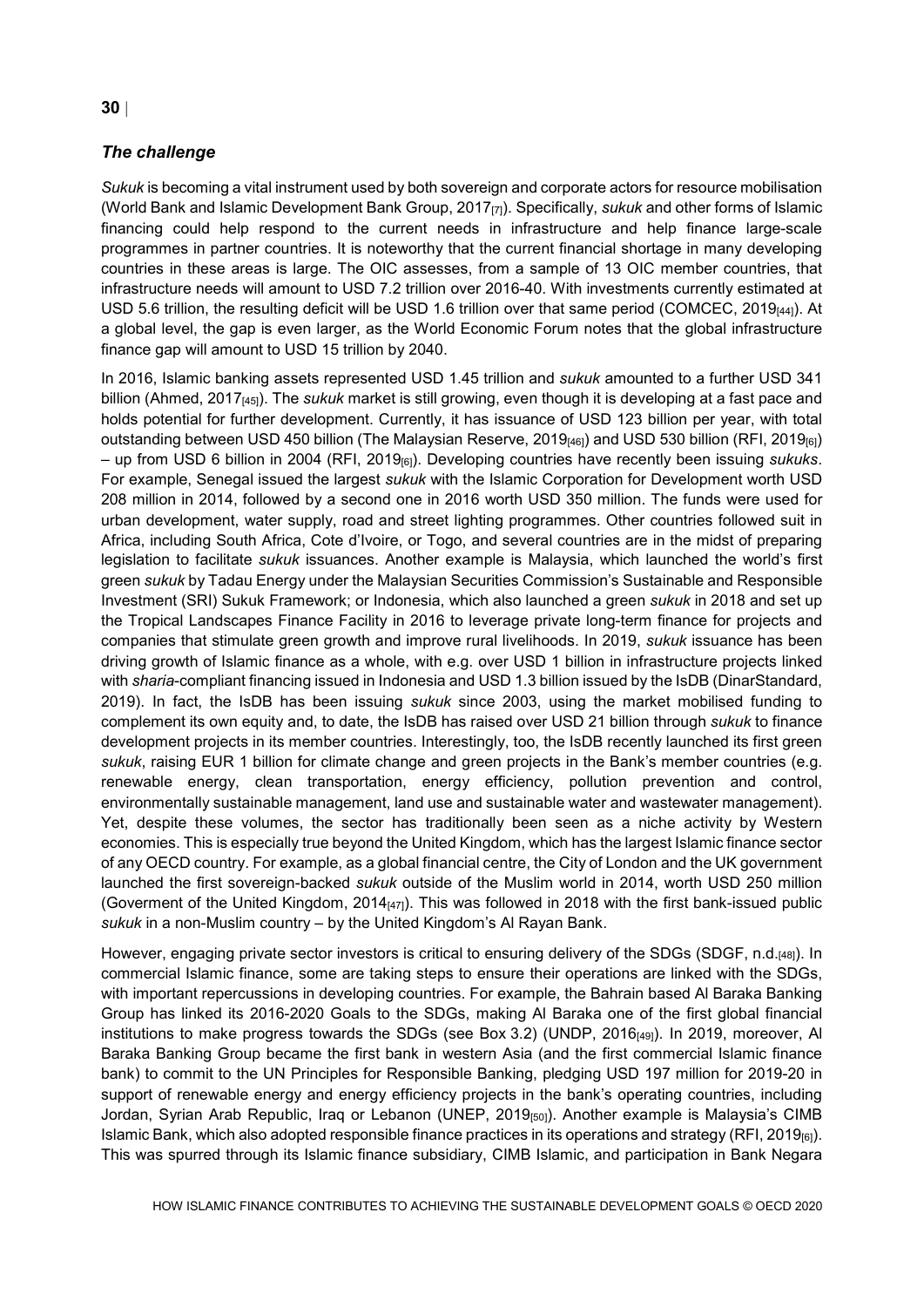### *The challenge*

*Sukuk* is becoming a vital instrument used by both sovereign and corporate actors for resource mobilisation (World Bank and Islamic Development Bank Group, 2017[7]). Specifically, *sukuk* and other forms of Islamic financing could help respond to the current needs in infrastructure and help finance large-scale programmes in partner countries. It is noteworthy that the current financial shortage in many developing countries in these areas is large. The OIC assesses, from a sample of 13 OIC member countries, that infrastructure needs will amount to USD 7.2 trillion over 2016-40. With investments currently estimated at USD 5.6 trillion, the resulting deficit will be USD 1.6 trillion over that same period (COMCEC, 2019[44]). At a global level, the gap is even larger, as the World Economic Forum notes that the global infrastructure finance gap will amount to USD 15 trillion by 2040.

In 2016, Islamic banking assets represented USD 1.45 trillion and *sukuk* amounted to a further USD 341 billion (Ahmed, 2017[45]). The *sukuk* market is still growing, even though it is developing at a fast pace and holds potential for further development. Currently, it has issuance of USD 123 billion per year, with total outstanding between USD 450 billion (The Malaysian Reserve, 2019[46]) and USD 530 billion (RFI, 2019[6]) – up from USD 6 billion in 2004 (RFI, 2019[6]). Developing countries have recently been issuing *sukuks*. For example, Senegal issued the largest *sukuk* with the Islamic Corporation for Development worth USD 208 million in 2014, followed by a second one in 2016 worth USD 350 million. The funds were used for urban development, water supply, road and street lighting programmes. Other countries followed suit in Africa, including South Africa, Cote d'Ivoire, or Togo, and several countries are in the midst of preparing legislation to facilitate *sukuk* issuances. Another example is Malaysia, which launched the world's first green *sukuk* by Tadau Energy under the Malaysian Securities Commission's Sustainable and Responsible Investment (SRI) Sukuk Framework; or Indonesia, which also launched a green *sukuk* in 2018 and set up the Tropical Landscapes Finance Facility in 2016 to leverage private long-term finance for projects and companies that stimulate green growth and improve rural livelihoods. In 2019, *sukuk* issuance has been driving growth of Islamic finance as a whole, with e.g. over USD 1 billion in infrastructure projects linked with *sharia*-compliant financing issued in Indonesia and USD 1.3 billion issued by the IsDB (DinarStandard, 2019). In fact, the IsDB has been issuing *sukuk* since 2003, using the market mobilised funding to complement its own equity and, to date, the IsDB has raised over USD 21 billion through *sukuk* to finance development projects in its member countries. Interestingly, too, the IsDB recently launched its first green *sukuk*, raising EUR 1 billion for climate change and green projects in the Bank's member countries (e.g. renewable energy, clean transportation, energy efficiency, pollution prevention and control, environmentally sustainable management, land use and sustainable water and wastewater management). Yet, despite these volumes, the sector has traditionally been seen as a niche activity by Western economies. This is especially true beyond the United Kingdom, which has the largest Islamic finance sector of any OECD country. For example, as a global financial centre, the City of London and the UK government launched the first sovereign-backed *sukuk* outside of the Muslim world in 2014, worth USD 250 million (Goverment of the United Kingdom, 2014[47]). This was followed in 2018 with the first bank-issued public *sukuk* in a non-Muslim country – by the United Kingdom's Al Rayan Bank.

However, engaging private sector investors is critical to ensuring delivery of the SDGs (SDGF, n.d.[48]). In commercial Islamic finance, some are taking steps to ensure their operations are linked with the SDGs, with important repercussions in developing countries. For example, the Bahrain based Al Baraka Banking Group has linked its 2016-2020 Goals to the SDGs, making Al Baraka one of the first global financial institutions to make progress towards the SDGs (see Box 3.2) (UNDP, 2016[49]). In 2019, moreover, Al Baraka Banking Group became the first bank in western Asia (and the first commercial Islamic finance bank) to commit to the UN Principles for Responsible Banking, pledging USD 197 million for 2019-20 in support of renewable energy and energy efficiency projects in the bank's operating countries, including Jordan, Syrian Arab Republic, Iraq or Lebanon (UNEP, 2019[50]). Another example is Malaysia's CIMB Islamic Bank, which also adopted responsible finance practices in its operations and strategy (RFI, 2019[6]). This was spurred through its Islamic finance subsidiary, CIMB Islamic, and participation in Bank Negara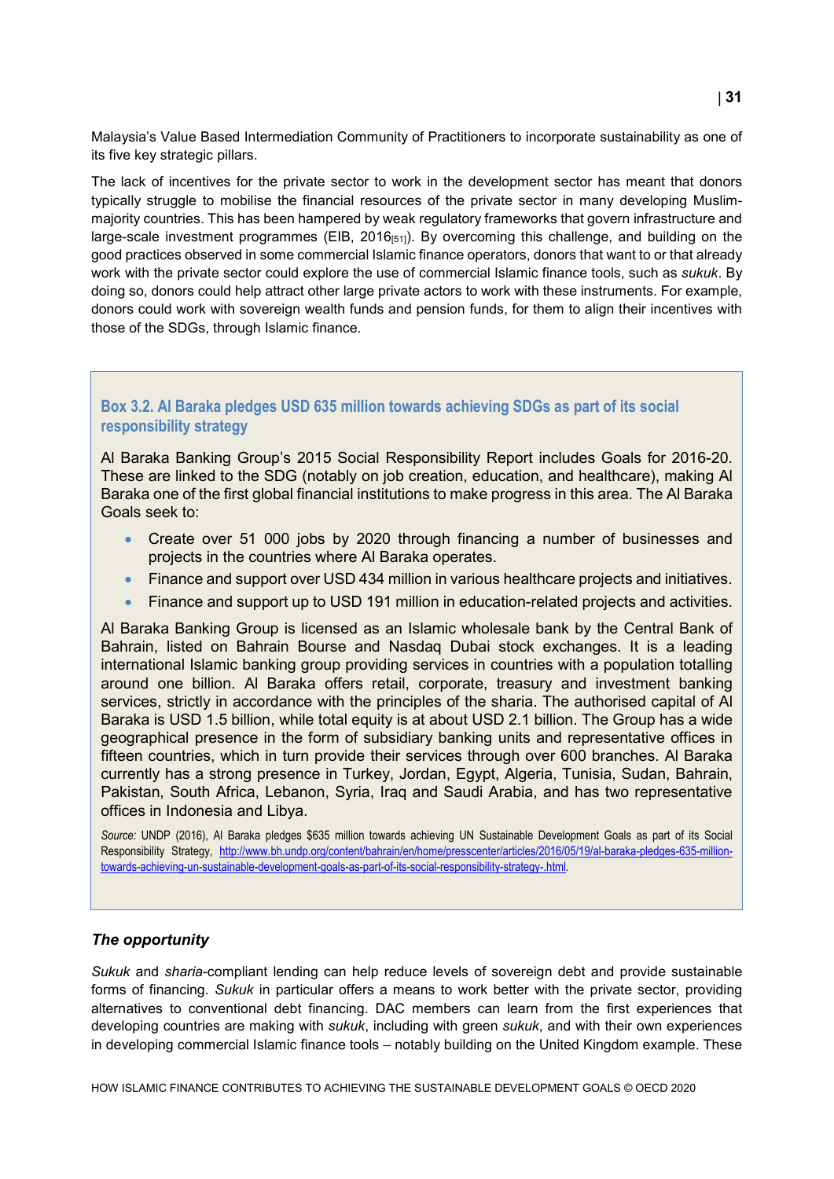Malaysia's Value Based Intermediation Community of Practitioners to incorporate sustainability as one of its five key strategic pillars.

The lack of incentives for the private sector to work in the development sector has meant that donors typically struggle to mobilise the financial resources of the private sector in many developing Muslim-majority countries. This has been hampered by weak regulatory frameworks that govern infrastructure and large-scale investment programmes (EIB, 2016[51]). By overcoming this challenge, and building on the good practices observed in some commercial Islamic finance operators, donors that want to or that already work with the private sector could explore the use of commercial Islamic finance tools, such as *sukuk*. By doing so, donors could help attract other large private actors to work with these instruments. For example, donors could work with sovereign wealth funds and pension funds, for them to align their incentives with those of the SDGs, through Islamic finance.

### Box 3.2. Al Baraka pledges USD 635 million towards achieving SDGs as part of its social responsibility strategy

Al Baraka Banking Group's 2015 Social Responsibility Report includes Goals for 2016-20. These are linked to the SDG (notably on job creation, education, and healthcare), making Al Baraka one of the first global financial institutions to make progress in this area. The Al Baraka Goals seek to:

- Create over 51 000 jobs by 2020 through financing a number of businesses and projects in the countries where Al Baraka operates.
- Finance and support over USD 434 million in various healthcare projects and initiatives.
- Finance and support up to USD 191 million in education-related projects and activities.

Al Baraka Banking Group is licensed as an Islamic wholesale bank by the Central Bank of Bahrain, listed on Bahrain Bourse and Nasdaq Dubai stock exchanges. It is a leading international Islamic banking group providing services in countries with a population totalling around one billion. Al Baraka offers retail, corporate, treasury and investment banking services, strictly in accordance with the principles of the sharia. The authorised capital of Al Baraka is USD 1.5 billion, while total equity is at about USD 2.1 billion. The Group has a wide geographical presence in the form of subsidiary banking units and representative offices in fifteen countries, which in turn provide their services through over 600 branches. Al Baraka currently has a strong presence in Turkey, Jordan, Egypt, Algeria, Tunisia, Sudan, Bahrain, Pakistan, South Africa, Lebanon, Syria, Iraq and Saudi Arabia, and has two representative offices in Indonesia and Libya.

*Source:* UNDP (2016), Al Baraka pledges $635 million towards achieving UN Sustainable Development Goals as part of its Social Responsibility Strategy, http://www.bh.undp.org/content/bahrain/en/home/presscenter/articles/2016/05/19/al-baraka-pledges-635-million-towards-achieving-un-sustainable-development-goals-as-part-of-its-social-responsibility-strategy-.html.

### *The opportunity*

*Sukuk* and *sharia*-compliant lending can help reduce levels of sovereign debt and provide sustainable forms of financing. *Sukuk* in particular offers a means to work better with the private sector, providing alternatives to conventional debt financing. DAC members can learn from the first experiences that developing countries are making with *sukuk*, including with green *sukuk*, and with their own experiences in developing commercial Islamic finance tools – notably building on the United Kingdom example. These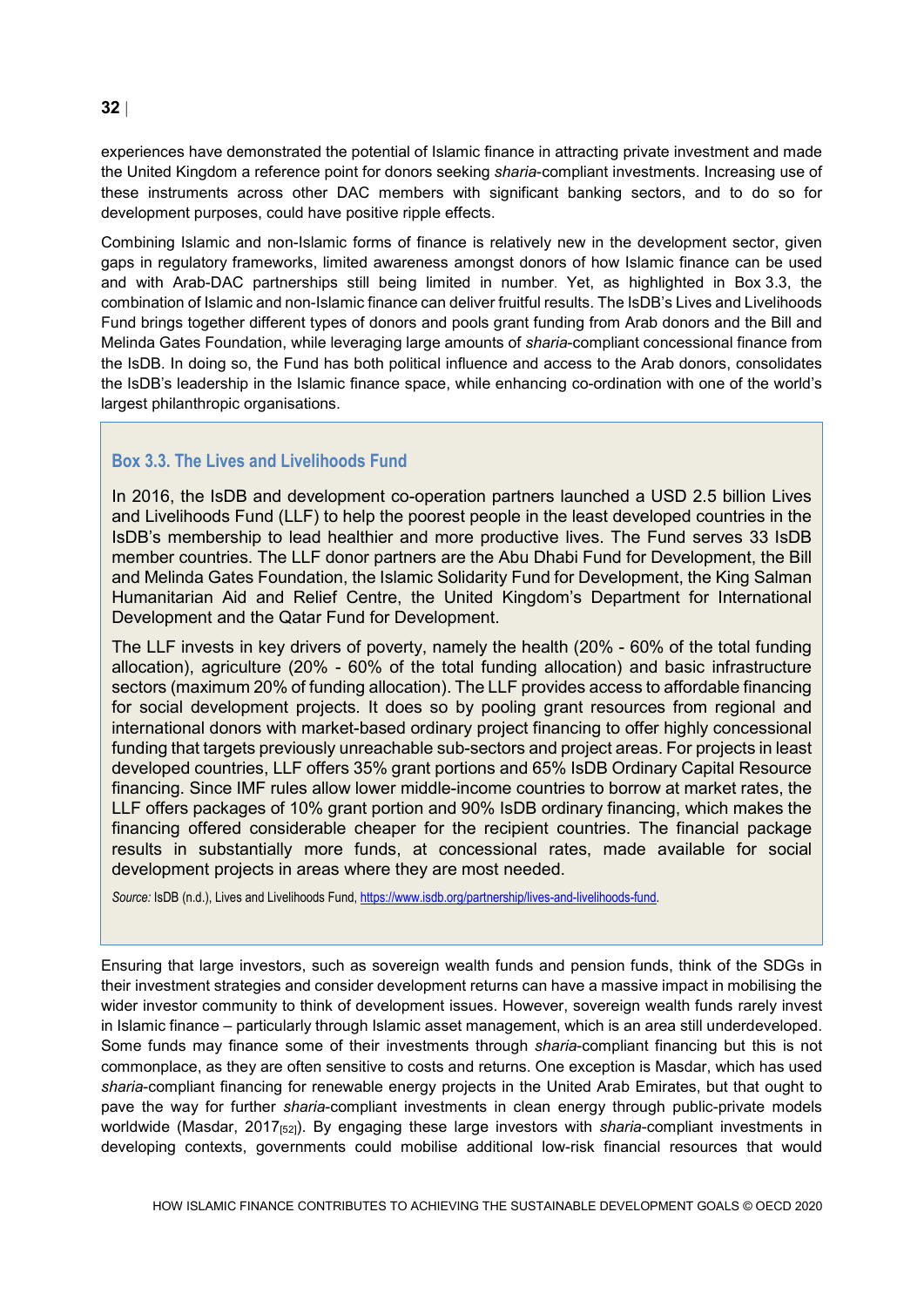experiences have demonstrated the potential of Islamic finance in attracting private investment and made the United Kingdom a reference point for donors seeking *sharia*-compliant investments. Increasing use of these instruments across other DAC members with significant banking sectors, and to do so for development purposes, could have positive ripple effects.

Combining Islamic and non-Islamic forms of finance is relatively new in the development sector, given gaps in regulatory frameworks, limited awareness amongst donors of how Islamic finance can be used and with Arab-DAC partnerships still being limited in number. Yet, as highlighted in Box 3.3, the combination of Islamic and non-Islamic finance can deliver fruitful results. The IsDB's Lives and Livelihoods Fund brings together different types of donors and pools grant funding from Arab donors and the Bill and Melinda Gates Foundation, while leveraging large amounts of *sharia*-compliant concessional finance from the IsDB. In doing so, the Fund has both political influence and access to the Arab donors, consolidates the IsDB's leadership in the Islamic finance space, while enhancing co-ordination with one of the world's largest philanthropic organisations.

### Box 3.3. The Lives and Livelihoods Fund

In 2016, the IsDB and development co-operation partners launched a USD 2.5 billion Lives and Livelihoods Fund (LLF) to help the poorest people in the least developed countries in the IsDB's membership to lead healthier and more productive lives. The Fund serves 33 IsDB member countries. The LLF donor partners are the Abu Dhabi Fund for Development, the Bill and Melinda Gates Foundation, the Islamic Solidarity Fund for Development, the King Salman Humanitarian Aid and Relief Centre, the United Kingdom's Department for International Development and the Qatar Fund for Development.

The LLF invests in key drivers of poverty, namely the health (20% - 60% of the total funding allocation), agriculture (20% - 60% of the total funding allocation) and basic infrastructure sectors (maximum 20% of funding allocation). The LLF provides access to affordable financing for social development projects. It does so by pooling grant resources from regional and international donors with market-based ordinary project financing to offer highly concessional funding that targets previously unreachable sub-sectors and project areas. For projects in least developed countries, LLF offers 35% grant portions and 65% IsDB Ordinary Capital Resource financing. Since IMF rules allow lower middle-income countries to borrow at market rates, the LLF offers packages of 10% grant portion and 90% IsDB ordinary financing, which makes the financing offered considerable cheaper for the recipient countries. The financial package results in substantially more funds, at concessional rates, made available for social development projects in areas where they are most needed.

*Source:* IsDB (n.d.), Lives and Livelihoods Fund, https://www.isdb.org/partnership/lives-and-livelihoods-fund.

Ensuring that large investors, such as sovereign wealth funds and pension funds, think of the SDGs in their investment strategies and consider development returns can have a massive impact in mobilising the wider investor community to think of development issues. However, sovereign wealth funds rarely invest in Islamic finance – particularly through Islamic asset management, which is an area still underdeveloped. Some funds may finance some of their investments through *sharia*-compliant financing but this is not commonplace, as they are often sensitive to costs and returns. One exception is Masdar, which has used *sharia*-compliant financing for renewable energy projects in the United Arab Emirates, but that ought to pave the way for further *sharia*-compliant investments in clean energy through public-private models worldwide (Masdar, 2017[52]). By engaging these large investors with *sharia*-compliant investments in developing contexts, governments could mobilise additional low-risk financial resources that would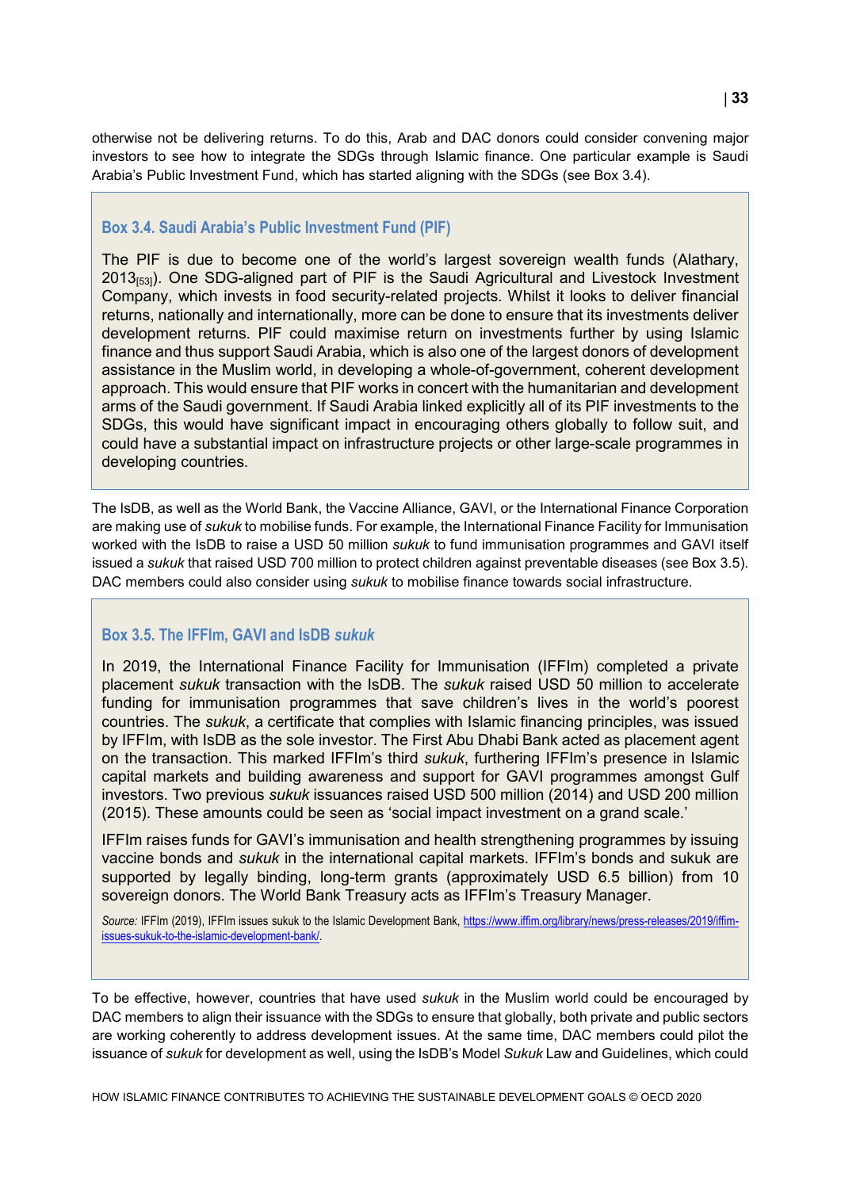otherwise not be delivering returns. To do this, Arab and DAC donors could consider convening major investors to see how to integrate the SDGs through Islamic finance. One particular example is Saudi Arabia's Public Investment Fund, which has started aligning with the SDGs (see Box 3.4).

### Box 3.4. Saudi Arabia's Public Investment Fund (PIF)

The PIF is due to become one of the world's largest sovereign wealth funds (Alathary, 2013[53]). One SDG-aligned part of PIF is the Saudi Agricultural and Livestock Investment Company, which invests in food security-related projects. Whilst it looks to deliver financial returns, nationally and internationally, more can be done to ensure that its investments deliver development returns. PIF could maximise return on investments further by using Islamic finance and thus support Saudi Arabia, which is also one of the largest donors of development assistance in the Muslim world, in developing a whole-of-government, coherent development approach. This would ensure that PIF works in concert with the humanitarian and development arms of the Saudi government. If Saudi Arabia linked explicitly all of its PIF investments to the SDGs, this would have significant impact in encouraging others globally to follow suit, and could have a substantial impact on infrastructure projects or other large-scale programmes in developing countries.

The IsDB, as well as the World Bank, the Vaccine Alliance, GAVI, or the International Finance Corporation are making use of *sukuk* to mobilise funds. For example, the International Finance Facility for Immunisation worked with the IsDB to raise a USD 50 million *sukuk* to fund immunisation programmes and GAVI itself issued a *sukuk* that raised USD 700 million to protect children against preventable diseases (see Box 3.5). DAC members could also consider using *sukuk* to mobilise finance towards social infrastructure.

### Box 3.5. The IFFIm, GAVI and IsDB *sukuk*

In 2019, the International Finance Facility for Immunisation (IFFIm) completed a private placement *sukuk* transaction with the IsDB. The *sukuk* raised USD 50 million to accelerate funding for immunisation programmes that save children's lives in the world's poorest countries. The *sukuk*, a certificate that complies with Islamic financing principles, was issued by IFFIm, with IsDB as the sole investor. The First Abu Dhabi Bank acted as placement agent on the transaction. This marked IFFIm's third *sukuk*, furthering IFFIm's presence in Islamic capital markets and building awareness and support for GAVI programmes amongst Gulf investors. Two previous *sukuk* issuances raised USD 500 million (2014) and USD 200 million (2015). These amounts could be seen as 'social impact investment on a grand scale.'

IFFIm raises funds for GAVI's immunisation and health strengthening programmes by issuing vaccine bonds and *sukuk* in the international capital markets. IFFIm's bonds and sukuk are supported by legally binding, long-term grants (approximately USD 6.5 billion) from 10 sovereign donors. The World Bank Treasury acts as IFFIm's Treasury Manager.

*Source:* IFFIm (2019), IFFIm issues sukuk to the Islamic Development Bank, https://www.iffim.org/library/news/press-releases/2019/iffim-issues-sukuk-to-the-islamic-development-bank/.

To be effective, however, countries that have used *sukuk* in the Muslim world could be encouraged by DAC members to align their issuance with the SDGs to ensure that globally, both private and public sectors are working coherently to address development issues. At the same time, DAC members could pilot the issuance of *sukuk* for development as well, using the IsDB's Model *Sukuk* Law and Guidelines, which could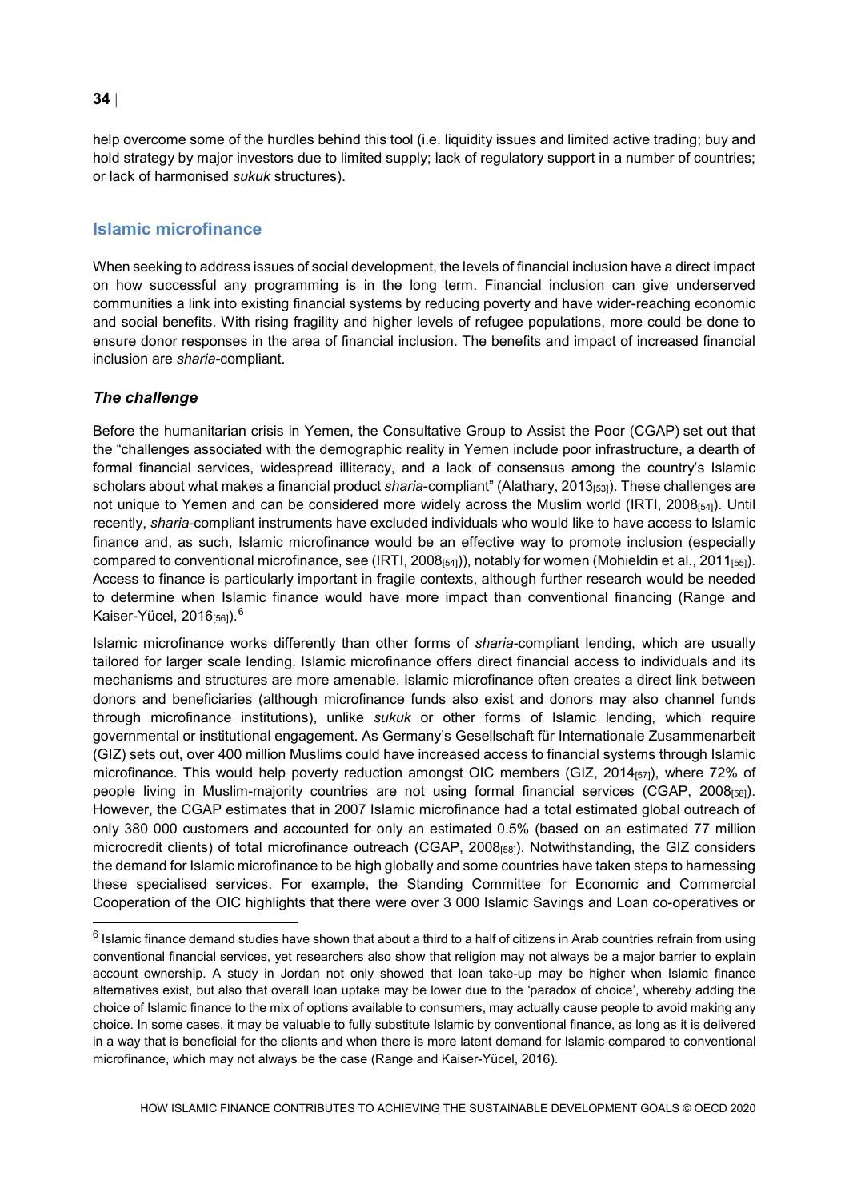help overcome some of the hurdles behind this tool (i.e. liquidity issues and limited active trading; buy and hold strategy by major investors due to limited supply; lack of regulatory support in a number of countries; or lack of harmonised *sukuk* structures).

## Islamic microfinance

When seeking to address issues of social development, the levels of financial inclusion have a direct impact on how successful any programming is in the long term. Financial inclusion can give underserved communities a link into existing financial systems by reducing poverty and have wider-reaching economic and social benefits. With rising fragility and higher levels of refugee populations, more could be done to ensure donor responses in the area of financial inclusion. The benefits and impact of increased financial inclusion are *sharia*-compliant.

### *The challenge*

Before the humanitarian crisis in Yemen, the Consultative Group to Assist the Poor (CGAP) set out that the "challenges associated with the demographic reality in Yemen include poor infrastructure, a dearth of formal financial services, widespread illiteracy, and a lack of consensus among the country's Islamic scholars about what makes a financial product *sharia*-compliant" (Alathary, 2013[53]). These challenges are not unique to Yemen and can be considered more widely across the Muslim world (IRTI, 2008[54]). Until recently, *sharia*-compliant instruments have excluded individuals who would like to have access to Islamic finance and, as such, Islamic microfinance would be an effective way to promote inclusion (especially compared to conventional microfinance, see (IRTI, 2008[54])), notably for women (Mohieldin et al., 2011[55]). Access to finance is particularly important in fragile contexts, although further research would be needed to determine when Islamic finance would have more impact than conventional financing (Range and Kaiser-Yücel, 2016[56]).[6]

Islamic microfinance works differently than other forms of *sharia*-compliant lending, which are usually tailored for larger scale lending. Islamic microfinance offers direct financial access to individuals and its mechanisms and structures are more amenable. Islamic microfinance often creates a direct link between donors and beneficiaries (although microfinance funds also exist and donors may also channel funds through microfinance institutions), unlike *sukuk* or other forms of Islamic lending, which require governmental or institutional engagement. As Germany's Gesellschaft für Internationale Zusammenarbeit (GIZ) sets out, over 400 million Muslims could have increased access to financial systems through Islamic microfinance. This would help poverty reduction amongst OIC members (GIZ, 2014[57]), where 72% of people living in Muslim-majority countries are not using formal financial services (CGAP, 2008[58]). However, the CGAP estimates that in 2007 Islamic microfinance had a total estimated global outreach of only 380 000 customers and accounted for only an estimated 0.5% (based on an estimated 77 million microcredit clients) of total microfinance outreach (CGAP, 2008[58]). Notwithstanding, the GIZ considers the demand for Islamic microfinance to be high globally and some countries have taken steps to harnessing these specialised services. For example, the Standing Committee for Economic and Commercial Cooperation of the OIC highlights that there were over 3 000 Islamic Savings and Loan co-operatives or

---

[6] Islamic finance demand studies have shown that about a third to a half of citizens in Arab countries refrain from using conventional financial services, yet researchers also show that religion may not always be a major barrier to explain account ownership. A study in Jordan not only showed that loan take-up may be higher when Islamic finance alternatives exist, but also that overall loan uptake may be lower due to the 'paradox of choice', whereby adding the choice of Islamic finance to the mix of options available to consumers, may actually cause people to avoid making any choice. In some cases, it may be valuable to fully substitute Islamic by conventional finance, as long as it is delivered in a way that is beneficial for the clients and when there is more latent demand for Islamic compared to conventional microfinance, which may not always be the case (Range and Kaiser-Yücel, 2016).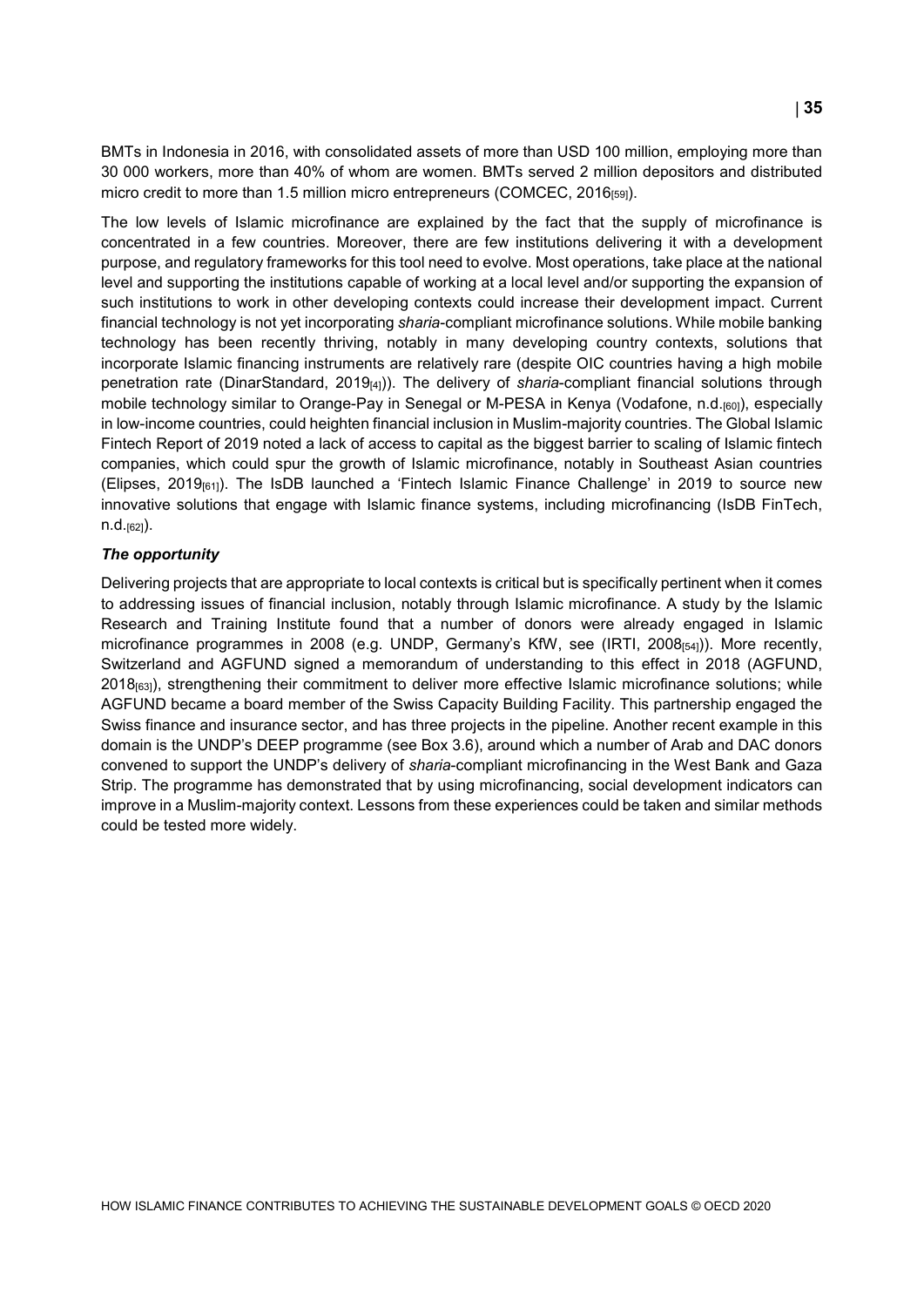BMTs in Indonesia in 2016, with consolidated assets of more than USD 100 million, employing more than 30 000 workers, more than 40% of whom are women. BMTs served 2 million depositors and distributed micro credit to more than 1.5 million micro entrepreneurs (COMCEC, 2016[59]).

The low levels of Islamic microfinance are explained by the fact that the supply of microfinance is concentrated in a few countries. Moreover, there are few institutions delivering it with a development purpose, and regulatory frameworks for this tool need to evolve. Most operations, take place at the national level and supporting the institutions capable of working at a local level and/or supporting the expansion of such institutions to work in other developing contexts could increase their development impact. Current financial technology is not yet incorporating *sharia*-compliant microfinance solutions. While mobile banking technology has been recently thriving, notably in many developing country contexts, solutions that incorporate Islamic financing instruments are relatively rare (despite OIC countries having a high mobile penetration rate (DinarStandard, 2019[4])). The delivery of *sharia*-compliant financial solutions through mobile technology similar to Orange-Pay in Senegal or M-PESA in Kenya (Vodafone, n.d.[60]), especially in low-income countries, could heighten financial inclusion in Muslim-majority countries. The Global Islamic Fintech Report of 2019 noted a lack of access to capital as the biggest barrier to scaling of Islamic fintech companies, which could spur the growth of Islamic microfinance, notably in Southeast Asian countries (Elipses, 2019[61]). The IsDB launched a 'Fintech Islamic Finance Challenge' in 2019 to source new innovative solutions that engage with Islamic finance systems, including microfinancing (IsDB FinTech, n.d.[62]).

***The opportunity***

Delivering projects that are appropriate to local contexts is critical but is specifically pertinent when it comes to addressing issues of financial inclusion, notably through Islamic microfinance. A study by the Islamic Research and Training Institute found that a number of donors were already engaged in Islamic microfinance programmes in 2008 (e.g. UNDP, Germany's KfW, see (IRTI, 2008[54])). More recently, Switzerland and AGFUND signed a memorandum of understanding to this effect in 2018 (AGFUND, 2018[63]), strengthening their commitment to deliver more effective Islamic microfinance solutions; while AGFUND became a board member of the Swiss Capacity Building Facility. This partnership engaged the Swiss finance and insurance sector, and has three projects in the pipeline. Another recent example in this domain is the UNDP's DEEP programme (see Box 3.6), around which a number of Arab and DAC donors convened to support the UNDP's delivery of *sharia*-compliant microfinancing in the West Bank and Gaza Strip. The programme has demonstrated that by using microfinancing, social development indicators can improve in a Muslim-majority context. Lessons from these experiences could be taken and similar methods could be tested more widely.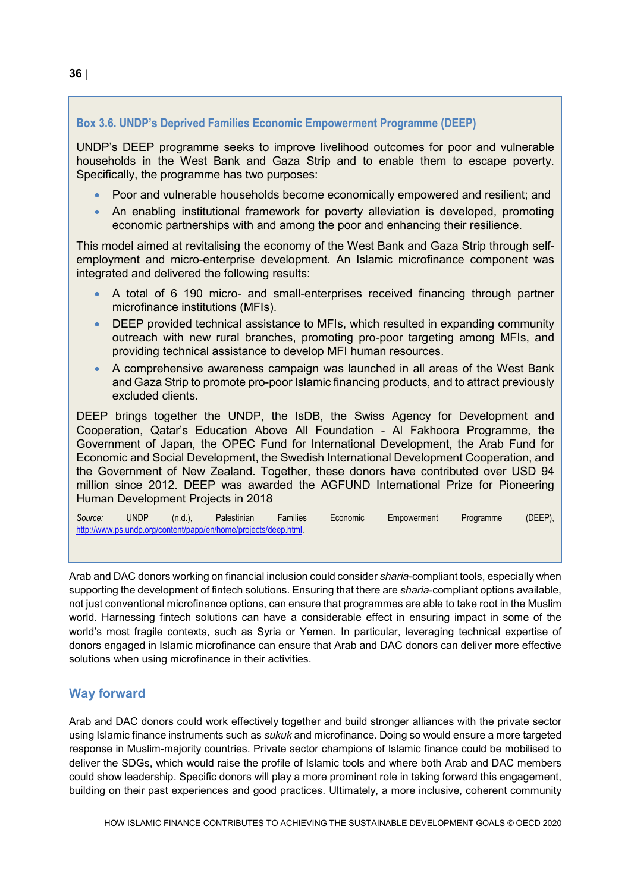### Box 3.6. UNDP's Deprived Families Economic Empowerment Programme (DEEP)

UNDP's DEEP programme seeks to improve livelihood outcomes for poor and vulnerable households in the West Bank and Gaza Strip and to enable them to escape poverty. Specifically, the programme has two purposes:

- Poor and vulnerable households become economically empowered and resilient; and
- An enabling institutional framework for poverty alleviation is developed, promoting economic partnerships with and among the poor and enhancing their resilience.

This model aimed at revitalising the economy of the West Bank and Gaza Strip through self-employment and micro-enterprise development. An Islamic microfinance component was integrated and delivered the following results:

- A total of 6 190 micro- and small-enterprises received financing through partner microfinance institutions (MFIs).
- DEEP provided technical assistance to MFIs, which resulted in expanding community outreach with new rural branches, promoting pro-poor targeting among MFIs, and providing technical assistance to develop MFI human resources.
- A comprehensive awareness campaign was launched in all areas of the West Bank and Gaza Strip to promote pro-poor Islamic financing products, and to attract previously excluded clients.

DEEP brings together the UNDP, the IsDB, the Swiss Agency for Development and Cooperation, Qatar's Education Above All Foundation - Al Fakhoora Programme, the Government of Japan, the OPEC Fund for International Development, the Arab Fund for Economic and Social Development, the Swedish International Development Cooperation, and the Government of New Zealand. Together, these donors have contributed over USD 94 million since 2012. DEEP was awarded the AGFUND International Prize for Pioneering Human Development Projects in 2018

*Source:* UNDP (n.d.), Palestinian Families Economic Empowerment Programme (DEEP), http://www.ps.undp.org/content/papp/en/home/projects/deep.html.

Arab and DAC donors working on financial inclusion could consider *sharia*-compliant tools, especially when supporting the development of fintech solutions. Ensuring that there are *sharia*-compliant options available, not just conventional microfinance options, can ensure that programmes are able to take root in the Muslim world. Harnessing fintech solutions can have a considerable effect in ensuring impact in some of the world's most fragile contexts, such as Syria or Yemen. In particular, leveraging technical expertise of donors engaged in Islamic microfinance can ensure that Arab and DAC donors can deliver more effective solutions when using microfinance in their activities.

## Way forward

Arab and DAC donors could work effectively together and build stronger alliances with the private sector using Islamic finance instruments such as *sukuk* and microfinance. Doing so would ensure a more targeted response in Muslim-majority countries. Private sector champions of Islamic finance could be mobilised to deliver the SDGs, which would raise the profile of Islamic tools and where both Arab and DAC members could show leadership. Specific donors will play a more prominent role in taking forward this engagement, building on their past experiences and good practices. Ultimately, a more inclusive, coherent community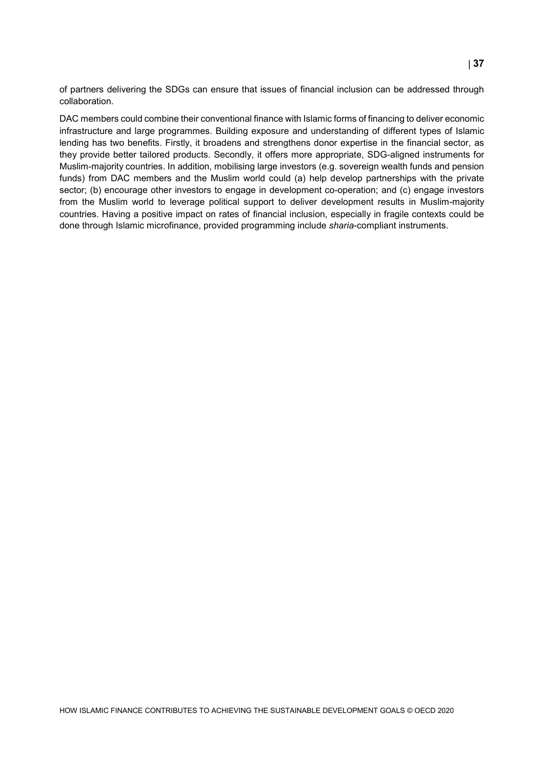of partners delivering the SDGs can ensure that issues of financial inclusion can be addressed through collaboration.

DAC members could combine their conventional finance with Islamic forms of financing to deliver economic infrastructure and large programmes. Building exposure and understanding of different types of Islamic lending has two benefits. Firstly, it broadens and strengthens donor expertise in the financial sector, as they provide better tailored products. Secondly, it offers more appropriate, SDG-aligned instruments for Muslim-majority countries. In addition, mobilising large investors (e.g. sovereign wealth funds and pension funds) from DAC members and the Muslim world could (a) help develop partnerships with the private sector; (b) encourage other investors to engage in development co-operation; and (c) engage investors from the Muslim world to leverage political support to deliver development results in Muslim-majority countries. Having a positive impact on rates of financial inclusion, especially in fragile contexts could be done through Islamic microfinance, provided programming include *sharia*-compliant instruments.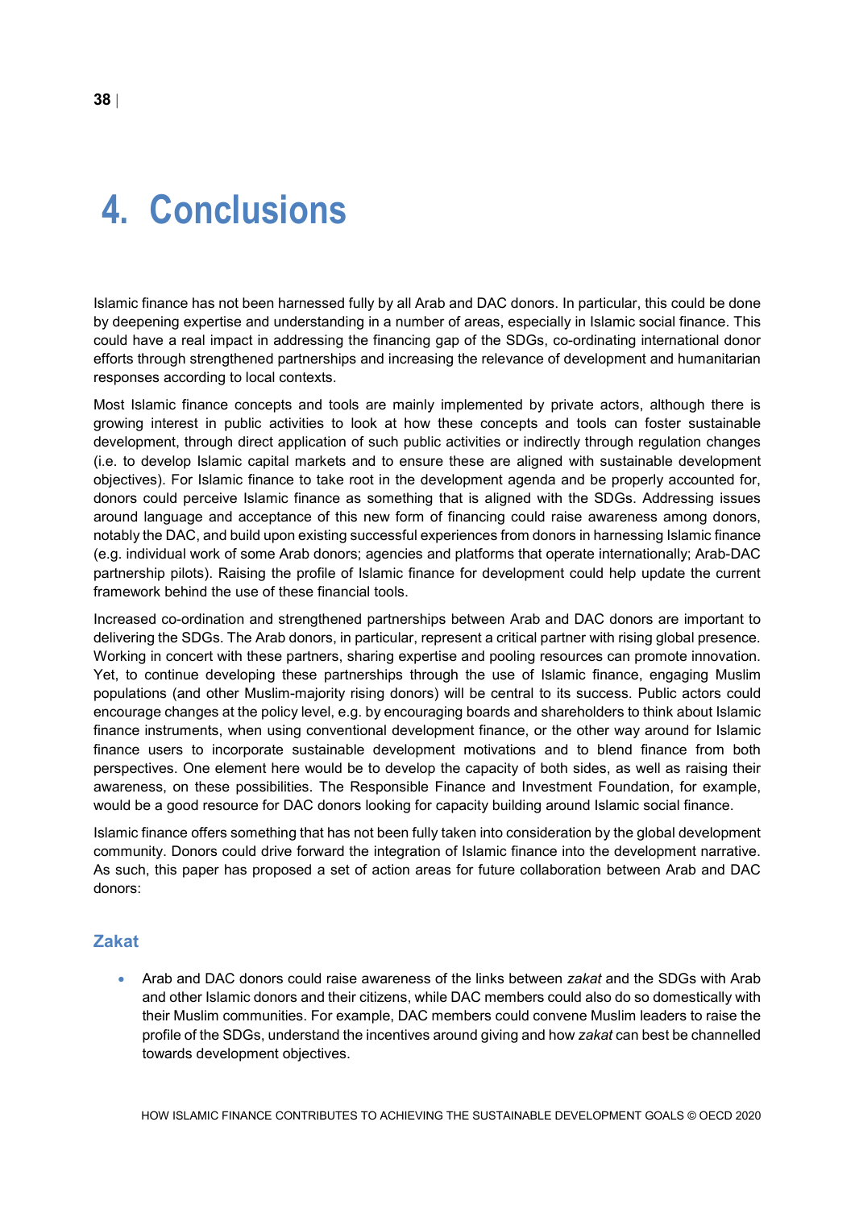# 4. Conclusions

Islamic finance has not been harnessed fully by all Arab and DAC donors. In particular, this could be done by deepening expertise and understanding in a number of areas, especially in Islamic social finance. This could have a real impact in addressing the financing gap of the SDGs, co-ordinating international donor efforts through strengthened partnerships and increasing the relevance of development and humanitarian responses according to local contexts.

Most Islamic finance concepts and tools are mainly implemented by private actors, although there is growing interest in public activities to look at how these concepts and tools can foster sustainable development, through direct application of such public activities or indirectly through regulation changes (i.e. to develop Islamic capital markets and to ensure these are aligned with sustainable development objectives). For Islamic finance to take root in the development agenda and be properly accounted for, donors could perceive Islamic finance as something that is aligned with the SDGs. Addressing issues around language and acceptance of this new form of financing could raise awareness among donors, notably the DAC, and build upon existing successful experiences from donors in harnessing Islamic finance (e.g. individual work of some Arab donors; agencies and platforms that operate internationally; Arab-DAC partnership pilots). Raising the profile of Islamic finance for development could help update the current framework behind the use of these financial tools.

Increased co-ordination and strengthened partnerships between Arab and DAC donors are important to delivering the SDGs. The Arab donors, in particular, represent a critical partner with rising global presence. Working in concert with these partners, sharing expertise and pooling resources can promote innovation. Yet, to continue developing these partnerships through the use of Islamic finance, engaging Muslim populations (and other Muslim-majority rising donors) will be central to its success. Public actors could encourage changes at the policy level, e.g. by encouraging boards and shareholders to think about Islamic finance instruments, when using conventional development finance, or the other way around for Islamic finance users to incorporate sustainable development motivations and to blend finance from both perspectives. One element here would be to develop the capacity of both sides, as well as raising their awareness, on these possibilities. The Responsible Finance and Investment Foundation, for example, would be a good resource for DAC donors looking for capacity building around Islamic social finance.

Islamic finance offers something that has not been fully taken into consideration by the global development community. Donors could drive forward the integration of Islamic finance into the development narrative. As such, this paper has proposed a set of action areas for future collaboration between Arab and DAC donors:

### Zakat

- Arab and DAC donors could raise awareness of the links between *zakat* and the SDGs with Arab and other Islamic donors and their citizens, while DAC members could also do so domestically with their Muslim communities. For example, DAC members could convene Muslim leaders to raise the profile of the SDGs, understand the incentives around giving and how *zakat* can best be channelled towards development objectives.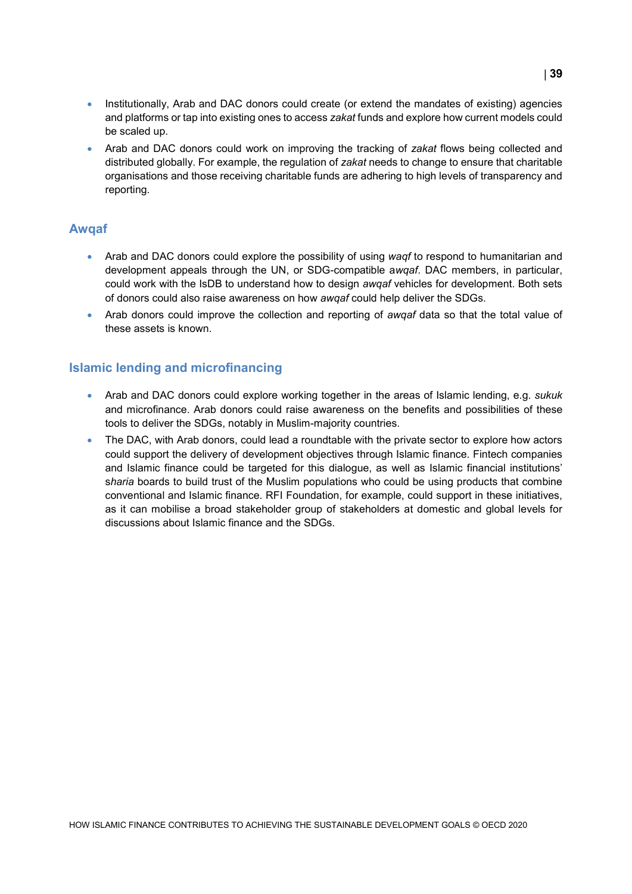- Institutionally, Arab and DAC donors could create (or extend the mandates of existing) agencies and platforms or tap into existing ones to access *zakat* funds and explore how current models could be scaled up.
- Arab and DAC donors could work on improving the tracking of *zakat* flows being collected and distributed globally. For example, the regulation of *zakat* needs to change to ensure that charitable organisations and those receiving charitable funds are adhering to high levels of transparency and reporting.

## Awqaf

- Arab and DAC donors could explore the possibility of using *waqf* to respond to humanitarian and development appeals through the UN, or SDG-compatible a*wqaf*. DAC members, in particular, could work with the IsDB to understand how to design *awqaf* vehicles for development. Both sets of donors could also raise awareness on how *awqaf* could help deliver the SDGs.
- Arab donors could improve the collection and reporting of *awqaf* data so that the total value of these assets is known.

## Islamic lending and microfinancing

- Arab and DAC donors could explore working together in the areas of Islamic lending, e.g. *sukuk* and microfinance. Arab donors could raise awareness on the benefits and possibilities of these tools to deliver the SDGs, notably in Muslim-majority countries.
- The DAC, with Arab donors, could lead a roundtable with the private sector to explore how actors could support the delivery of development objectives through Islamic finance. Fintech companies and Islamic finance could be targeted for this dialogue, as well as Islamic financial institutions' s*haria* boards to build trust of the Muslim populations who could be using products that combine conventional and Islamic finance. RFI Foundation, for example, could support in these initiatives, as it can mobilise a broad stakeholder group of stakeholders at domestic and global levels for discussions about Islamic finance and the SDGs.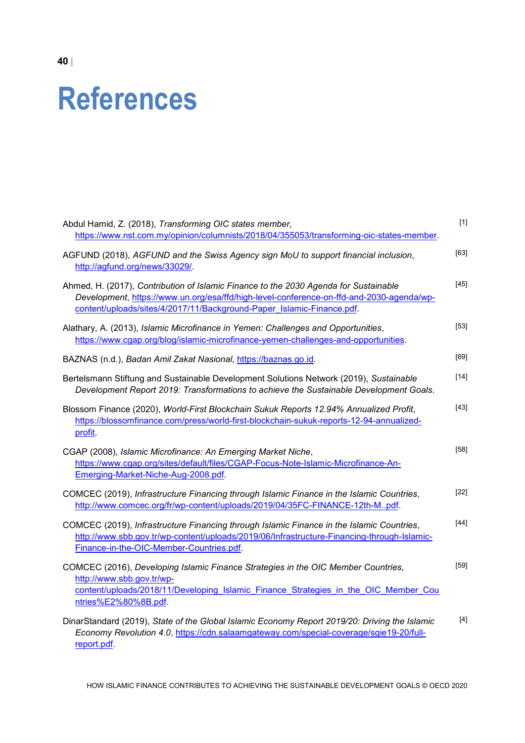# References

Abdul Hamid, Z. (2018), *Transforming OIC states member*, https://www.nst.com.my/opinion/columnists/2018/04/355053/transforming-oic-states-member. [1]

AGFUND (2018), *AGFUND and the Swiss Agency sign MoU to support financial inclusion*, http://agfund.org/news/33029/. [63]

Ahmed, H. (2017), *Contribution of Islamic Finance to the 2030 Agenda for Sustainable Development*, https://www.un.org/esa/ffd/high-level-conference-on-ffd-and-2030-agenda/wp-content/uploads/sites/4/2017/11/Background-Paper_Islamic-Finance.pdf. [45]

Alathary, A. (2013), *Islamic Microfinance in Yemen: Challenges and Opportunities*, https://www.cgap.org/blog/islamic-microfinance-yemen-challenges-and-opportunities. [53]

BAZNAS (n.d.), *Badan Amil Zakat Nasional*, https://baznas.go.id. [69]

Bertelsmann Stiftung and Sustainable Development Solutions Network (2019), *Sustainable Development Report 2019: Transformations to achieve the Sustainable Development Goals*. [14]

Blossom Finance (2020), *World-First Blockchain Sukuk Reports 12.94% Annualized Profit*, https://blossomfinance.com/press/world-first-blockchain-sukuk-reports-12-94-annualized-profit. [43]

CGAP (2008), *Islamic Microfinance: An Emerging Market Niche*, https://www.cgap.org/sites/default/files/CGAP-Focus-Note-Islamic-Microfinance-An-Emerging-Market-Niche-Aug-2008.pdf. [58]

COMCEC (2019), *Infrastructure Financing through Islamic Finance in the Islamic Countries*, http://www.comcec.org/fr/wp-content/uploads/2019/04/35FC-FINANCE-12th-M..pdf. [22]

COMCEC (2019), *Infrastructure Financing through Islamic Finance in the Islamic Countries*, http://www.sbb.gov.tr/wp-content/uploads/2019/06/Infrastructure-Financing-through-Islamic-Finance-in-the-OIC-Member-Countries.pdf. [44]

COMCEC (2016), *Developing Islamic Finance Strategies in the OIC Member Countries*, http://www.sbb.gov.tr/wp-content/uploads/2018/11/Developing_Islamic_Finance_Strategies_in_the_OIC_Member_Countries%E2%80%8B.pdf. [59]

DinarStandard (2019), *State of the Global Islamic Economy Report 2019/20: Driving the Islamic Economy Revolution 4.0*, https://cdn.salaamgateway.com/special-coverage/sgie19-20/full-report.pdf. [4]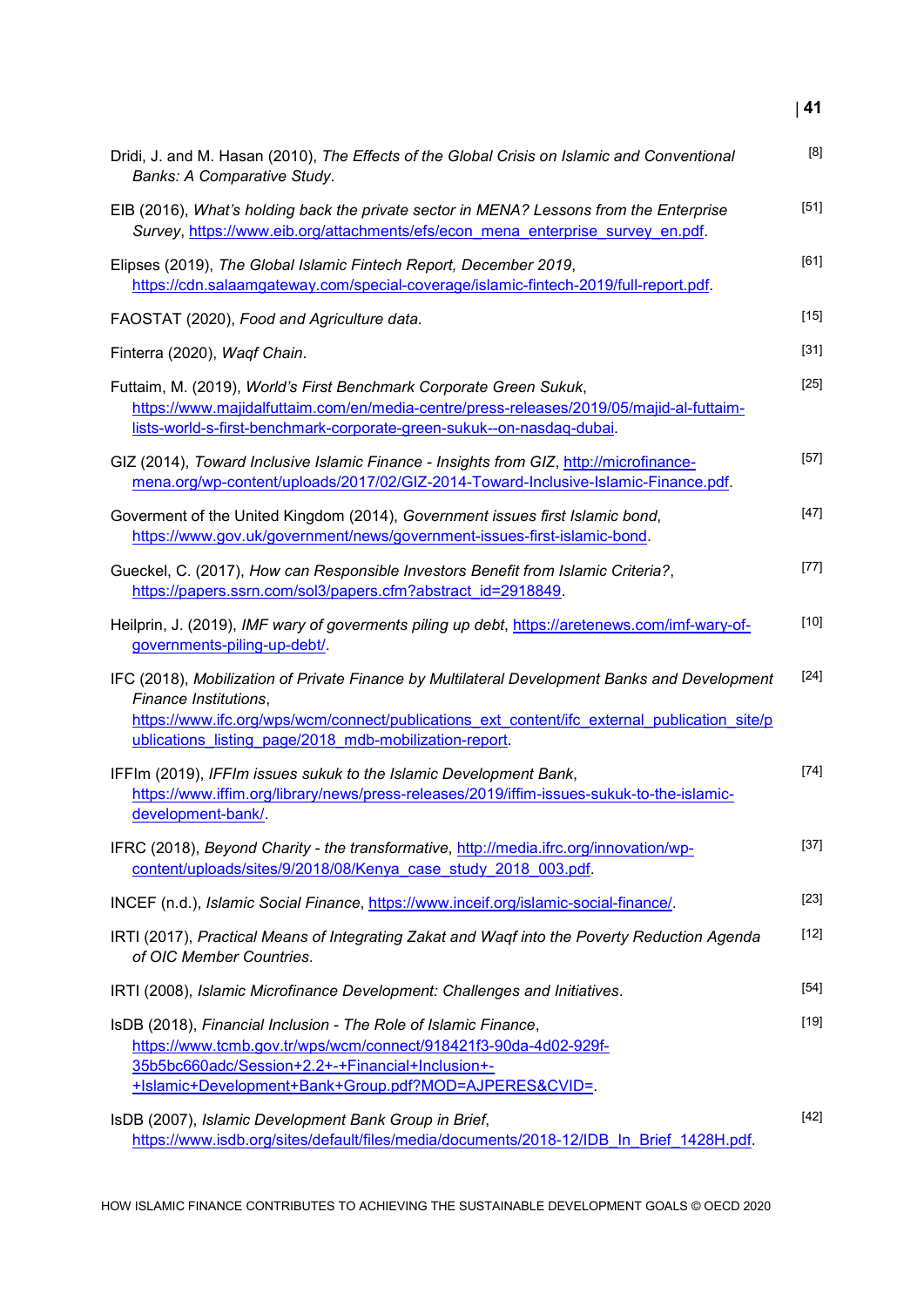Dridi, J. and M. Hasan (2010), *The Effects of the Global Crisis on Islamic and Conventional Banks: A Comparative Study*. [8]

EIB (2016), *What's holding back the private sector in MENA? Lessons from the Enterprise Survey*, https://www.eib.org/attachments/efs/econ_mena_enterprise_survey_en.pdf. [51]

Elipses (2019), *The Global Islamic Fintech Report, December 2019*, https://cdn.salaamgateway.com/special-coverage/islamic-fintech-2019/full-report.pdf. [61]

FAOSTAT (2020), *Food and Agriculture data*. [15]

Finterra (2020), *Waqf Chain*. [31]

Futtaim, M. (2019), *World's First Benchmark Corporate Green Sukuk*, https://www.majidalfuttaim.com/en/media-centre/press-releases/2019/05/majid-al-futtaim-lists-world-s-first-benchmark-corporate-green-sukuk--on-nasdaq-dubai. [25]

GIZ (2014), *Toward Inclusive Islamic Finance - Insights from GIZ*, http://microfinance-mena.org/wp-content/uploads/2017/02/GIZ-2014-Toward-Inclusive-Islamic-Finance.pdf. [57]

Goverment of the United Kingdom (2014), *Government issues first Islamic bond*, https://www.gov.uk/government/news/government-issues-first-islamic-bond. [47]

Gueckel, C. (2017), *How can Responsible Investors Benefit from Islamic Criteria?*, https://papers.ssrn.com/sol3/papers.cfm?abstract_id=2918849. [77]

Heilprin, J. (2019), *IMF wary of goverments piling up debt*, https://aretenews.com/imf-wary-of-governments-piling-up-debt/. [10]

IFC (2018), *Mobilization of Private Finance by Multilateral Development Banks and Development Finance Institutions*, https://www.ifc.org/wps/wcm/connect/publications_ext_content/ifc_external_publication_site/publications_listing_page/2018_mdb-mobilization-report. [24]

IFFIm (2019), *IFFIm issues sukuk to the Islamic Development Bank*, https://www.iffim.org/library/news/press-releases/2019/iffim-issues-sukuk-to-the-islamic-development-bank/. [74]

IFRC (2018), *Beyond Charity - the transformative*, http://media.ifrc.org/innovation/wp-content/uploads/sites/9/2018/08/Kenya_case_study_2018_003.pdf. [37]

INCEF (n.d.), *Islamic Social Finance*, https://www.inceif.org/islamic-social-finance/. [23]

IRTI (2017), *Practical Means of Integrating Zakat and Waqf into the Poverty Reduction Agenda of OIC Member Countries*. [12]

IRTI (2008), *Islamic Microfinance Development: Challenges and Initiatives*. [54]

IsDB (2018), *Financial Inclusion - The Role of Islamic Finance*, https://www.tcmb.gov.tr/wps/wcm/connect/918421f3-90da-4d02-929f-35b5bc660adc/Session+2.2+-+Financial+Inclusion+-+Islamic+Development+Bank+Group.pdf?MOD=AJPERES&CVID=. [19]

IsDB (2007), *Islamic Development Bank Group in Brief*, https://www.isdb.org/sites/default/files/media/documents/2018-12/IDB_In_Brief_1428H.pdf. [42]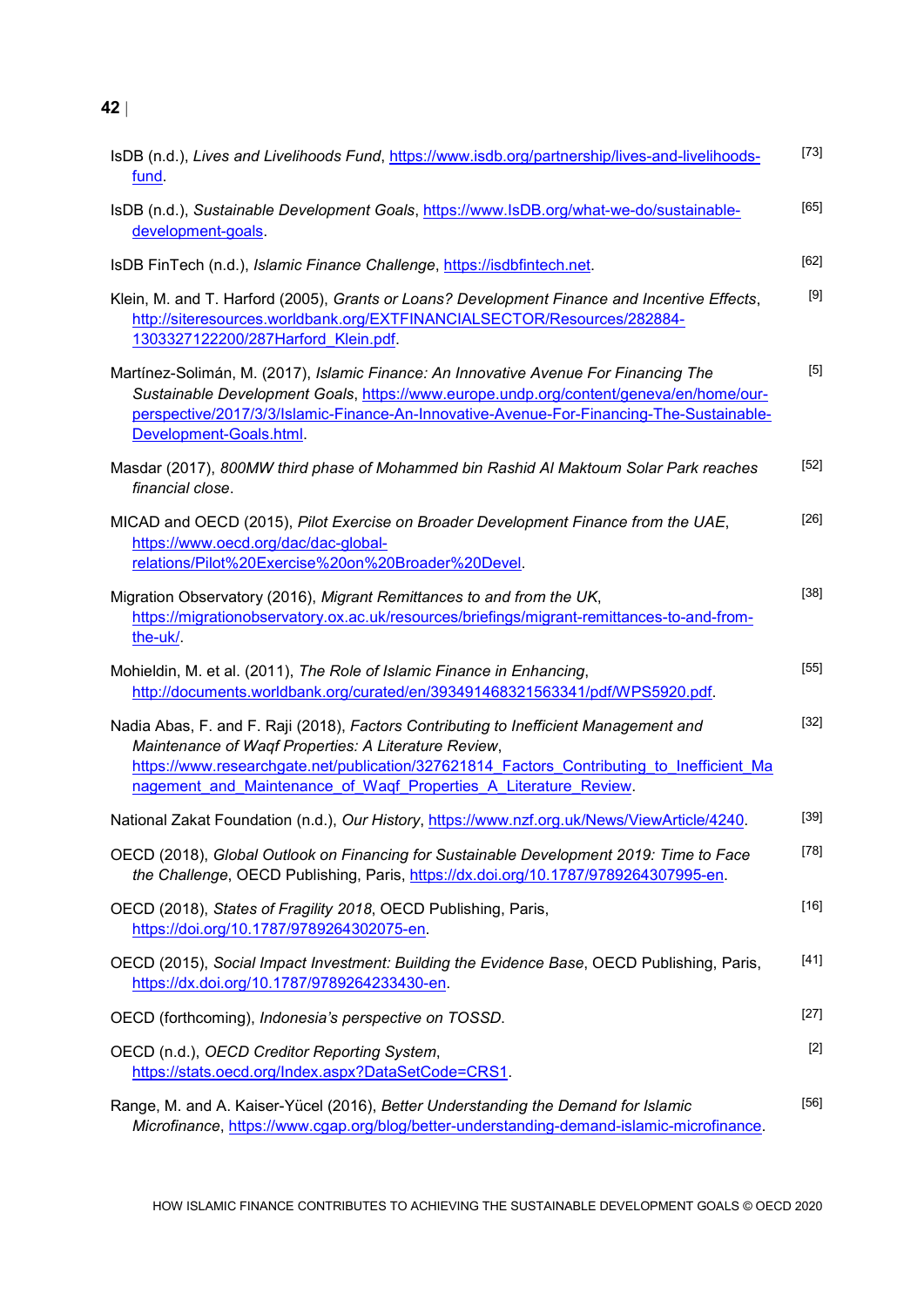IsDB (n.d.), *Lives and Livelihoods Fund*, https://www.isdb.org/partnership/lives-and-livelihoods-fund. [73]

IsDB (n.d.), *Sustainable Development Goals*, https://www.IsDB.org/what-we-do/sustainable-development-goals. [65]

IsDB FinTech (n.d.), *Islamic Finance Challenge*, https://isdbfintech.net. [62]

Klein, M. and T. Harford (2005), *Grants or Loans? Development Finance and Incentive Effects*, http://siteresources.worldbank.org/EXTFINANCIALSECTOR/Resources/282884-1303327122200/287Harford_Klein.pdf. [9]

Martínez-Solimán, M. (2017), *Islamic Finance: An Innovative Avenue For Financing The Sustainable Development Goals*, https://www.europe.undp.org/content/geneva/en/home/our-perspective/2017/3/3/Islamic-Finance-An-Innovative-Avenue-For-Financing-The-Sustainable-Development-Goals.html. [5]

Masdar (2017), *800MW third phase of Mohammed bin Rashid Al Maktoum Solar Park reaches financial close*. [52]

MICAD and OECD (2015), *Pilot Exercise on Broader Development Finance from the UAE*, https://www.oecd.org/dac/dac-global-relations/Pilot%20Exercise%20on%20Broader%20Devel. [26]

Migration Observatory (2016), *Migrant Remittances to and from the UK*, https://migrationobservatory.ox.ac.uk/resources/briefings/migrant-remittances-to-and-from-the-uk/. [38]

Mohieldin, M. et al. (2011), *The Role of Islamic Finance in Enhancing*, http://documents.worldbank.org/curated/en/393491468321563341/pdf/WPS5920.pdf. [55]

Nadia Abas, F. and F. Raji (2018), *Factors Contributing to Inefficient Management and Maintenance of Waqf Properties: A Literature Review*, https://www.researchgate.net/publication/327621814_Factors_Contributing_to_Inefficient_Management_and_Maintenance_of_Waqf_Properties_A_Literature_Review. [32]

National Zakat Foundation (n.d.), *Our History*, https://www.nzf.org.uk/News/ViewArticle/4240. [39]

OECD (2018), *Global Outlook on Financing for Sustainable Development 2019: Time to Face the Challenge*, OECD Publishing, Paris, https://dx.doi.org/10.1787/9789264307995-en. [78]

OECD (2018), *States of Fragility 2018*, OECD Publishing, Paris, https://doi.org/10.1787/9789264302075-en. [16]

OECD (2015), *Social Impact Investment: Building the Evidence Base*, OECD Publishing, Paris, https://dx.doi.org/10.1787/9789264233430-en. [41]

OECD (forthcoming), *Indonesia's perspective on TOSSD*. [27]

OECD (n.d.), *OECD Creditor Reporting System*, https://stats.oecd.org/Index.aspx?DataSetCode=CRS1. [2]

Range, M. and A. Kaiser-Yücel (2016), *Better Understanding the Demand for Islamic Microfinance*, https://www.cgap.org/blog/better-understanding-demand-islamic-microfinance. [56]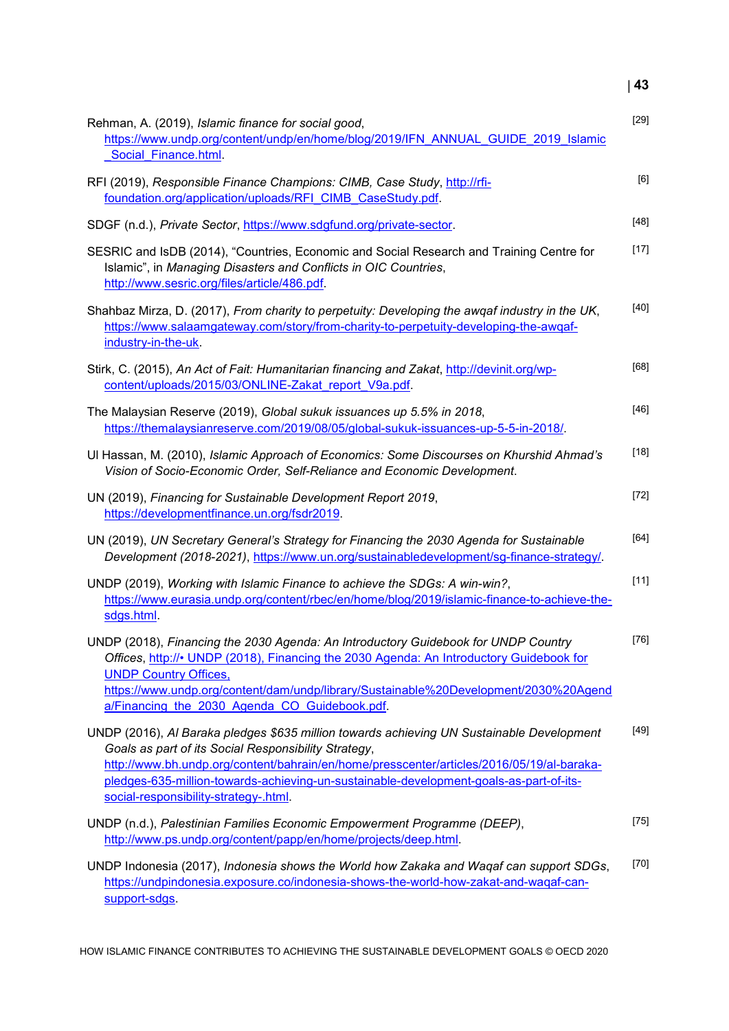Rehman, A. (2019), *Islamic finance for social good*, https://www.undp.org/content/undp/en/home/blog/2019/IFN_ANNUAL_GUIDE_2019_Islamic_Social_Finance.html. [29]

RFI (2019), *Responsible Finance Champions: CIMB, Case Study*, http://rfi-foundation.org/application/uploads/RFI_CIMB_CaseStudy.pdf. [6]

SDGF (n.d.), *Private Sector*, https://www.sdgfund.org/private-sector. [48]

SESRIC and IsDB (2014), "Countries, Economic and Social Research and Training Centre for Islamic", in *Managing Disasters and Conflicts in OIC Countries*, http://www.sesric.org/files/article/486.pdf. [17]

Shahbaz Mirza, D. (2017), *From charity to perpetuity: Developing the awqaf industry in the UK*, https://www.salaamgateway.com/story/from-charity-to-perpetuity-developing-the-awqaf-industry-in-the-uk. [40]

Stirk, C. (2015), *An Act of Fait: Humanitarian financing and Zakat*, http://devinit.org/wp-content/uploads/2015/03/ONLINE-Zakat_report_V9a.pdf. [68]

The Malaysian Reserve (2019), *Global sukuk issuances up 5.5% in 2018*, https://themalaysianreserve.com/2019/08/05/global-sukuk-issuances-up-5-5-in-2018/. [46]

Ul Hassan, M. (2010), *Islamic Approach of Economics: Some Discourses on Khurshid Ahmad's Vision of Socio-Economic Order, Self-Reliance and Economic Development*. [18]

UN (2019), *Financing for Sustainable Development Report 2019*, https://developmentfinance.un.org/fsdr2019. [72]

UN (2019), *UN Secretary General's Strategy for Financing the 2030 Agenda for Sustainable Development (2018-2021)*, https://www.un.org/sustainabledevelopment/sg-finance-strategy/. [64]

UNDP (2019), *Working with Islamic Finance to achieve the SDGs: A win-win?*, https://www.eurasia.undp.org/content/rbec/en/home/blog/2019/islamic-finance-to-achieve-the-sdgs.html. [11]

UNDP (2018), *Financing the 2030 Agenda: An Introductory Guidebook for UNDP Country Offices*, http://• UNDP (2018), Financing the 2030 Agenda: An Introductory Guidebook for UNDP Country Offices, https://www.undp.org/content/dam/undp/library/Sustainable%20Development/2030%20Agenda/Financing_the_2030_Agenda_CO_Guidebook.pdf. [76]

UNDP (2016), *Al Baraka pledges $635 million towards achieving UN Sustainable Development Goals as part of its Social Responsibility Strategy*, http://www.bh.undp.org/content/bahrain/en/home/presscenter/articles/2016/05/19/al-baraka-pledges-635-million-towards-achieving-un-sustainable-development-goals-as-part-of-its-social-responsibility-strategy-.html. [49]

UNDP (n.d.), *Palestinian Families Economic Empowerment Programme (DEEP)*, http://www.ps.undp.org/content/papp/en/home/projects/deep.html. [75]

UNDP Indonesia (2017), *Indonesia shows the World how Zakaka and Waqaf can support SDGs*, https://undpindonesia.exposure.co/indonesia-shows-the-world-how-zakat-and-waqaf-can-support-sdgs. [70]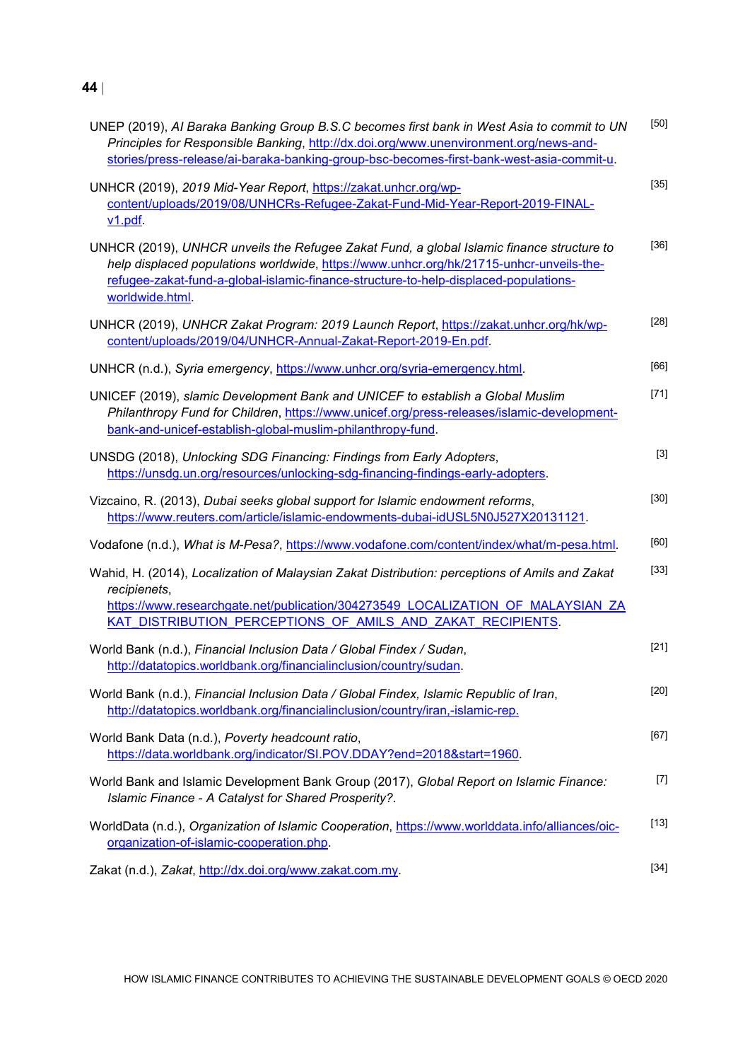UNEP (2019), *Al Baraka Banking Group B.S.C becomes first bank in West Asia to commit to UN Principles for Responsible Banking*, http://dx.doi.org/www.unenvironment.org/news-and-stories/press-release/ai-baraka-banking-group-bsc-becomes-first-bank-west-asia-commit-u. [50]

UNHCR (2019), *2019 Mid-Year Report*, https://zakat.unhcr.org/wp-content/uploads/2019/08/UNHCRs-Refugee-Zakat-Fund-Mid-Year-Report-2019-FINAL-v1.pdf. [35]

UNHCR (2019), *UNHCR unveils the Refugee Zakat Fund, a global Islamic finance structure to help displaced populations worldwide*, https://www.unhcr.org/hk/21715-unhcr-unveils-the-refugee-zakat-fund-a-global-islamic-finance-structure-to-help-displaced-populations-worldwide.html. [36]

UNHCR (2019), *UNHCR Zakat Program: 2019 Launch Report*, https://zakat.unhcr.org/hk/wp-content/uploads/2019/04/UNHCR-Annual-Zakat-Report-2019-En.pdf. [28]

UNHCR (n.d.), *Syria emergency*, https://www.unhcr.org/syria-emergency.html. [66]

UNICEF (2019), *slamic Development Bank and UNICEF to establish a Global Muslim Philanthropy Fund for Children*, https://www.unicef.org/press-releases/islamic-development-bank-and-unicef-establish-global-muslim-philanthropy-fund. [71]

UNSDG (2018), *Unlocking SDG Financing: Findings from Early Adopters*, https://unsdg.un.org/resources/unlocking-sdg-financing-findings-early-adopters. [3]

Vizcaino, R. (2013), *Dubai seeks global support for Islamic endowment reforms*, https://www.reuters.com/article/islamic-endowments-dubai-idUSL5N0J527X20131121. [30]

Vodafone (n.d.), *What is M-Pesa?*, https://www.vodafone.com/content/index/what/m-pesa.html. [60]

Wahid, H. (2014), *Localization of Malaysian Zakat Distribution: perceptions of Amils and Zakat recipienets*, https://www.researchgate.net/publication/304273549_LOCALIZATION_OF_MALAYSIAN_ZAKAT_DISTRIBUTION_PERCEPTIONS_OF_AMILS_AND_ZAKAT_RECIPIENTS. [33]

World Bank (n.d.), *Financial Inclusion Data / Global Findex / Sudan*, http://datatopics.worldbank.org/financialinclusion/country/sudan. [21]

World Bank (n.d.), *Financial Inclusion Data / Global Findex, Islamic Republic of Iran*, http://datatopics.worldbank.org/financialinclusion/country/iran,-islamic-rep. [20]

World Bank Data (n.d.), *Poverty headcount ratio*, https://data.worldbank.org/indicator/SI.POV.DDAY?end=2018&start=1960. [67]

World Bank and Islamic Development Bank Group (2017), *Global Report on Islamic Finance: Islamic Finance - A Catalyst for Shared Prosperity?*. [7]

WorldData (n.d.), *Organization of Islamic Cooperation*, https://www.worlddata.info/alliances/oic-organization-of-islamic-cooperation.php. [13]

Zakat (n.d.), *Zakat*, http://dx.doi.org/www.zakat.com.my. [34]